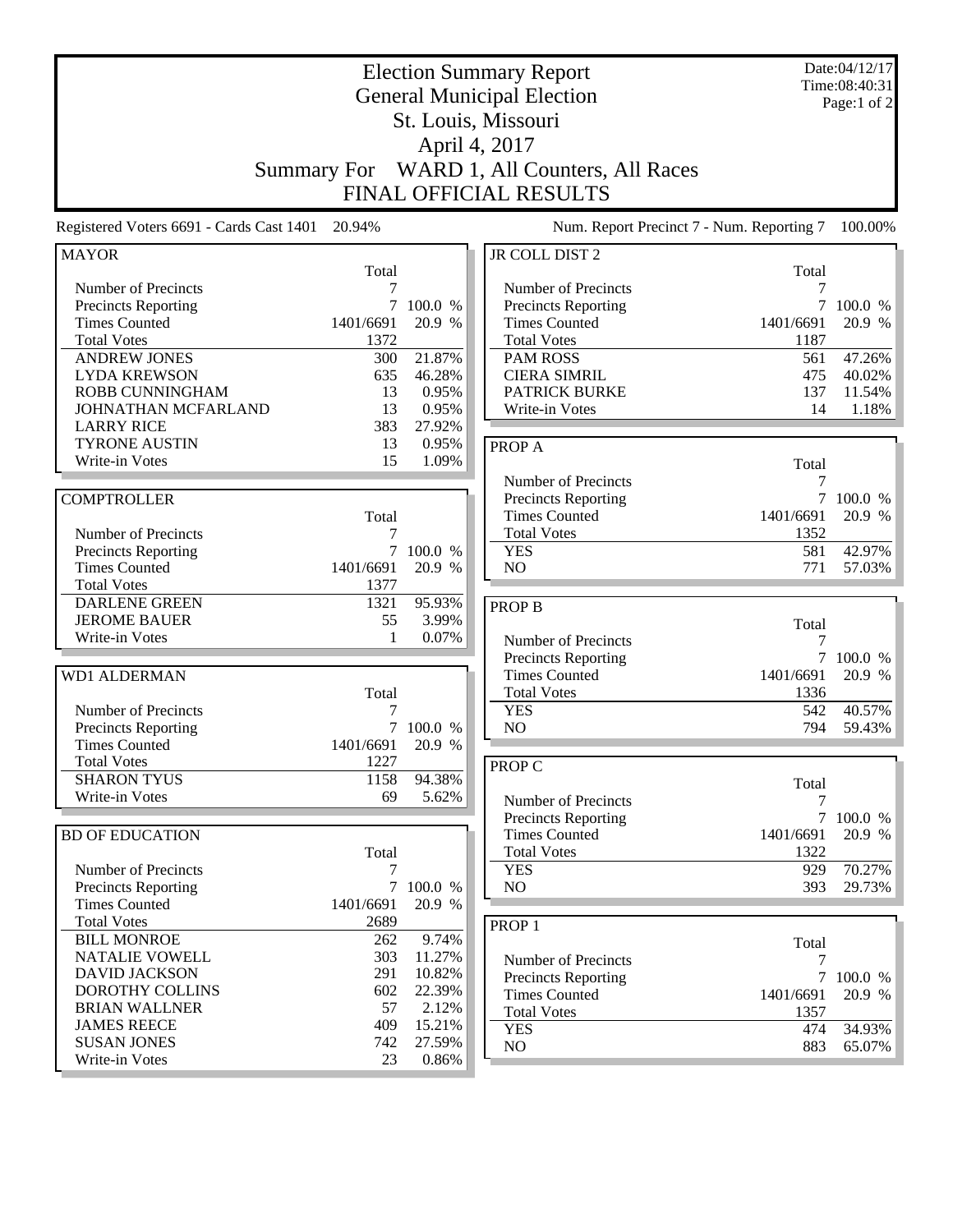# Election Summary Report

## General Municipal Election

## St. Louis, Missouri

## April 4, 2017

## Summary For WARD 1, All Counters, All Races

## FINAL OFFICIAL RESULTS

Date:04/12/17
Time:08:40:31

Registered Voters 6691 - Cards Cast 1401 20.94%

Num. Report Precinct 7 - Num. Reporting 7 100.00%

### MAYOR

| | Total | |
|---|---|---|
| Number of Precincts | 7 | |
| Precincts Reporting | 7 | 100.0 % |
| Times Counted | 1401/6691 | 20.9 % |
| Total Votes | 1372 | |
| ANDREW JONES | 300 | 21.87% |
| LYDA KREWSON | 635 | 46.28% |
| ROBB CUNNINGHAM | 13 | 0.95% |
| JOHNATHAN MCFARLAND | 13 | 0.95% |
| LARRY RICE | 383 | 27.92% |
| TYRONE AUSTIN | 13 | 0.95% |
| Write-in Votes | 15 | 1.09% |

### COMPTROLLER

| | Total | |
|---|---|---|
| Number of Precincts | 7 | |
| Precincts Reporting | 7 | 100.0 % |
| Times Counted | 1401/6691 | 20.9 % |
| Total Votes | 1377 | |
| DARLENE GREEN | 1321 | 95.93% |
| JEROME BAUER | 55 | 3.99% |
| Write-in Votes | 1 | 0.07% |

### WD1 ALDERMAN

| | Total | |
|---|---|---|
| Number of Precincts | 7 | |
| Precincts Reporting | 7 | 100.0 % |
| Times Counted | 1401/6691 | 20.9 % |
| Total Votes | 1227 | |
| SHARON TYUS | 1158 | 94.38% |
| Write-in Votes | 69 | 5.62% |

### BD OF EDUCATION

| | Total | |
|---|---|---|
| Number of Precincts | 7 | |
| Precincts Reporting | 7 | 100.0 % |
| Times Counted | 1401/6691 | 20.9 % |
| Total Votes | 2689 | |
| BILL MONROE | 262 | 9.74% |
| NATALIE VOWELL | 303 | 11.27% |
| DAVID JACKSON | 291 | 10.82% |
| DOROTHY COLLINS | 602 | 22.39% |
| BRIAN WALLNER | 57 | 2.12% |
| JAMES REECE | 409 | 15.21% |
| SUSAN JONES | 742 | 27.59% |
| Write-in Votes | 23 | 0.86% |

### JR COLL DIST 2

| | Total | |
|---|---|---|
| Number of Precincts | 7 | |
| Precincts Reporting | 7 | 100.0 % |
| Times Counted | 1401/6691 | 20.9 % |
| Total Votes | 1187 | |
| PAM ROSS | 561 | 47.26% |
| CIERA SIMRIL | 475 | 40.02% |
| PATRICK BURKE | 137 | 11.54% |
| Write-in Votes | 14 | 1.18% |

### PROP A

| | Total | |
|---|---|---|
| Number of Precincts | 7 | |
| Precincts Reporting | 7 | 100.0 % |
| Times Counted | 1401/6691 | 20.9 % |
| Total Votes | 1352 | |
| YES | 581 | 42.97% |
| NO | 771 | 57.03% |

### PROP B

| | Total | |
|---|---|---|
| Number of Precincts | 7 | |
| Precincts Reporting | 7 | 100.0 % |
| Times Counted | 1401/6691 | 20.9 % |
| Total Votes | 1336 | |
| YES | 542 | 40.57% |
| NO | 794 | 59.43% |

### PROP C

| | Total | |
|---|---|---|
| Number of Precincts | 7 | |
| Precincts Reporting | 7 | 100.0 % |
| Times Counted | 1401/6691 | 20.9 % |
| Total Votes | 1322 | |
| YES | 929 | 70.27% |
| NO | 393 | 29.73% |

### PROP 1

| | Total | |
|---|---|---|
| Number of Precincts | 7 | |
| Precincts Reporting | 7 | 100.0 % |
| Times Counted | 1401/6691 | 20.9 % |
| Total Votes | 1357 | |
| YES | 474 | 34.93% |
| NO | 883 | 65.07% |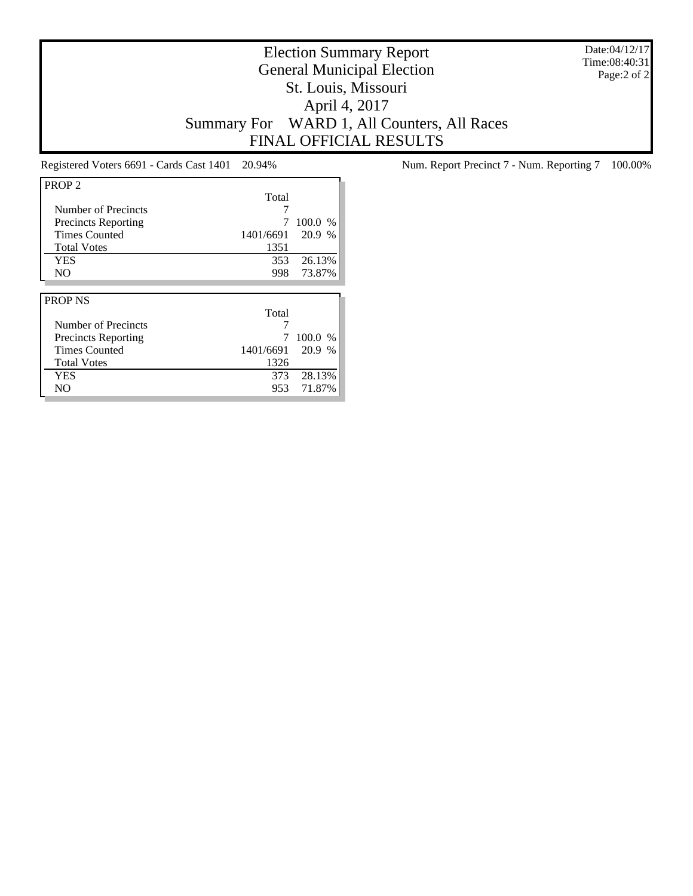# Election Summary Report
## General Municipal Election
## St. Louis, Missouri
## April 4, 2017
## Summary For WARD 1, All Counters, All Races
## FINAL OFFICIAL RESULTS

Date:04/12/17
Time:08:40:31

Registered Voters 6691 - Cards Cast 1401 20.94%

Num. Report Precinct 7 - Num. Reporting 7 100.00%

| PROP 2 | Total | |
|---|---|---|
| Number of Precincts | 7 | |
| Precincts Reporting | 7 | 100.0 % |
| Times Counted | 1401/6691 | 20.9 % |
| Total Votes | 1351 | |
| YES | 353 | 26.13% |
| NO | 998 | 73.87% |

| PROP NS | Total | |
|---|---|---|
| Number of Precincts | 7 | |
| Precincts Reporting | 7 | 100.0 % |
| Times Counted | 1401/6691 | 20.9 % |
| Total Votes | 1326 | |
| YES | 373 | 28.13% |
| NO | 953 | 71.87% |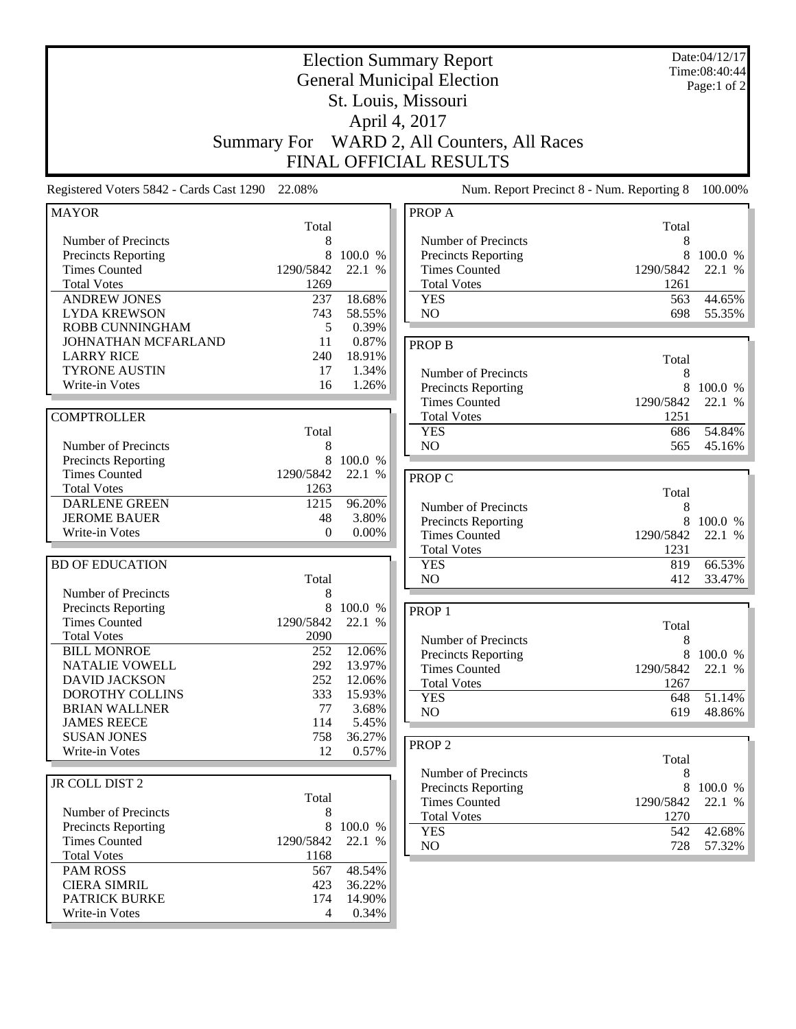# Election Summary Report
## General Municipal Election
## St. Louis, Missouri
## April 4, 2017
## Summary For WARD 2, All Counters, All Races
## FINAL OFFICIAL RESULTS

Date:04/12/17
Time:08:40:44

Registered Voters 5842 - Cards Cast 1290 22.08%

Num. Report Precinct 8 - Num. Reporting 8 100.00%

### MAYOR

| | Total | |
|---|---|---|
| Number of Precincts | 8 | |
| Precincts Reporting | 8 | 100.0 % |
| Times Counted | 1290/5842 | 22.1 % |
| Total Votes | 1269 | |
| ANDREW JONES | 237 | 18.68% |
| LYDA KREWSON | 743 | 58.55% |
| ROBB CUNNINGHAM | 5 | 0.39% |
| JOHNATHAN MCFARLAND | 11 | 0.87% |
| LARRY RICE | 240 | 18.91% |
| TYRONE AUSTIN | 17 | 1.34% |
| Write-in Votes | 16 | 1.26% |

### COMPTROLLER

| | Total | |
|---|---|---|
| Number of Precincts | 8 | |
| Precincts Reporting | 8 | 100.0 % |
| Times Counted | 1290/5842 | 22.1 % |
| Total Votes | 1263 | |
| DARLENE GREEN | 1215 | 96.20% |
| JEROME BAUER | 48 | 3.80% |
| Write-in Votes | 0 | 0.00% |

### BD OF EDUCATION

| | Total | |
|---|---|---|
| Number of Precincts | 8 | |
| Precincts Reporting | 8 | 100.0 % |
| Times Counted | 1290/5842 | 22.1 % |
| Total Votes | 2090 | |
| BILL MONROE | 252 | 12.06% |
| NATALIE VOWELL | 292 | 13.97% |
| DAVID JACKSON | 252 | 12.06% |
| DOROTHY COLLINS | 333 | 15.93% |
| BRIAN WALLNER | 77 | 3.68% |
| JAMES REECE | 114 | 5.45% |
| SUSAN JONES | 758 | 36.27% |
| Write-in Votes | 12 | 0.57% |

### JR COLL DIST 2

| | Total | |
|---|---|---|
| Number of Precincts | 8 | |
| Precincts Reporting | 8 | 100.0 % |
| Times Counted | 1290/5842 | 22.1 % |
| Total Votes | 1168 | |
| PAM ROSS | 567 | 48.54% |
| CIERA SIMRIL | 423 | 36.22% |
| PATRICK BURKE | 174 | 14.90% |
| Write-in Votes | 4 | 0.34% |

### PROP A

| | Total | |
|---|---|---|
| Number of Precincts | 8 | |
| Precincts Reporting | 8 | 100.0 % |
| Times Counted | 1290/5842 | 22.1 % |
| Total Votes | 1261 | |
| YES | 563 | 44.65% |
| NO | 698 | 55.35% |

### PROP B

| | Total | |
|---|---|---|
| Number of Precincts | 8 | |
| Precincts Reporting | 8 | 100.0 % |
| Times Counted | 1290/5842 | 22.1 % |
| Total Votes | 1251 | |
| YES | 686 | 54.84% |
| NO | 565 | 45.16% |

### PROP C

| | Total | |
|---|---|---|
| Number of Precincts | 8 | |
| Precincts Reporting | 8 | 100.0 % |
| Times Counted | 1290/5842 | 22.1 % |
| Total Votes | 1231 | |
| YES | 819 | 66.53% |
| NO | 412 | 33.47% |

### PROP 1

| | Total | |
|---|---|---|
| Number of Precincts | 8 | |
| Precincts Reporting | 8 | 100.0 % |
| Times Counted | 1290/5842 | 22.1 % |
| Total Votes | 1267 | |
| YES | 648 | 51.14% |
| NO | 619 | 48.86% |

### PROP 2

| | Total | |
|---|---|---|
| Number of Precincts | 8 | |
| Precincts Reporting | 8 | 100.0 % |
| Times Counted | 1290/5842 | 22.1 % |
| Total Votes | 1270 | |
| YES | 542 | 42.68% |
| NO | 728 | 57.32% |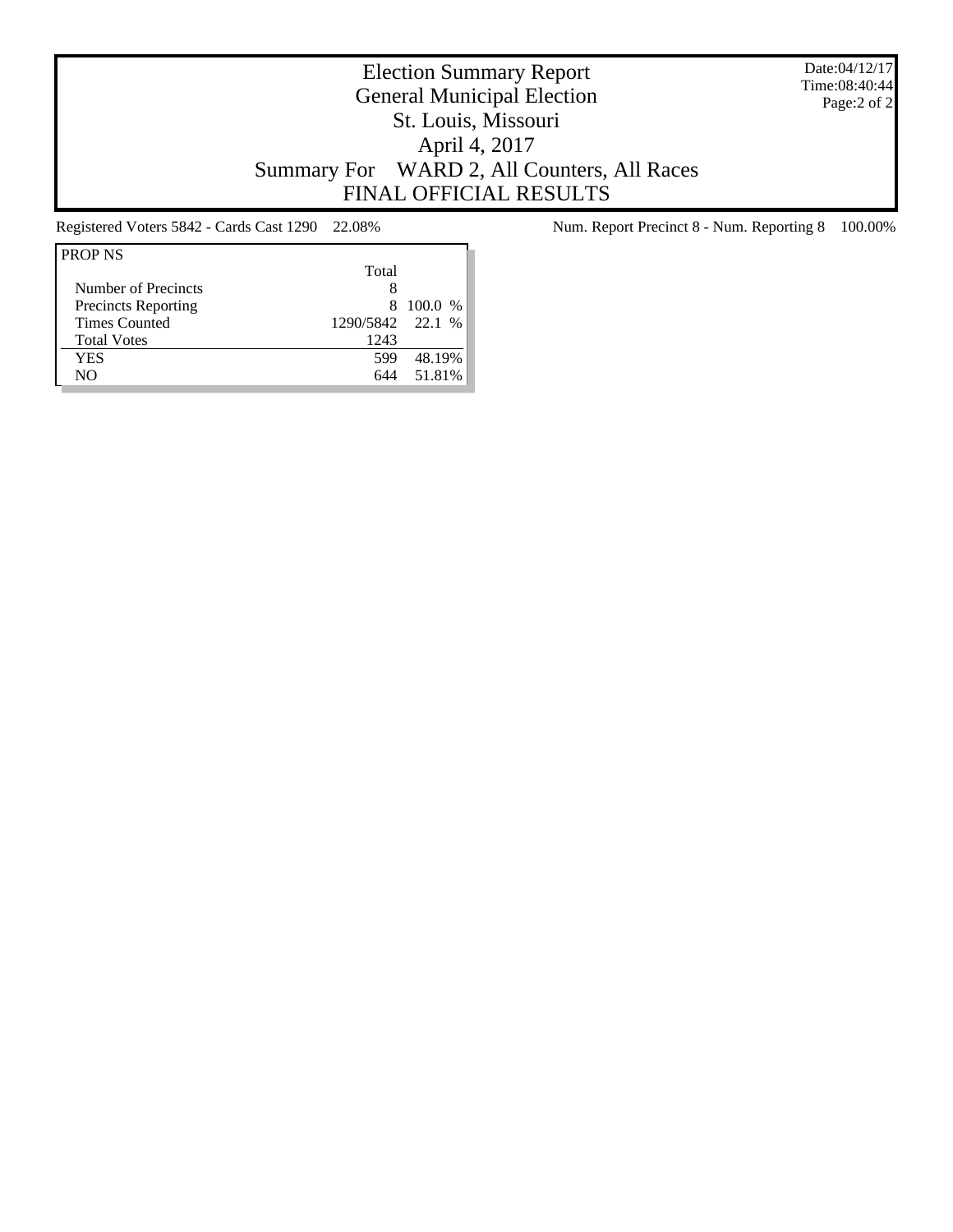# Election Summary Report
## General Municipal Election
## St. Louis, Missouri
## April 4, 2017
## Summary For WARD 2, All Counters, All Races
## FINAL OFFICIAL RESULTS

Date:04/12/17
Time:08:40:44

Registered Voters 5842 - Cards Cast 1290 22.08%

Num. Report Precinct 8 - Num. Reporting 8 100.00%

| PROP NS | Total | |
|---|---|---|
| Number of Precincts | 8 | |
| Precincts Reporting | 8 | 100.0 % |
| Times Counted | 1290/5842 | 22.1 % |
| Total Votes | 1243 | |
| YES | 599 | 48.19% |
| NO | 644 | 51.81% |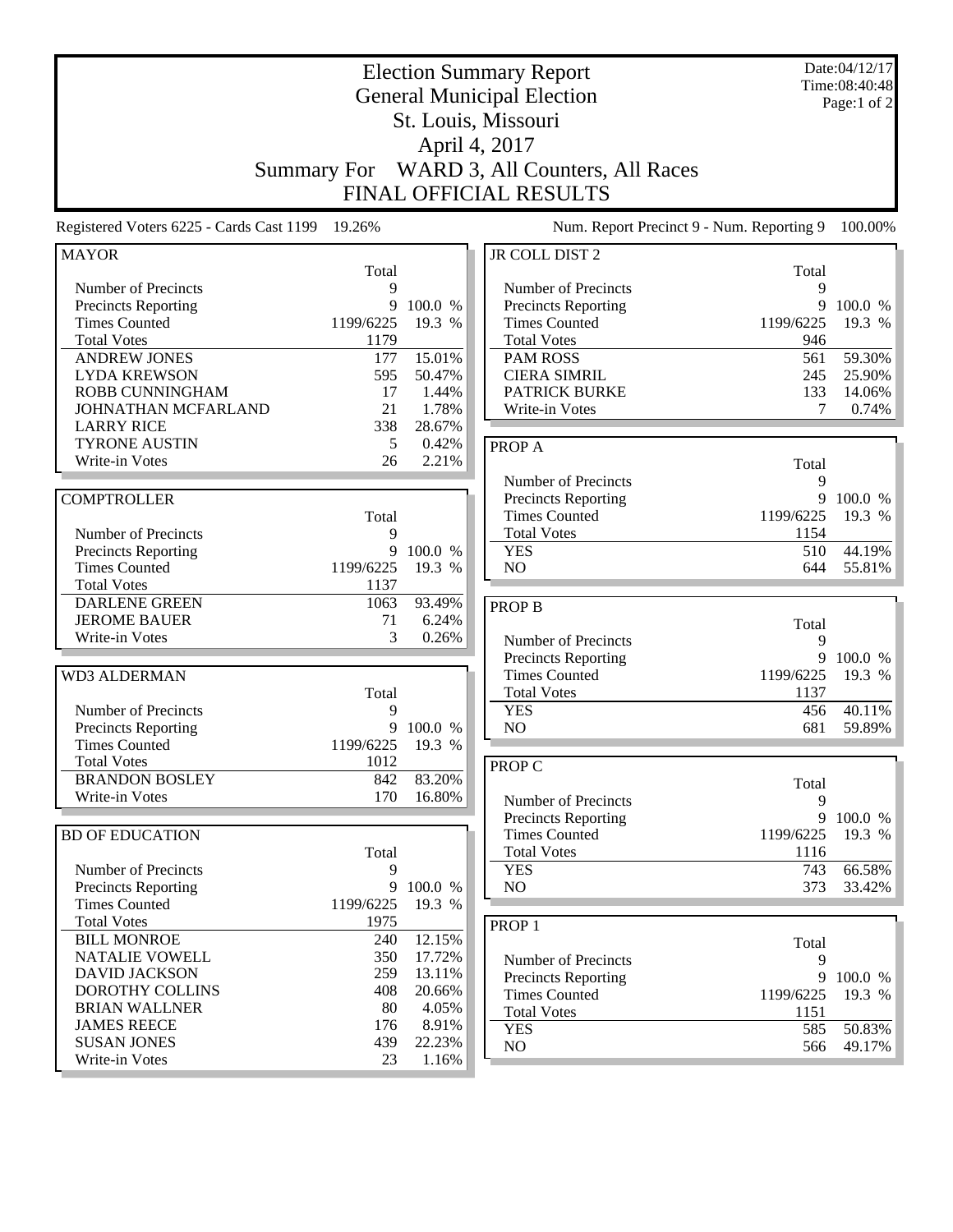# Election Summary Report

## General Municipal Election

## St. Louis, Missouri

## April 4, 2017

## Summary For WARD 3, All Counters, All Races

## FINAL OFFICIAL RESULTS

Date:04/12/17
Time:08:40:48

Registered Voters 6225 - Cards Cast 1199 19.26%

Num. Report Precinct 9 - Num. Reporting 9 100.00%

| MAYOR | Total | |
|---|---|---|
| Number of Precincts | 9 | |
| Precincts Reporting | 9 | 100.0 % |
| Times Counted | 1199/6225 | 19.3 % |
| Total Votes | 1179 | |
| ANDREW JONES | 177 | 15.01% |
| LYDA KREWSON | 595 | 50.47% |
| ROBB CUNNINGHAM | 17 | 1.44% |
| JOHNATHAN MCFARLAND | 21 | 1.78% |
| LARRY RICE | 338 | 28.67% |
| TYRONE AUSTIN | 5 | 0.42% |
| Write-in Votes | 26 | 2.21% |

| COMPTROLLER | Total | |
|---|---|---|
| Number of Precincts | 9 | |
| Precincts Reporting | 9 | 100.0 % |
| Times Counted | 1199/6225 | 19.3 % |
| Total Votes | 1137 | |
| DARLENE GREEN | 1063 | 93.49% |
| JEROME BAUER | 71 | 6.24% |
| Write-in Votes | 3 | 0.26% |

| WD3 ALDERMAN | Total | |
|---|---|---|
| Number of Precincts | 9 | |
| Precincts Reporting | 9 | 100.0 % |
| Times Counted | 1199/6225 | 19.3 % |
| Total Votes | 1012 | |
| BRANDON BOSLEY | 842 | 83.20% |
| Write-in Votes | 170 | 16.80% |

| BD OF EDUCATION | Total | |
|---|---|---|
| Number of Precincts | 9 | |
| Precincts Reporting | 9 | 100.0 % |
| Times Counted | 1199/6225 | 19.3 % |
| Total Votes | 1975 | |
| BILL MONROE | 240 | 12.15% |
| NATALIE VOWELL | 350 | 17.72% |
| DAVID JACKSON | 259 | 13.11% |
| DOROTHY COLLINS | 408 | 20.66% |
| BRIAN WALLNER | 80 | 4.05% |
| JAMES REECE | 176 | 8.91% |
| SUSAN JONES | 439 | 22.23% |
| Write-in Votes | 23 | 1.16% |

| JR COLL DIST 2 | Total | |
|---|---|---|
| Number of Precincts | 9 | |
| Precincts Reporting | 9 | 100.0 % |
| Times Counted | 1199/6225 | 19.3 % |
| Total Votes | 946 | |
| PAM ROSS | 561 | 59.30% |
| CIERA SIMRIL | 245 | 25.90% |
| PATRICK BURKE | 133 | 14.06% |
| Write-in Votes | 7 | 0.74% |

| PROP A | Total | |
|---|---|---|
| Number of Precincts | 9 | |
| Precincts Reporting | 9 | 100.0 % |
| Times Counted | 1199/6225 | 19.3 % |
| Total Votes | 1154 | |
| YES | 510 | 44.19% |
| NO | 644 | 55.81% |

| PROP B | Total | |
|---|---|---|
| Number of Precincts | 9 | |
| Precincts Reporting | 9 | 100.0 % |
| Times Counted | 1199/6225 | 19.3 % |
| Total Votes | 1137 | |
| YES | 456 | 40.11% |
| NO | 681 | 59.89% |

| PROP C | Total | |
|---|---|---|
| Number of Precincts | 9 | |
| Precincts Reporting | 9 | 100.0 % |
| Times Counted | 1199/6225 | 19.3 % |
| Total Votes | 1116 | |
| YES | 743 | 66.58% |
| NO | 373 | 33.42% |

| PROP 1 | Total | |
|---|---|---|
| Number of Precincts | 9 | |
| Precincts Reporting | 9 | 100.0 % |
| Times Counted | 1199/6225 | 19.3 % |
| Total Votes | 1151 | |
| YES | 585 | 50.83% |
| NO | 566 | 49.17% |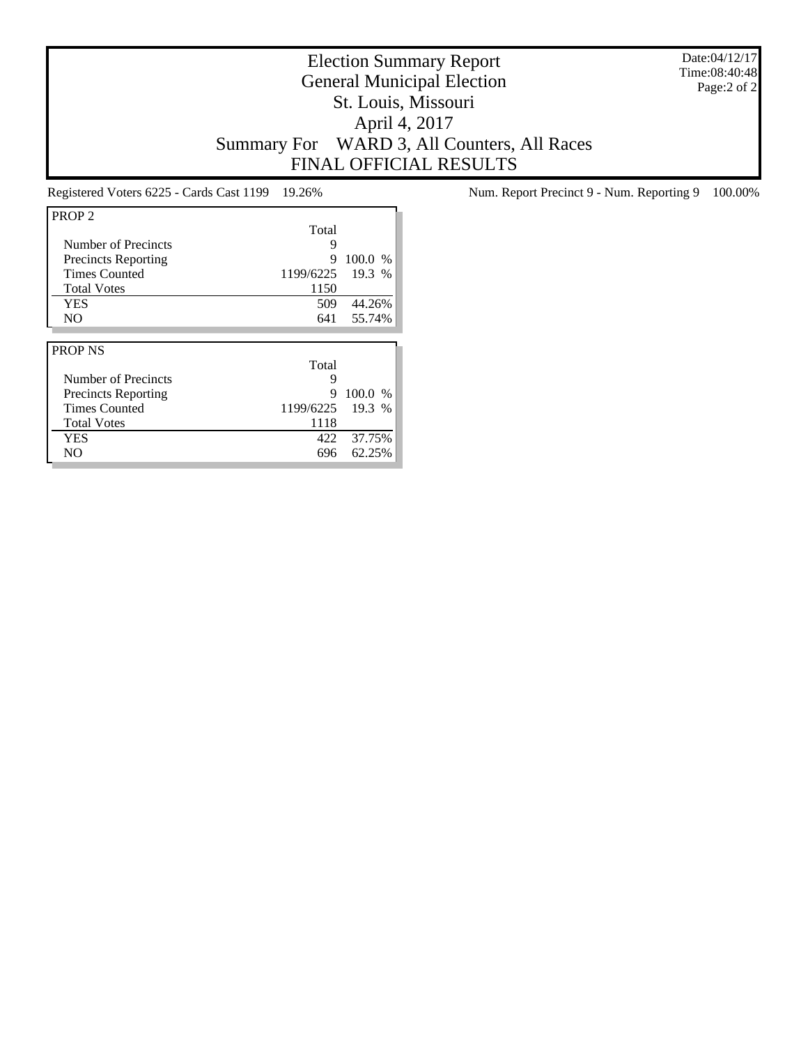# Election Summary Report
## General Municipal Election
## St. Louis, Missouri
## April 4, 2017
## Summary For WARD 3, All Counters, All Races
## FINAL OFFICIAL RESULTS

Date:04/12/17
Time:08:40:48

Registered Voters 6225 - Cards Cast 1199 19.26%

Num. Report Precinct 9 - Num. Reporting 9 100.00%

| PROP 2 | Total | |
|---|---|---|
| Number of Precincts | 9 | |
| Precincts Reporting | 9 | 100.0 % |
| Times Counted | 1199/6225 | 19.3 % |
| Total Votes | 1150 | |
| YES | 509 | 44.26% |
| NO | 641 | 55.74% |

| PROP NS | Total | |
|---|---|---|
| Number of Precincts | 9 | |
| Precincts Reporting | 9 | 100.0 % |
| Times Counted | 1199/6225 | 19.3 % |
| Total Votes | 1118 | |
| YES | 422 | 37.75% |
| NO | 696 | 62.25% |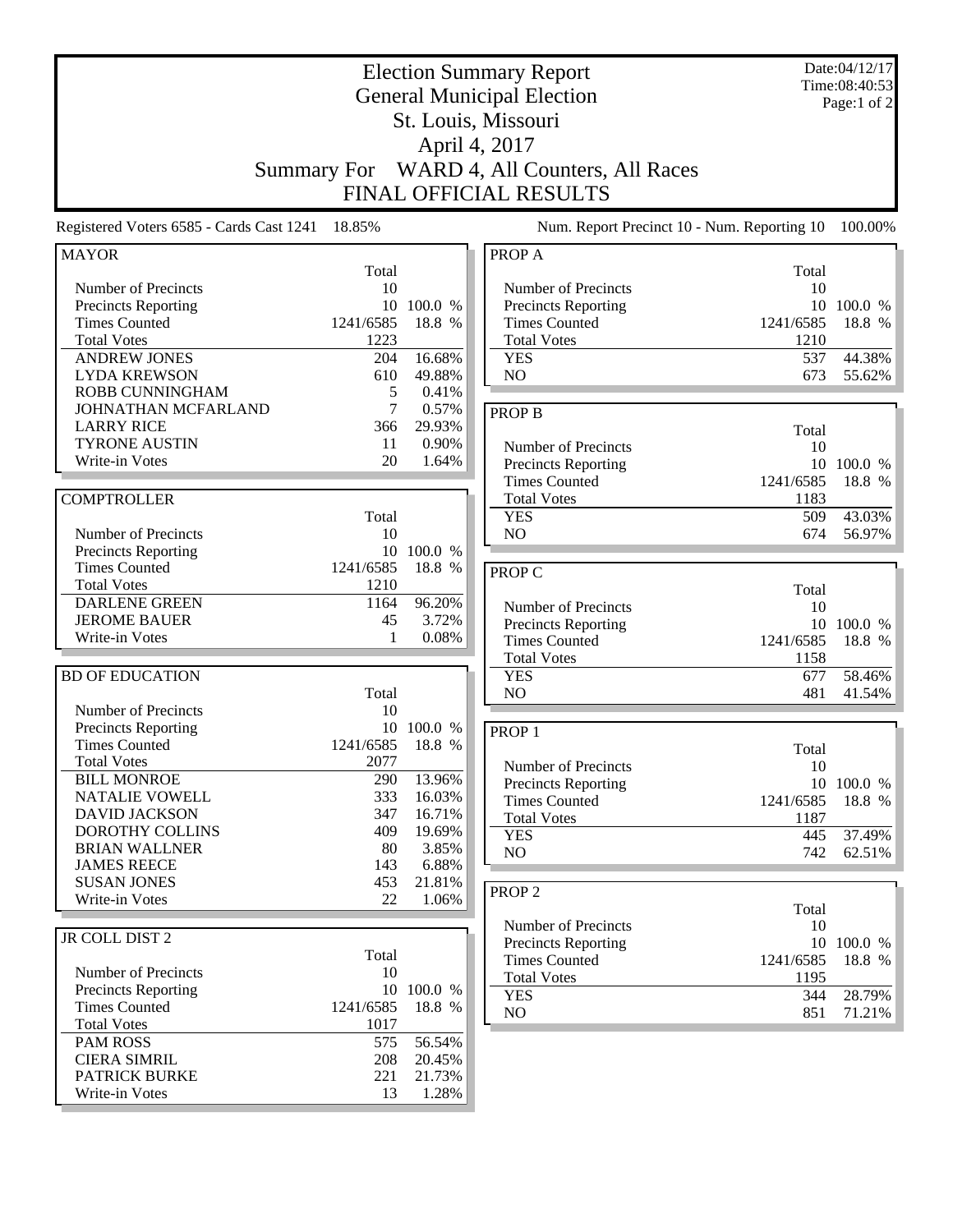# Election Summary Report

## General Municipal Election

## St. Louis, Missouri

## April 4, 2017

## Summary For WARD 4, All Counters, All Races

## FINAL OFFICIAL RESULTS

Date:04/12/17
Time:08:40:53
Page:1 of 2

Registered Voters 6585 - Cards Cast 1241 18.85%

Num. Report Precinct 10 - Num. Reporting 10 100.00%

### MAYOR

| | Total | |
|---|---|---|
| Number of Precincts | 10 | |
| Precincts Reporting | 10 | 100.0 % |
| Times Counted | 1241/6585 | 18.8 % |
| Total Votes | 1223 | |
| ANDREW JONES | 204 | 16.68% |
| LYDA KREWSON | 610 | 49.88% |
| ROBB CUNNINGHAM | 5 | 0.41% |
| JOHNATHAN MCFARLAND | 7 | 0.57% |
| LARRY RICE | 366 | 29.93% |
| TYRONE AUSTIN | 11 | 0.90% |
| Write-in Votes | 20 | 1.64% |

### COMPTROLLER

| | Total | |
|---|---|---|
| Number of Precincts | 10 | |
| Precincts Reporting | 10 | 100.0 % |
| Times Counted | 1241/6585 | 18.8 % |
| Total Votes | 1210 | |
| DARLENE GREEN | 1164 | 96.20% |
| JEROME BAUER | 45 | 3.72% |
| Write-in Votes | 1 | 0.08% |

### BD OF EDUCATION

| | Total | |
|---|---|---|
| Number of Precincts | 10 | |
| Precincts Reporting | 10 | 100.0 % |
| Times Counted | 1241/6585 | 18.8 % |
| Total Votes | 2077 | |
| BILL MONROE | 290 | 13.96% |
| NATALIE VOWELL | 333 | 16.03% |
| DAVID JACKSON | 347 | 16.71% |
| DOROTHY COLLINS | 409 | 19.69% |
| BRIAN WALLNER | 80 | 3.85% |
| JAMES REECE | 143 | 6.88% |
| SUSAN JONES | 453 | 21.81% |
| Write-in Votes | 22 | 1.06% |

### JR COLL DIST 2

| | Total | |
|---|---|---|
| Number of Precincts | 10 | |
| Precincts Reporting | 10 | 100.0 % |
| Times Counted | 1241/6585 | 18.8 % |
| Total Votes | 1017 | |
| PAM ROSS | 575 | 56.54% |
| CIERA SIMRIL | 208 | 20.45% |
| PATRICK BURKE | 221 | 21.73% |
| Write-in Votes | 13 | 1.28% |

### PROP A

| | Total | |
|---|---|---|
| Number of Precincts | 10 | |
| Precincts Reporting | 10 | 100.0 % |
| Times Counted | 1241/6585 | 18.8 % |
| Total Votes | 1210 | |
| YES | 537 | 44.38% |
| NO | 673 | 55.62% |

### PROP B

| | Total | |
|---|---|---|
| Number of Precincts | 10 | |
| Precincts Reporting | 10 | 100.0 % |
| Times Counted | 1241/6585 | 18.8 % |
| Total Votes | 1183 | |
| YES | 509 | 43.03% |
| NO | 674 | 56.97% |

### PROP C

| | Total | |
|---|---|---|
| Number of Precincts | 10 | |
| Precincts Reporting | 10 | 100.0 % |
| Times Counted | 1241/6585 | 18.8 % |
| Total Votes | 1158 | |
| YES | 677 | 58.46% |
| NO | 481 | 41.54% |

### PROP 1

| | Total | |
|---|---|---|
| Number of Precincts | 10 | |
| Precincts Reporting | 10 | 100.0 % |
| Times Counted | 1241/6585 | 18.8 % |
| Total Votes | 1187 | |
| YES | 445 | 37.49% |
| NO | 742 | 62.51% |

### PROP 2

| | Total | |
|---|---|---|
| Number of Precincts | 10 | |
| Precincts Reporting | 10 | 100.0 % |
| Times Counted | 1241/6585 | 18.8 % |
| Total Votes | 1195 | |
| YES | 344 | 28.79% |
| NO | 851 | 71.21% |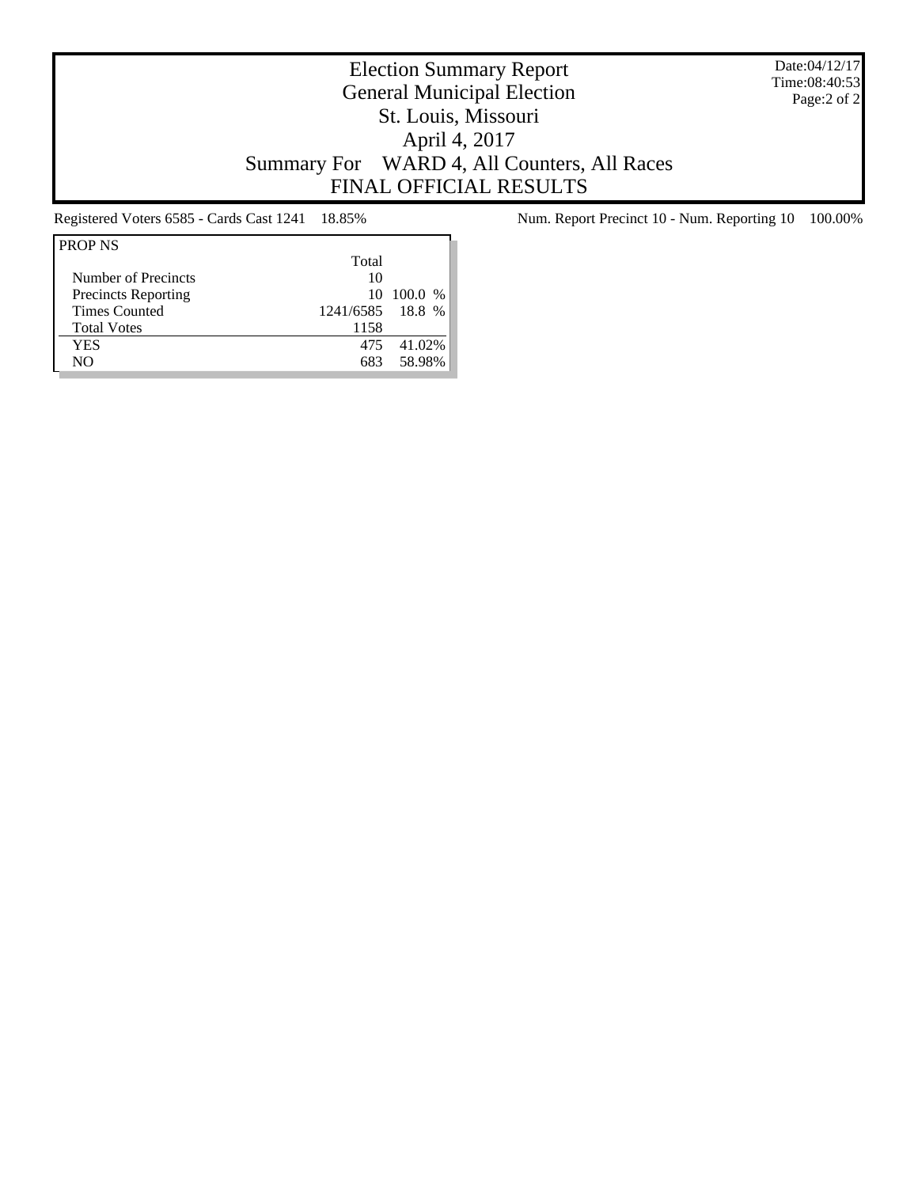# Election Summary Report
## General Municipal Election
## St. Louis, Missouri
## April 4, 2017
## Summary For WARD 4, All Counters, All Races
## FINAL OFFICIAL RESULTS

Date:04/12/17
Time:08:40:53

Registered Voters 6585 - Cards Cast 1241 18.85%

Num. Report Precinct 10 - Num. Reporting 10 100.00%

| PROP NS | Total | |
|---|---|---|
| Number of Precincts | 10 | |
| Precincts Reporting | 10 | 100.0 % |
| Times Counted | 1241/6585 | 18.8 % |
| Total Votes | 1158 | |
| YES | 475 | 41.02% |
| NO | 683 | 58.98% |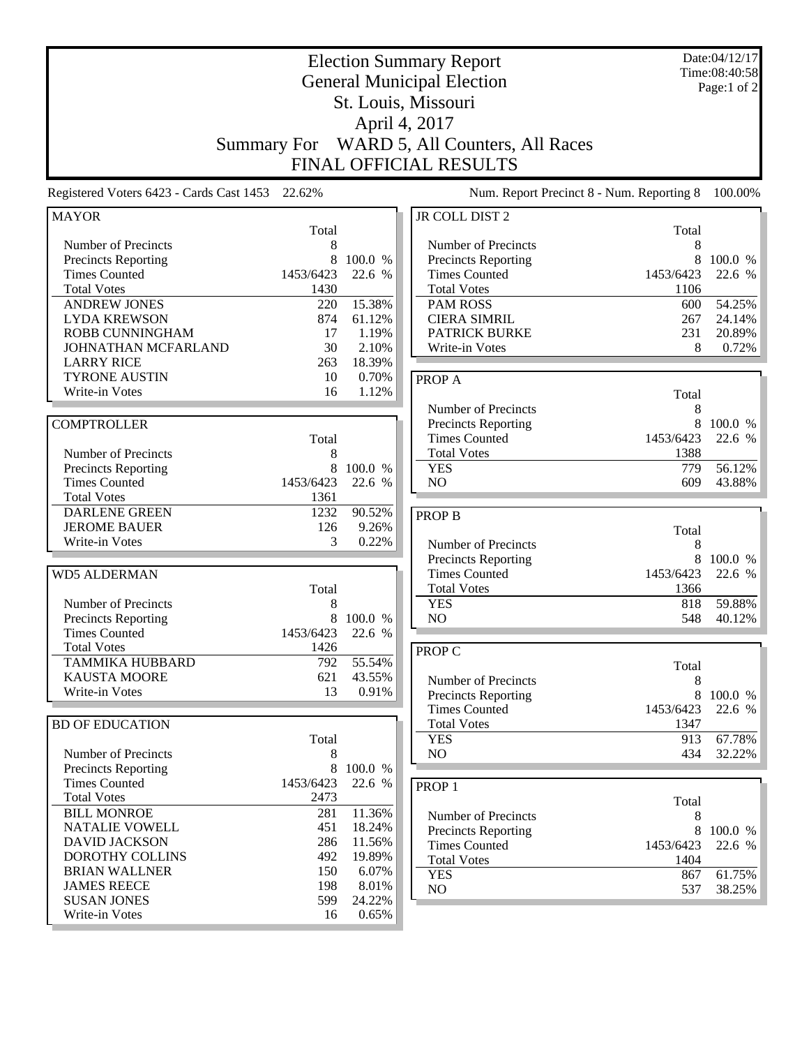# Election Summary Report

## General Municipal Election

## St. Louis, Missouri

## April 4, 2017

## Summary For WARD 5, All Counters, All Races

## FINAL OFFICIAL RESULTS

Date:04/12/17
Time:08:40:58

Registered Voters 6423 - Cards Cast 1453 22.62%

Num. Report Precinct 8 - Num. Reporting 8 100.00%

### MAYOR

| | Total | |
|---|---|---|
| Number of Precincts | 8 | |
| Precincts Reporting | 8 | 100.0 % |
| Times Counted | 1453/6423 | 22.6 % |
| Total Votes | 1430 | |
| ANDREW JONES | 220 | 15.38% |
| LYDA KREWSON | 874 | 61.12% |
| ROBB CUNNINGHAM | 17 | 1.19% |
| JOHNATHAN MCFARLAND | 30 | 2.10% |
| LARRY RICE | 263 | 18.39% |
| TYRONE AUSTIN | 10 | 0.70% |
| Write-in Votes | 16 | 1.12% |

### COMPTROLLER

| | Total | |
|---|---|---|
| Number of Precincts | 8 | |
| Precincts Reporting | 8 | 100.0 % |
| Times Counted | 1453/6423 | 22.6 % |
| Total Votes | 1361 | |
| DARLENE GREEN | 1232 | 90.52% |
| JEROME BAUER | 126 | 9.26% |
| Write-in Votes | 3 | 0.22% |

### WD5 ALDERMAN

| | Total | |
|---|---|---|
| Number of Precincts | 8 | |
| Precincts Reporting | 8 | 100.0 % |
| Times Counted | 1453/6423 | 22.6 % |
| Total Votes | 1426 | |
| TAMMIKA HUBBARD | 792 | 55.54% |
| KAUSTA MOORE | 621 | 43.55% |
| Write-in Votes | 13 | 0.91% |

### BD OF EDUCATION

| | Total | |
|---|---|---|
| Number of Precincts | 8 | |
| Precincts Reporting | 8 | 100.0 % |
| Times Counted | 1453/6423 | 22.6 % |
| Total Votes | 2473 | |
| BILL MONROE | 281 | 11.36% |
| NATALIE VOWELL | 451 | 18.24% |
| DAVID JACKSON | 286 | 11.56% |
| DOROTHY COLLINS | 492 | 19.89% |
| BRIAN WALLNER | 150 | 6.07% |
| JAMES REECE | 198 | 8.01% |
| SUSAN JONES | 599 | 24.22% |
| Write-in Votes | 16 | 0.65% |

### JR COLL DIST 2

| | Total | |
|---|---|---|
| Number of Precincts | 8 | |
| Precincts Reporting | 8 | 100.0 % |
| Times Counted | 1453/6423 | 22.6 % |
| Total Votes | 1106 | |
| PAM ROSS | 600 | 54.25% |
| CIERA SIMRIL | 267 | 24.14% |
| PATRICK BURKE | 231 | 20.89% |
| Write-in Votes | 8 | 0.72% |

### PROP A

| | Total | |
|---|---|---|
| Number of Precincts | 8 | |
| Precincts Reporting | 8 | 100.0 % |
| Times Counted | 1453/6423 | 22.6 % |
| Total Votes | 1388 | |
| YES | 779 | 56.12% |
| NO | 609 | 43.88% |

### PROP B

| | Total | |
|---|---|---|
| Number of Precincts | 8 | |
| Precincts Reporting | 8 | 100.0 % |
| Times Counted | 1453/6423 | 22.6 % |
| Total Votes | 1366 | |
| YES | 818 | 59.88% |
| NO | 548 | 40.12% |

### PROP C

| | Total | |
|---|---|---|
| Number of Precincts | 8 | |
| Precincts Reporting | 8 | 100.0 % |
| Times Counted | 1453/6423 | 22.6 % |
| Total Votes | 1347 | |
| YES | 913 | 67.78% |
| NO | 434 | 32.22% |

### PROP 1

| | Total | |
|---|---|---|
| Number of Precincts | 8 | |
| Precincts Reporting | 8 | 100.0 % |
| Times Counted | 1453/6423 | 22.6 % |
| Total Votes | 1404 | |
| YES | 867 | 61.75% |
| NO | 537 | 38.25% |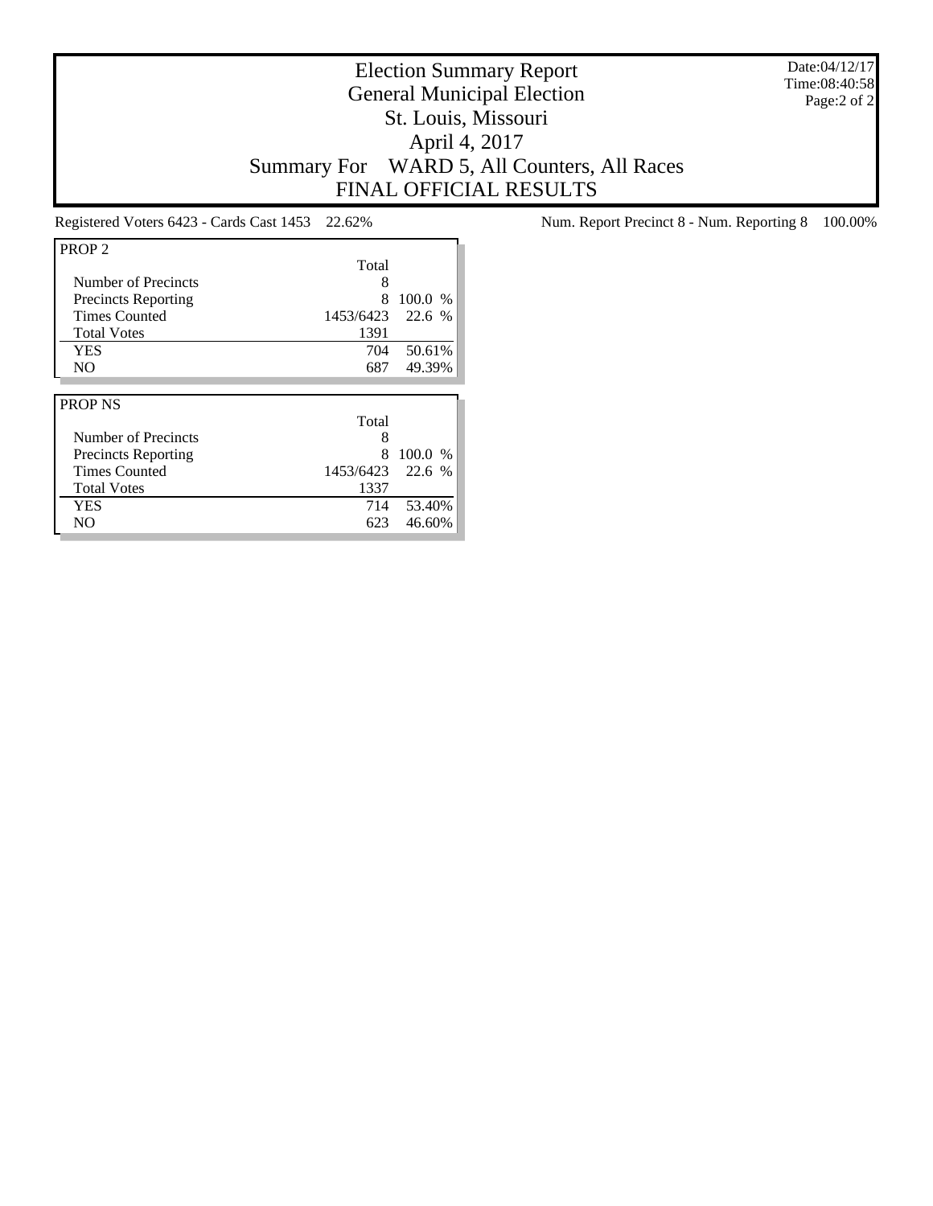# Election Summary Report
## General Municipal Election
## St. Louis, Missouri
## April 4, 2017
## Summary For WARD 5, All Counters, All Races
## FINAL OFFICIAL RESULTS

Date:04/12/17
Time:08:40:58

Registered Voters 6423 - Cards Cast 1453 22.62%

Num. Report Precinct 8 - Num. Reporting 8 100.00%

| PROP 2 | Total | |
|---|---|---|
| Number of Precincts | 8 | |
| Precincts Reporting | 8 | 100.0 % |
| Times Counted | 1453/6423 | 22.6 % |
| Total Votes | 1391 | |
| YES | 704 | 50.61% |
| NO | 687 | 49.39% |

| PROP NS | Total | |
|---|---|---|
| Number of Precincts | 8 | |
| Precincts Reporting | 8 | 100.0 % |
| Times Counted | 1453/6423 | 22.6 % |
| Total Votes | 1337 | |
| YES | 714 | 53.40% |
| NO | 623 | 46.60% |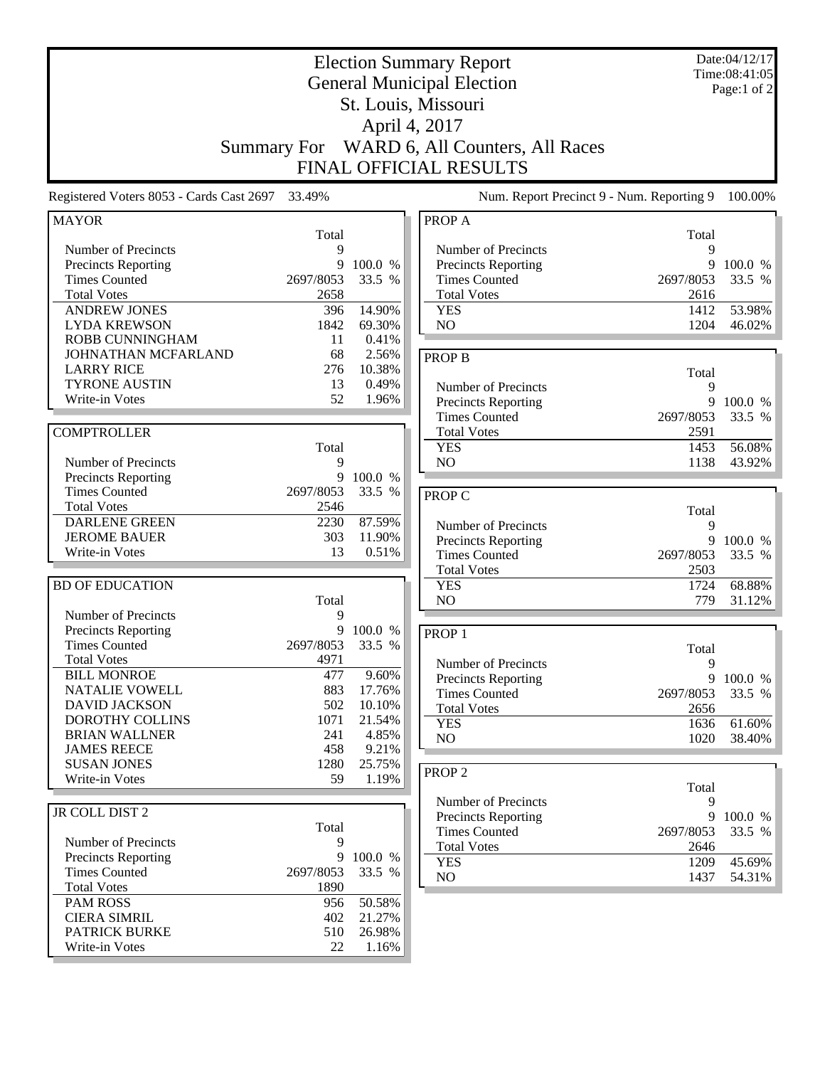# Election Summary Report
## General Municipal Election
## St. Louis, Missouri
## April 4, 2017
## Summary For WARD 6, All Counters, All Races
## FINAL OFFICIAL RESULTS

Date:04/12/17
Time:08:41:05
Page:1 of 2

Registered Voters 8053 - Cards Cast 2697 33.49%

Num. Report Precinct 9 - Num. Reporting 9 100.00%

### MAYOR

| | Total | |
|---|---|---|
| Number of Precincts | 9 | |
| Precincts Reporting | 9 | 100.0 % |
| Times Counted | 2697/8053 | 33.5 % |
| Total Votes | 2658 | |
| ANDREW JONES | 396 | 14.90% |
| LYDA KREWSON | 1842 | 69.30% |
| ROBB CUNNINGHAM | 11 | 0.41% |
| JOHNATHAN MCFARLAND | 68 | 2.56% |
| LARRY RICE | 276 | 10.38% |
| TYRONE AUSTIN | 13 | 0.49% |
| Write-in Votes | 52 | 1.96% |

### COMPTROLLER

| | Total | |
|---|---|---|
| Number of Precincts | 9 | |
| Precincts Reporting | 9 | 100.0 % |
| Times Counted | 2697/8053 | 33.5 % |
| Total Votes | 2546 | |
| DARLENE GREEN | 2230 | 87.59% |
| JEROME BAUER | 303 | 11.90% |
| Write-in Votes | 13 | 0.51% |

### BD OF EDUCATION

| | Total | |
|---|---|---|
| Number of Precincts | 9 | |
| Precincts Reporting | 9 | 100.0 % |
| Times Counted | 2697/8053 | 33.5 % |
| Total Votes | 4971 | |
| BILL MONROE | 477 | 9.60% |
| NATALIE VOWELL | 883 | 17.76% |
| DAVID JACKSON | 502 | 10.10% |
| DOROTHY COLLINS | 1071 | 21.54% |
| BRIAN WALLNER | 241 | 4.85% |
| JAMES REECE | 458 | 9.21% |
| SUSAN JONES | 1280 | 25.75% |
| Write-in Votes | 59 | 1.19% |

### JR COLL DIST 2

| | Total | |
|---|---|---|
| Number of Precincts | 9 | |
| Precincts Reporting | 9 | 100.0 % |
| Times Counted | 2697/8053 | 33.5 % |
| Total Votes | 1890 | |
| PAM ROSS | 956 | 50.58% |
| CIERA SIMRIL | 402 | 21.27% |
| PATRICK BURKE | 510 | 26.98% |
| Write-in Votes | 22 | 1.16% |

### PROP A

| | Total | |
|---|---|---|
| Number of Precincts | 9 | |
| Precincts Reporting | 9 | 100.0 % |
| Times Counted | 2697/8053 | 33.5 % |
| Total Votes | 2616 | |
| YES | 1412 | 53.98% |
| NO | 1204 | 46.02% |

### PROP B

| | Total | |
|---|---|---|
| Number of Precincts | 9 | |
| Precincts Reporting | 9 | 100.0 % |
| Times Counted | 2697/8053 | 33.5 % |
| Total Votes | 2591 | |
| YES | 1453 | 56.08% |
| NO | 1138 | 43.92% |

### PROP C

| | Total | |
|---|---|---|
| Number of Precincts | 9 | |
| Precincts Reporting | 9 | 100.0 % |
| Times Counted | 2697/8053 | 33.5 % |
| Total Votes | 2503 | |
| YES | 1724 | 68.88% |
| NO | 779 | 31.12% |

### PROP 1

| | Total | |
|---|---|---|
| Number of Precincts | 9 | |
| Precincts Reporting | 9 | 100.0 % |
| Times Counted | 2697/8053 | 33.5 % |
| Total Votes | 2656 | |
| YES | 1636 | 61.60% |
| NO | 1020 | 38.40% |

### PROP 2

| | Total | |
|---|---|---|
| Number of Precincts | 9 | |
| Precincts Reporting | 9 | 100.0 % |
| Times Counted | 2697/8053 | 33.5 % |
| Total Votes | 2646 | |
| YES | 1209 | 45.69% |
| NO | 1437 | 54.31% |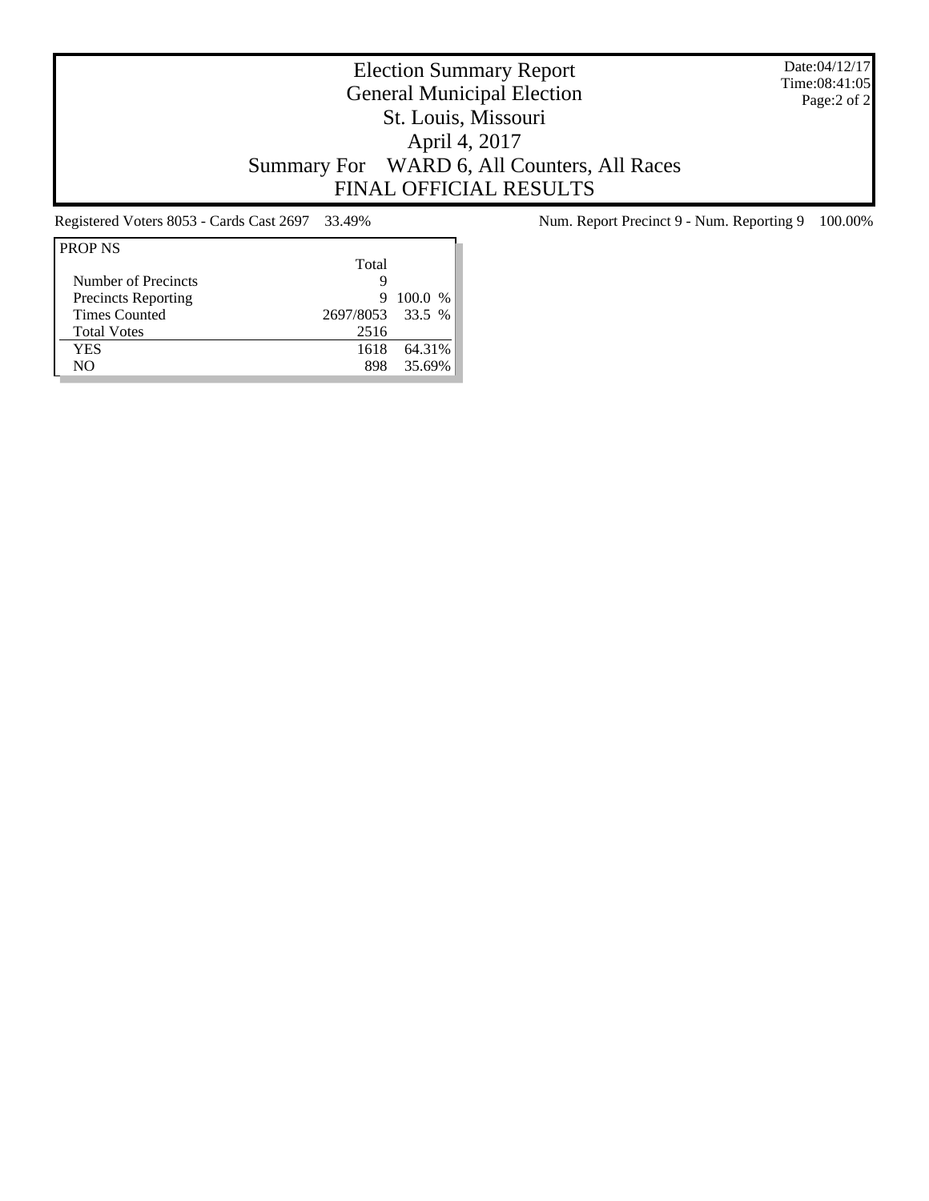# Election Summary Report
## General Municipal Election
## St. Louis, Missouri
## April 4, 2017
## Summary For WARD 6, All Counters, All Races
## FINAL OFFICIAL RESULTS

Date:04/12/17
Time:08:41:05

Registered Voters 8053 - Cards Cast 2697 33.49%

Num. Report Precinct 9 - Num. Reporting 9 100.00%

| PROP NS | Total | |
|---|---|---|
| Number of Precincts | 9 | |
| Precincts Reporting | 9 | 100.0 % |
| Times Counted | 2697/8053 | 33.5 % |
| Total Votes | 2516 | |
| YES | 1618 | 64.31% |
| NO | 898 | 35.69% |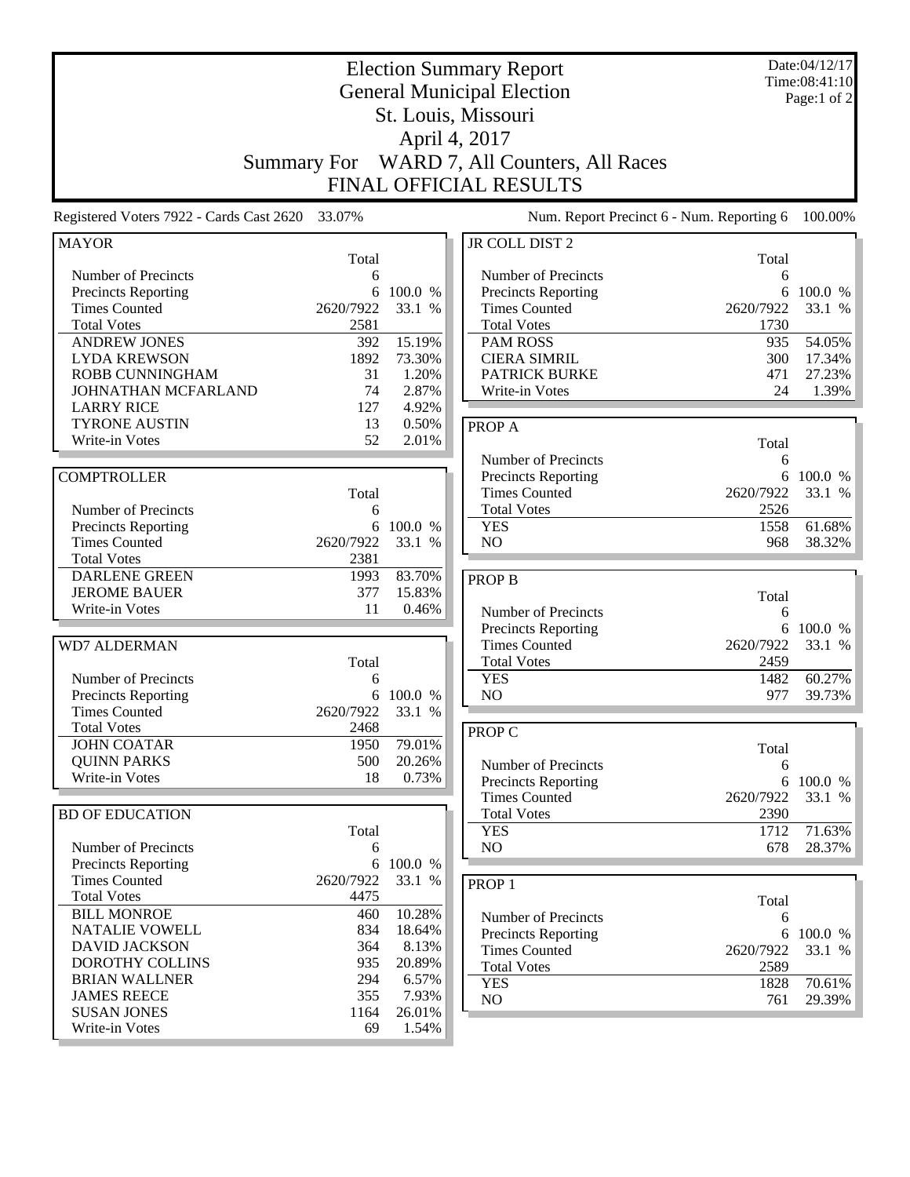# Election Summary Report

## General Municipal Election

## St. Louis, Missouri

## April 4, 2017

## Summary For WARD 7, All Counters, All Races

## FINAL OFFICIAL RESULTS

Date:04/12/17
Time:08:41:10

Registered Voters 7922 - Cards Cast 2620 33.07%

Num. Report Precinct 6 - Num. Reporting 6 100.00%

### MAYOR

| | Total | |
|---|---|---|
| Number of Precincts | 6 | |
| Precincts Reporting | 6 | 100.0 % |
| Times Counted | 2620/7922 | 33.1 % |
| Total Votes | 2581 | |
| ANDREW JONES | 392 | 15.19% |
| LYDA KREWSON | 1892 | 73.30% |
| ROBB CUNNINGHAM | 31 | 1.20% |
| JOHNATHAN MCFARLAND | 74 | 2.87% |
| LARRY RICE | 127 | 4.92% |
| TYRONE AUSTIN | 13 | 0.50% |
| Write-in Votes | 52 | 2.01% |

### COMPTROLLER

| | Total | |
|---|---|---|
| Number of Precincts | 6 | |
| Precincts Reporting | 6 | 100.0 % |
| Times Counted | 2620/7922 | 33.1 % |
| Total Votes | 2381 | |
| DARLENE GREEN | 1993 | 83.70% |
| JEROME BAUER | 377 | 15.83% |
| Write-in Votes | 11 | 0.46% |

### WD7 ALDERMAN

| | Total | |
|---|---|---|
| Number of Precincts | 6 | |
| Precincts Reporting | 6 | 100.0 % |
| Times Counted | 2620/7922 | 33.1 % |
| Total Votes | 2468 | |
| JOHN COATAR | 1950 | 79.01% |
| QUINN PARKS | 500 | 20.26% |
| Write-in Votes | 18 | 0.73% |

### BD OF EDUCATION

| | Total | |
|---|---|---|
| Number of Precincts | 6 | |
| Precincts Reporting | 6 | 100.0 % |
| Times Counted | 2620/7922 | 33.1 % |
| Total Votes | 4475 | |
| BILL MONROE | 460 | 10.28% |
| NATALIE VOWELL | 834 | 18.64% |
| DAVID JACKSON | 364 | 8.13% |
| DOROTHY COLLINS | 935 | 20.89% |
| BRIAN WALLNER | 294 | 6.57% |
| JAMES REECE | 355 | 7.93% |
| SUSAN JONES | 1164 | 26.01% |
| Write-in Votes | 69 | 1.54% |

### JR COLL DIST 2

| | Total | |
|---|---|---|
| Number of Precincts | 6 | |
| Precincts Reporting | 6 | 100.0 % |
| Times Counted | 2620/7922 | 33.1 % |
| Total Votes | 1730 | |
| PAM ROSS | 935 | 54.05% |
| CIERA SIMRIL | 300 | 17.34% |
| PATRICK BURKE | 471 | 27.23% |
| Write-in Votes | 24 | 1.39% |

### PROP A

| | Total | |
|---|---|---|
| Number of Precincts | 6 | |
| Precincts Reporting | 6 | 100.0 % |
| Times Counted | 2620/7922 | 33.1 % |
| Total Votes | 2526 | |
| YES | 1558 | 61.68% |
| NO | 968 | 38.32% |

### PROP B

| | Total | |
|---|---|---|
| Number of Precincts | 6 | |
| Precincts Reporting | 6 | 100.0 % |
| Times Counted | 2620/7922 | 33.1 % |
| Total Votes | 2459 | |
| YES | 1482 | 60.27% |
| NO | 977 | 39.73% |

### PROP C

| | Total | |
|---|---|---|
| Number of Precincts | 6 | |
| Precincts Reporting | 6 | 100.0 % |
| Times Counted | 2620/7922 | 33.1 % |
| Total Votes | 2390 | |
| YES | 1712 | 71.63% |
| NO | 678 | 28.37% |

### PROP 1

| | Total | |
|---|---|---|
| Number of Precincts | 6 | |
| Precincts Reporting | 6 | 100.0 % |
| Times Counted | 2620/7922 | 33.1 % |
| Total Votes | 2589 | |
| YES | 1828 | 70.61% |
| NO | 761 | 29.39% |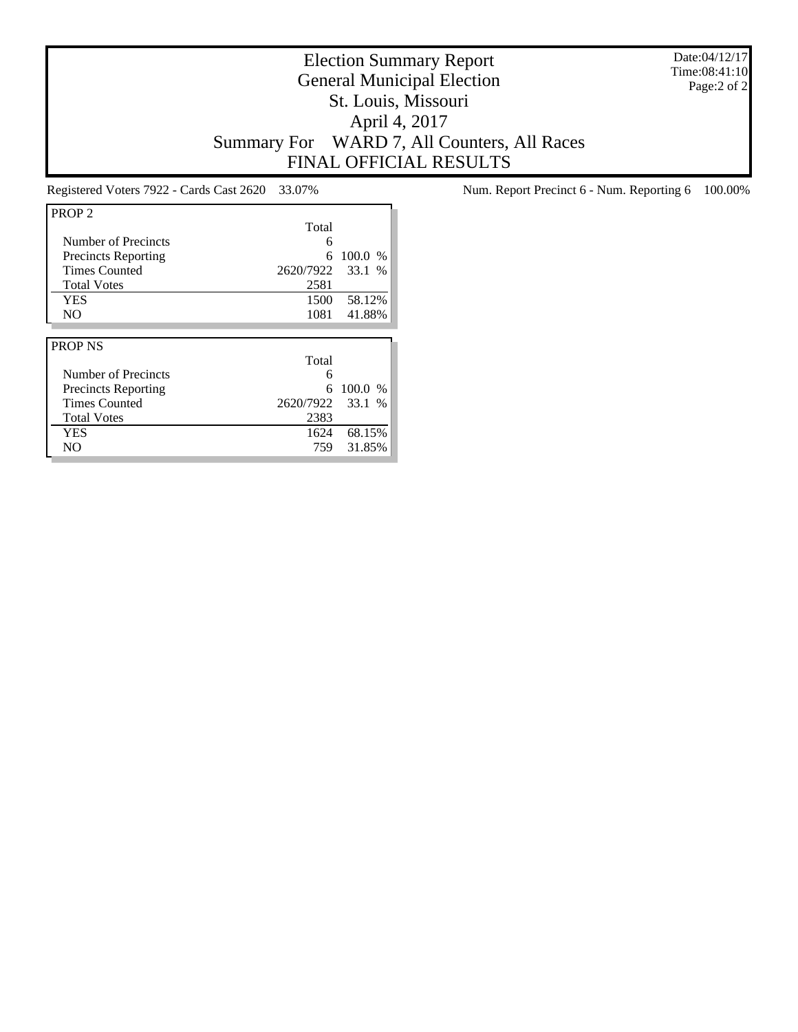# Election Summary Report
## General Municipal Election
## St. Louis, Missouri
## April 4, 2017
## Summary For WARD 7, All Counters, All Races
## FINAL OFFICIAL RESULTS

Date:04/12/17
Time:08:41:10

Registered Voters 7922 - Cards Cast 2620 33.07%

Num. Report Precinct 6 - Num. Reporting 6 100.00%

| PROP 2 | Total | |
|---|---|---|
| Number of Precincts | 6 | |
| Precincts Reporting | 6 | 100.0 % |
| Times Counted | 2620/7922 | 33.1 % |
| Total Votes | 2581 | |
| YES | 1500 | 58.12% |
| NO | 1081 | 41.88% |

| PROP NS | Total | |
|---|---|---|
| Number of Precincts | 6 | |
| Precincts Reporting | 6 | 100.0 % |
| Times Counted | 2620/7922 | 33.1 % |
| Total Votes | 2383 | |
| YES | 1624 | 68.15% |
| NO | 759 | 31.85% |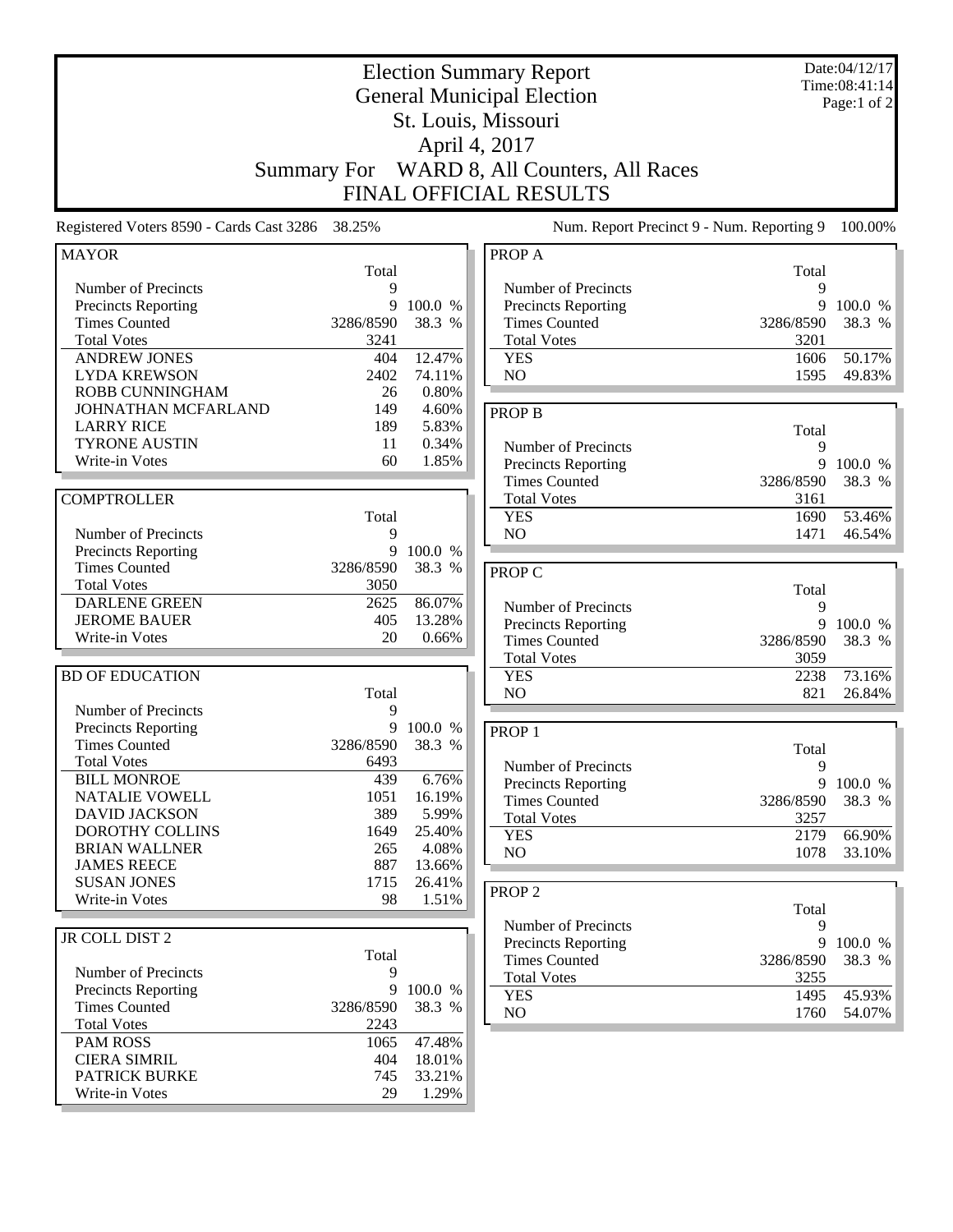# Election Summary Report

## General Municipal Election

## St. Louis, Missouri

## April 4, 2017

## Summary For WARD 8, All Counters, All Races

## FINAL OFFICIAL RESULTS

Date:04/12/17
Time:08:41:14

Registered Voters 8590 - Cards Cast 3286 38.25%

Num. Report Precinct 9 - Num. Reporting 9 100.00%

### MAYOR

| | Total | |
|---|---|---|
| Number of Precincts | 9 | |
| Precincts Reporting | 9 | 100.0 % |
| Times Counted | 3286/8590 | 38.3 % |
| Total Votes | 3241 | |
| ANDREW JONES | 404 | 12.47% |
| LYDA KREWSON | 2402 | 74.11% |
| ROBB CUNNINGHAM | 26 | 0.80% |
| JOHNATHAN MCFARLAND | 149 | 4.60% |
| LARRY RICE | 189 | 5.83% |
| TYRONE AUSTIN | 11 | 0.34% |
| Write-in Votes | 60 | 1.85% |

### COMPTROLLER

| | Total | |
|---|---|---|
| Number of Precincts | 9 | |
| Precincts Reporting | 9 | 100.0 % |
| Times Counted | 3286/8590 | 38.3 % |
| Total Votes | 3050 | |
| DARLENE GREEN | 2625 | 86.07% |
| JEROME BAUER | 405 | 13.28% |
| Write-in Votes | 20 | 0.66% |

### BD OF EDUCATION

| | Total | |
|---|---|---|
| Number of Precincts | 9 | |
| Precincts Reporting | 9 | 100.0 % |
| Times Counted | 3286/8590 | 38.3 % |
| Total Votes | 6493 | |
| BILL MONROE | 439 | 6.76% |
| NATALIE VOWELL | 1051 | 16.19% |
| DAVID JACKSON | 389 | 5.99% |
| DOROTHY COLLINS | 1649 | 25.40% |
| BRIAN WALLNER | 265 | 4.08% |
| JAMES REECE | 887 | 13.66% |
| SUSAN JONES | 1715 | 26.41% |
| Write-in Votes | 98 | 1.51% |

### JR COLL DIST 2

| | Total | |
|---|---|---|
| Number of Precincts | 9 | |
| Precincts Reporting | 9 | 100.0 % |
| Times Counted | 3286/8590 | 38.3 % |
| Total Votes | 2243 | |
| PAM ROSS | 1065 | 47.48% |
| CIERA SIMRIL | 404 | 18.01% |
| PATRICK BURKE | 745 | 33.21% |
| Write-in Votes | 29 | 1.29% |

### PROP A

| | Total | |
|---|---|---|
| Number of Precincts | 9 | |
| Precincts Reporting | 9 | 100.0 % |
| Times Counted | 3286/8590 | 38.3 % |
| Total Votes | 3201 | |
| YES | 1606 | 50.17% |
| NO | 1595 | 49.83% |

### PROP B

| | Total | |
|---|---|---|
| Number of Precincts | 9 | |
| Precincts Reporting | 9 | 100.0 % |
| Times Counted | 3286/8590 | 38.3 % |
| Total Votes | 3161 | |
| YES | 1690 | 53.46% |
| NO | 1471 | 46.54% |

### PROP C

| | Total | |
|---|---|---|
| Number of Precincts | 9 | |
| Precincts Reporting | 9 | 100.0 % |
| Times Counted | 3286/8590 | 38.3 % |
| Total Votes | 3059 | |
| YES | 2238 | 73.16% |
| NO | 821 | 26.84% |

### PROP 1

| | Total | |
|---|---|---|
| Number of Precincts | 9 | |
| Precincts Reporting | 9 | 100.0 % |
| Times Counted | 3286/8590 | 38.3 % |
| Total Votes | 3257 | |
| YES | 2179 | 66.90% |
| NO | 1078 | 33.10% |

### PROP 2

| | Total | |
|---|---|---|
| Number of Precincts | 9 | |
| Precincts Reporting | 9 | 100.0 % |
| Times Counted | 3286/8590 | 38.3 % |
| Total Votes | 3255 | |
| YES | 1495 | 45.93% |
| NO | 1760 | 54.07% |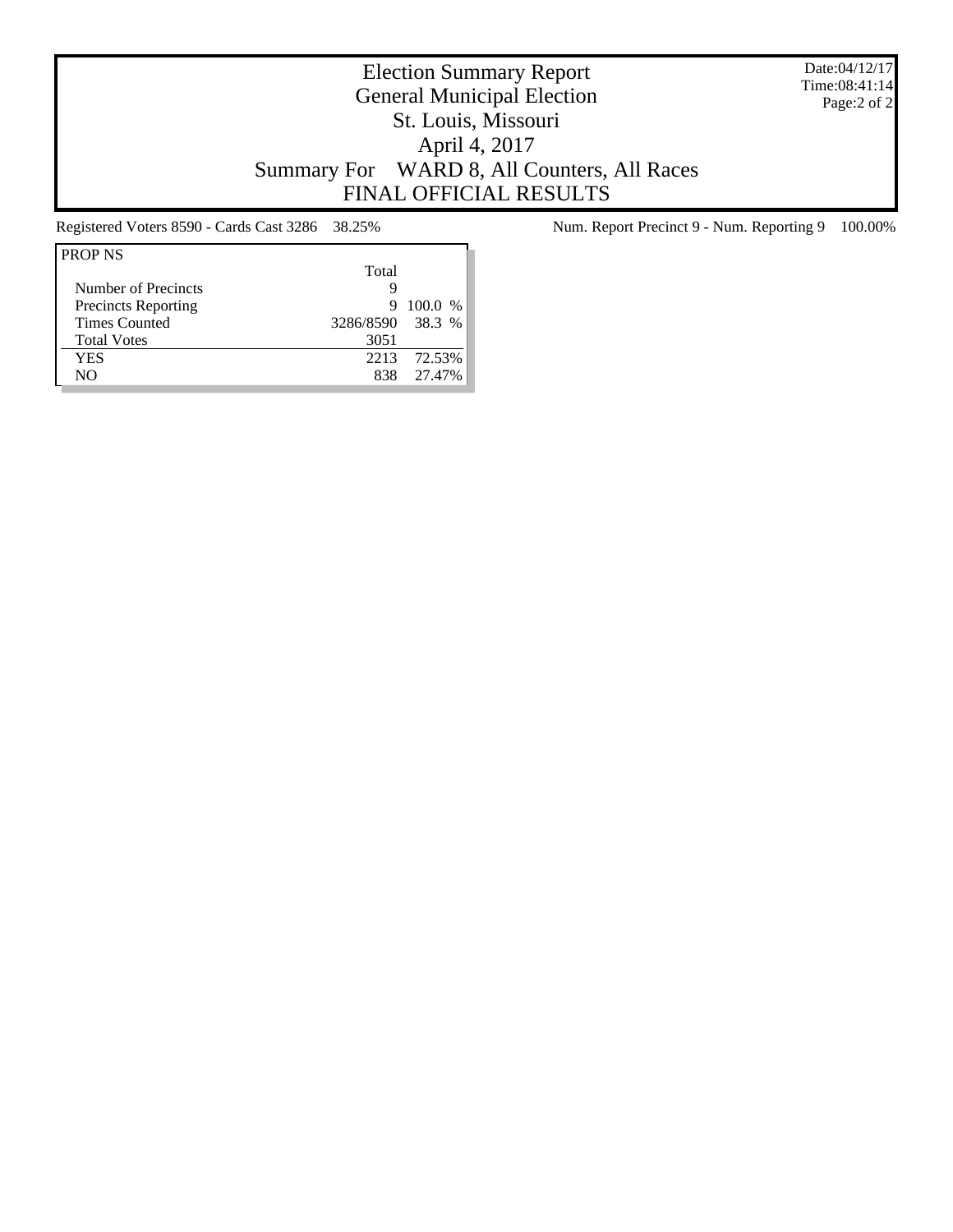# Election Summary Report
## General Municipal Election
## St. Louis, Missouri
## April 4, 2017
## Summary For WARD 8, All Counters, All Races
## FINAL OFFICIAL RESULTS

Date:04/12/17
Time:08:41:14

Registered Voters 8590 - Cards Cast 3286 38.25%

Num. Report Precinct 9 - Num. Reporting 9 100.00%

| PROP NS | Total | |
|---|---|---|
| Number of Precincts | 9 | |
| Precincts Reporting | 9 | 100.0 % |
| Times Counted | 3286/8590 | 38.3 % |
| Total Votes | 3051 | |
| YES | 2213 | 72.53% |
| NO | 838 | 27.47% |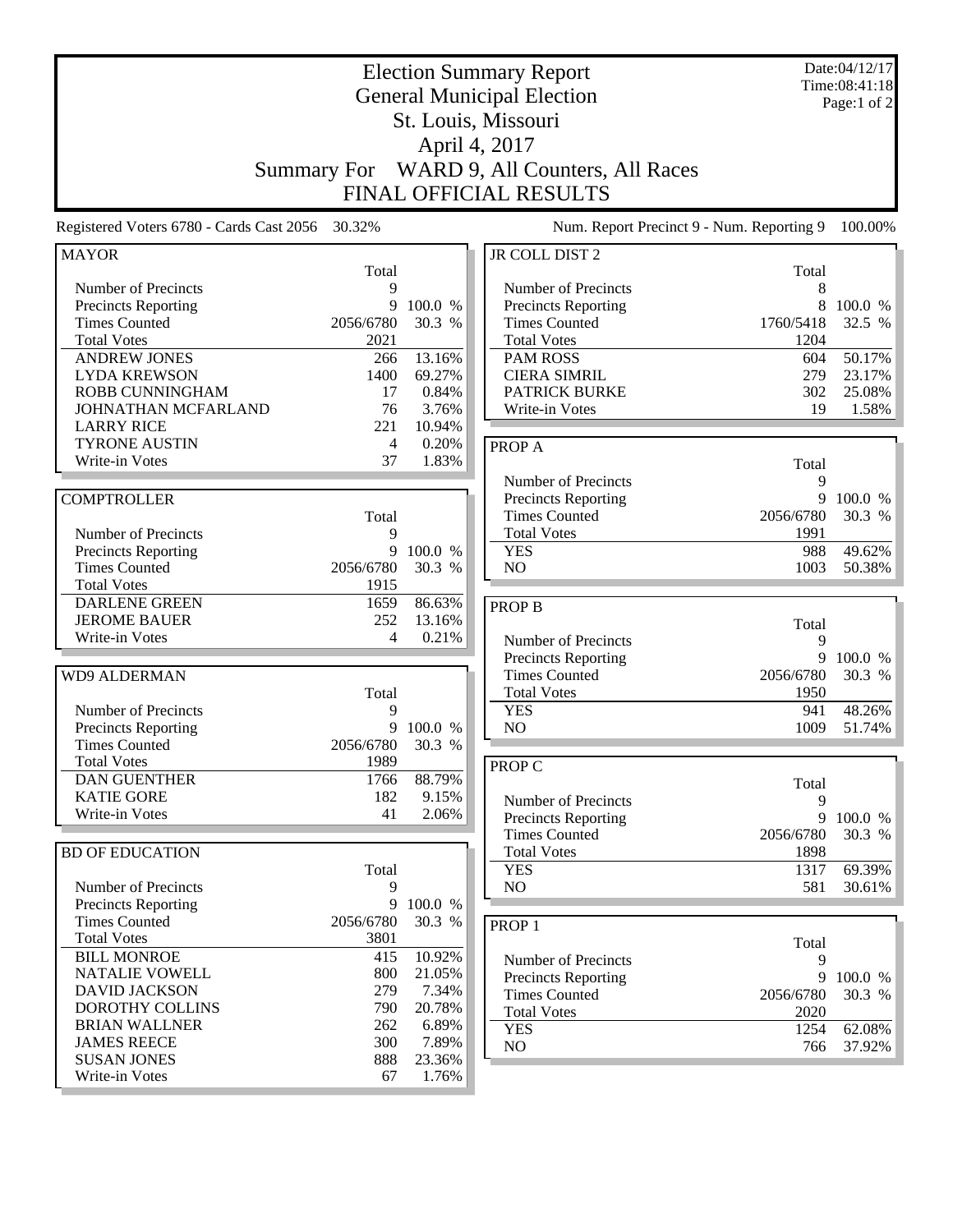# Election Summary Report

## General Municipal Election

## St. Louis, Missouri

## April 4, 2017

## Summary For WARD 9, All Counters, All Races

## FINAL OFFICIAL RESULTS

Date:04/12/17
Time:08:41:18

Registered Voters 6780 - Cards Cast 2056 30.32%

Num. Report Precinct 9 - Num. Reporting 9 100.00%

### MAYOR

| | Total | |
|---|---|---|
| Number of Precincts | 9 | |
| Precincts Reporting | 9 | 100.0 % |
| Times Counted | 2056/6780 | 30.3 % |
| Total Votes | 2021 | |
| ANDREW JONES | 266 | 13.16% |
| LYDA KREWSON | 1400 | 69.27% |
| ROBB CUNNINGHAM | 17 | 0.84% |
| JOHNATHAN MCFARLAND | 76 | 3.76% |
| LARRY RICE | 221 | 10.94% |
| TYRONE AUSTIN | 4 | 0.20% |
| Write-in Votes | 37 | 1.83% |

### COMPTROLLER

| | Total | |
|---|---|---|
| Number of Precincts | 9 | |
| Precincts Reporting | 9 | 100.0 % |
| Times Counted | 2056/6780 | 30.3 % |
| Total Votes | 1915 | |
| DARLENE GREEN | 1659 | 86.63% |
| JEROME BAUER | 252 | 13.16% |
| Write-in Votes | 4 | 0.21% |

### WD9 ALDERMAN

| | Total | |
|---|---|---|
| Number of Precincts | 9 | |
| Precincts Reporting | 9 | 100.0 % |
| Times Counted | 2056/6780 | 30.3 % |
| Total Votes | 1989 | |
| DAN GUENTHER | 1766 | 88.79% |
| KATIE GORE | 182 | 9.15% |
| Write-in Votes | 41 | 2.06% |

### BD OF EDUCATION

| | Total | |
|---|---|---|
| Number of Precincts | 9 | |
| Precincts Reporting | 9 | 100.0 % |
| Times Counted | 2056/6780 | 30.3 % |
| Total Votes | 3801 | |
| BILL MONROE | 415 | 10.92% |
| NATALIE VOWELL | 800 | 21.05% |
| DAVID JACKSON | 279 | 7.34% |
| DOROTHY COLLINS | 790 | 20.78% |
| BRIAN WALLNER | 262 | 6.89% |
| JAMES REECE | 300 | 7.89% |
| SUSAN JONES | 888 | 23.36% |
| Write-in Votes | 67 | 1.76% |

### JR COLL DIST 2

| | Total | |
|---|---|---|
| Number of Precincts | 8 | |
| Precincts Reporting | 8 | 100.0 % |
| Times Counted | 1760/5418 | 32.5 % |
| Total Votes | 1204 | |
| PAM ROSS | 604 | 50.17% |
| CIERA SIMRIL | 279 | 23.17% |
| PATRICK BURKE | 302 | 25.08% |
| Write-in Votes | 19 | 1.58% |

### PROP A

| | Total | |
|---|---|---|
| Number of Precincts | 9 | |
| Precincts Reporting | 9 | 100.0 % |
| Times Counted | 2056/6780 | 30.3 % |
| Total Votes | 1991 | |
| YES | 988 | 49.62% |
| NO | 1003 | 50.38% |

### PROP B

| | Total | |
|---|---|---|
| Number of Precincts | 9 | |
| Precincts Reporting | 9 | 100.0 % |
| Times Counted | 2056/6780 | 30.3 % |
| Total Votes | 1950 | |
| YES | 941 | 48.26% |
| NO | 1009 | 51.74% |

### PROP C

| | Total | |
|---|---|---|
| Number of Precincts | 9 | |
| Precincts Reporting | 9 | 100.0 % |
| Times Counted | 2056/6780 | 30.3 % |
| Total Votes | 1898 | |
| YES | 1317 | 69.39% |
| NO | 581 | 30.61% |

### PROP 1

| | Total | |
|---|---|---|
| Number of Precincts | 9 | |
| Precincts Reporting | 9 | 100.0 % |
| Times Counted | 2056/6780 | 30.3 % |
| Total Votes | 2020 | |
| YES | 1254 | 62.08% |
| NO | 766 | 37.92% |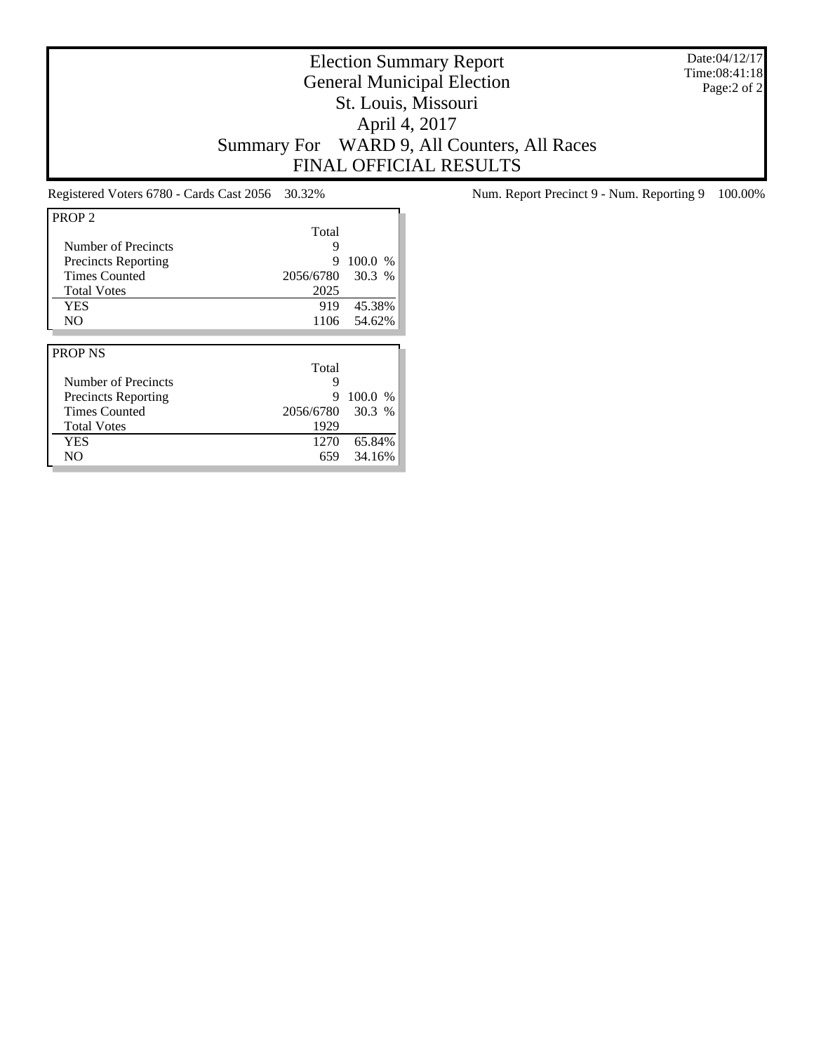# Election Summary Report
## General Municipal Election
## St. Louis, Missouri
## April 4, 2017
## Summary For WARD 9, All Counters, All Races
## FINAL OFFICIAL RESULTS

Date:04/12/17
Time:08:41:18

Registered Voters 6780 - Cards Cast 2056 30.32%

Num. Report Precinct 9 - Num. Reporting 9 100.00%

| PROP 2 | Total | |
|---|---|---|
| Number of Precincts | 9 | |
| Precincts Reporting | 9 | 100.0 % |
| Times Counted | 2056/6780 | 30.3 % |
| Total Votes | 2025 | |
| YES | 919 | 45.38% |
| NO | 1106 | 54.62% |

| PROP NS | Total | |
|---|---|---|
| Number of Precincts | 9 | |
| Precincts Reporting | 9 | 100.0 % |
| Times Counted | 2056/6780 | 30.3 % |
| Total Votes | 1929 | |
| YES | 1270 | 65.84% |
| NO | 659 | 34.16% |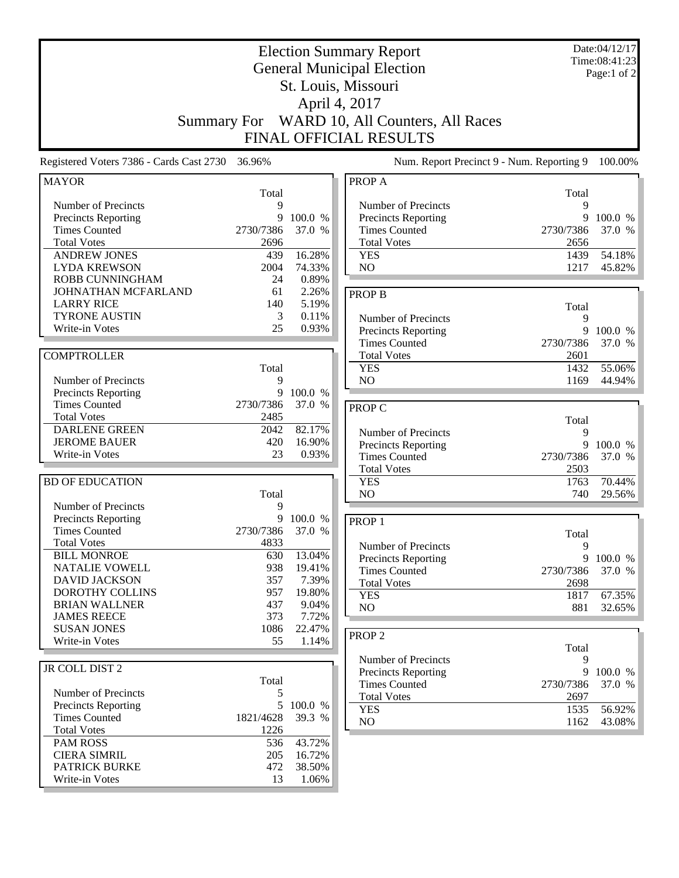# Election Summary Report

## General Municipal Election

## St. Louis, Missouri

## April 4, 2017

## Summary For WARD 10, All Counters, All Races

## FINAL OFFICIAL RESULTS

Date:04/12/17
Time:08:41:23
Page:1 of 2

Registered Voters 7386 - Cards Cast 2730 36.96%

Num. Report Precinct 9 - Num. Reporting 9 100.00%

| MAYOR | Total | |
|---|---|---|
| Number of Precincts | 9 | |
| Precincts Reporting | 9 | 100.0 % |
| Times Counted | 2730/7386 | 37.0 % |
| Total Votes | 2696 | |
| ANDREW JONES | 439 | 16.28% |
| LYDA KREWSON | 2004 | 74.33% |
| ROBB CUNNINGHAM | 24 | 0.89% |
| JOHNATHAN MCFARLAND | 61 | 2.26% |
| LARRY RICE | 140 | 5.19% |
| TYRONE AUSTIN | 3 | 0.11% |
| Write-in Votes | 25 | 0.93% |

| COMPTROLLER | Total | |
|---|---|---|
| Number of Precincts | 9 | |
| Precincts Reporting | 9 | 100.0 % |
| Times Counted | 2730/7386 | 37.0 % |
| Total Votes | 2485 | |
| DARLENE GREEN | 2042 | 82.17% |
| JEROME BAUER | 420 | 16.90% |
| Write-in Votes | 23 | 0.93% |

| BD OF EDUCATION | Total | |
|---|---|---|
| Number of Precincts | 9 | |
| Precincts Reporting | 9 | 100.0 % |
| Times Counted | 2730/7386 | 37.0 % |
| Total Votes | 4833 | |
| BILL MONROE | 630 | 13.04% |
| NATALIE VOWELL | 938 | 19.41% |
| DAVID JACKSON | 357 | 7.39% |
| DOROTHY COLLINS | 957 | 19.80% |
| BRIAN WALLNER | 437 | 9.04% |
| JAMES REECE | 373 | 7.72% |
| SUSAN JONES | 1086 | 22.47% |
| Write-in Votes | 55 | 1.14% |

| JR COLL DIST 2 | Total | |
|---|---|---|
| Number of Precincts | 5 | |
| Precincts Reporting | 5 | 100.0 % |
| Times Counted | 1821/4628 | 39.3 % |
| Total Votes | 1226 | |
| PAM ROSS | 536 | 43.72% |
| CIERA SIMRIL | 205 | 16.72% |
| PATRICK BURKE | 472 | 38.50% |
| Write-in Votes | 13 | 1.06% |

| PROP A | Total | |
|---|---|---|
| Number of Precincts | 9 | |
| Precincts Reporting | 9 | 100.0 % |
| Times Counted | 2730/7386 | 37.0 % |
| Total Votes | 2656 | |
| YES | 1439 | 54.18% |
| NO | 1217 | 45.82% |

| PROP B | Total | |
|---|---|---|
| Number of Precincts | 9 | |
| Precincts Reporting | 9 | 100.0 % |
| Times Counted | 2730/7386 | 37.0 % |
| Total Votes | 2601 | |
| YES | 1432 | 55.06% |
| NO | 1169 | 44.94% |

| PROP C | Total | |
|---|---|---|
| Number of Precincts | 9 | |
| Precincts Reporting | 9 | 100.0 % |
| Times Counted | 2730/7386 | 37.0 % |
| Total Votes | 2503 | |
| YES | 1763 | 70.44% |
| NO | 740 | 29.56% |

| PROP 1 | Total | |
|---|---|---|
| Number of Precincts | 9 | |
| Precincts Reporting | 9 | 100.0 % |
| Times Counted | 2730/7386 | 37.0 % |
| Total Votes | 2698 | |
| YES | 1817 | 67.35% |
| NO | 881 | 32.65% |

| PROP 2 | Total | |
|---|---|---|
| Number of Precincts | 9 | |
| Precincts Reporting | 9 | 100.0 % |
| Times Counted | 2730/7386 | 37.0 % |
| Total Votes | 2697 | |
| YES | 1535 | 56.92% |
| NO | 1162 | 43.08% |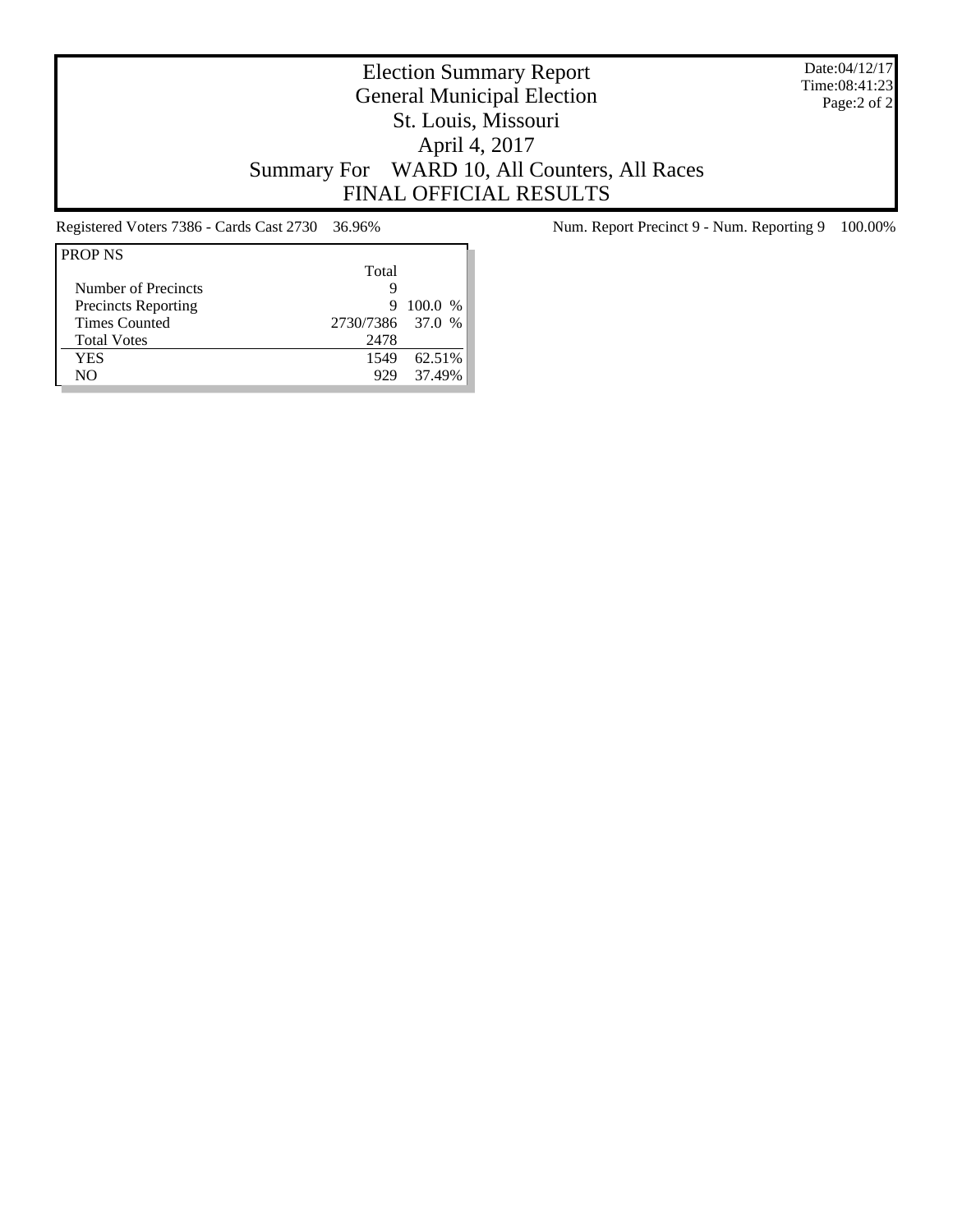# Election Summary Report
## General Municipal Election
## St. Louis, Missouri
## April 4, 2017
## Summary For WARD 10, All Counters, All Races
## FINAL OFFICIAL RESULTS

Date:04/12/17
Time:08:41:23

Registered Voters 7386 - Cards Cast 2730 36.96%

Num. Report Precinct 9 - Num. Reporting 9 100.00%

| PROP NS | Total | |
|---|---|---|
| Number of Precincts | 9 | |
| Precincts Reporting | 9 | 100.0 % |
| Times Counted | 2730/7386 | 37.0 % |
| Total Votes | 2478 | |
| YES | 1549 | 62.51% |
| NO | 929 | 37.49% |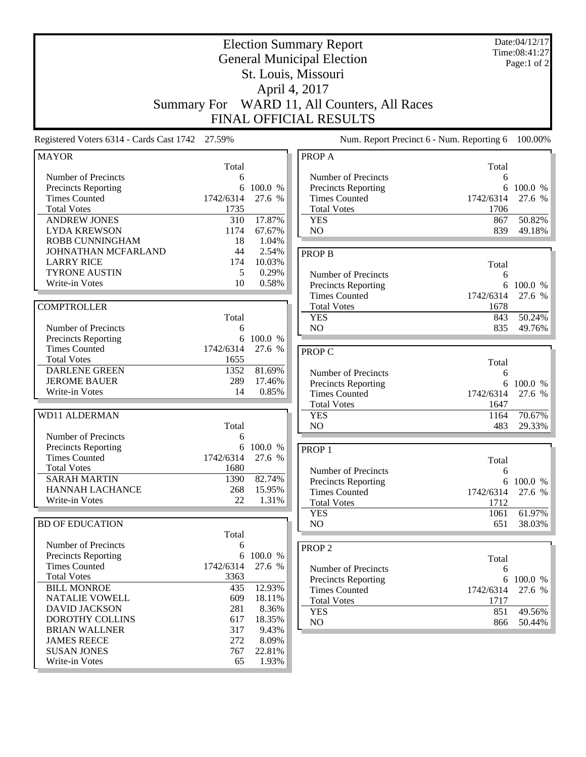# Election Summary Report
## General Municipal Election
## St. Louis, Missouri
## April 4, 2017
## Summary For WARD 11, All Counters, All Races
## FINAL OFFICIAL RESULTS

Date:04/12/17
Time:08:41:27

Registered Voters 6314 - Cards Cast 1742 27.59%

Num. Report Precinct 6 - Num. Reporting 6 100.00%

### MAYOR

| | Total | |
|---|---|---|
| Number of Precincts | 6 | |
| Precincts Reporting | 6 | 100.0 % |
| Times Counted | 1742/6314 | 27.6 % |
| Total Votes | 1735 | |
| ANDREW JONES | 310 | 17.87% |
| LYDA KREWSON | 1174 | 67.67% |
| ROBB CUNNINGHAM | 18 | 1.04% |
| JOHNATHAN MCFARLAND | 44 | 2.54% |
| LARRY RICE | 174 | 10.03% |
| TYRONE AUSTIN | 5 | 0.29% |
| Write-in Votes | 10 | 0.58% |

### COMPTROLLER

| | Total | |
|---|---|---|
| Number of Precincts | 6 | |
| Precincts Reporting | 6 | 100.0 % |
| Times Counted | 1742/6314 | 27.6 % |
| Total Votes | 1655 | |
| DARLENE GREEN | 1352 | 81.69% |
| JEROME BAUER | 289 | 17.46% |
| Write-in Votes | 14 | 0.85% |

### WD11 ALDERMAN

| | Total | |
|---|---|---|
| Number of Precincts | 6 | |
| Precincts Reporting | 6 | 100.0 % |
| Times Counted | 1742/6314 | 27.6 % |
| Total Votes | 1680 | |
| SARAH MARTIN | 1390 | 82.74% |
| HANNAH LACHANCE | 268 | 15.95% |
| Write-in Votes | 22 | 1.31% |

### BD OF EDUCATION

| | Total | |
|---|---|---|
| Number of Precincts | 6 | |
| Precincts Reporting | 6 | 100.0 % |
| Times Counted | 1742/6314 | 27.6 % |
| Total Votes | 3363 | |
| BILL MONROE | 435 | 12.93% |
| NATALIE VOWELL | 609 | 18.11% |
| DAVID JACKSON | 281 | 8.36% |
| DOROTHY COLLINS | 617 | 18.35% |
| BRIAN WALLNER | 317 | 9.43% |
| JAMES REECE | 272 | 8.09% |
| SUSAN JONES | 767 | 22.81% |
| Write-in Votes | 65 | 1.93% |

### PROP A

| | Total | |
|---|---|---|
| Number of Precincts | 6 | |
| Precincts Reporting | 6 | 100.0 % |
| Times Counted | 1742/6314 | 27.6 % |
| Total Votes | 1706 | |
| YES | 867 | 50.82% |
| NO | 839 | 49.18% |

### PROP B

| | Total | |
|---|---|---|
| Number of Precincts | 6 | |
| Precincts Reporting | 6 | 100.0 % |
| Times Counted | 1742/6314 | 27.6 % |
| Total Votes | 1678 | |
| YES | 843 | 50.24% |
| NO | 835 | 49.76% |

### PROP C

| | Total | |
|---|---|---|
| Number of Precincts | 6 | |
| Precincts Reporting | 6 | 100.0 % |
| Times Counted | 1742/6314 | 27.6 % |
| Total Votes | 1647 | |
| YES | 1164 | 70.67% |
| NO | 483 | 29.33% |

### PROP 1

| | Total | |
|---|---|---|
| Number of Precincts | 6 | |
| Precincts Reporting | 6 | 100.0 % |
| Times Counted | 1742/6314 | 27.6 % |
| Total Votes | 1712 | |
| YES | 1061 | 61.97% |
| NO | 651 | 38.03% |

### PROP 2

| | Total | |
|---|---|---|
| Number of Precincts | 6 | |
| Precincts Reporting | 6 | 100.0 % |
| Times Counted | 1742/6314 | 27.6 % |
| Total Votes | 1717 | |
| YES | 851 | 49.56% |
| NO | 866 | 50.44% |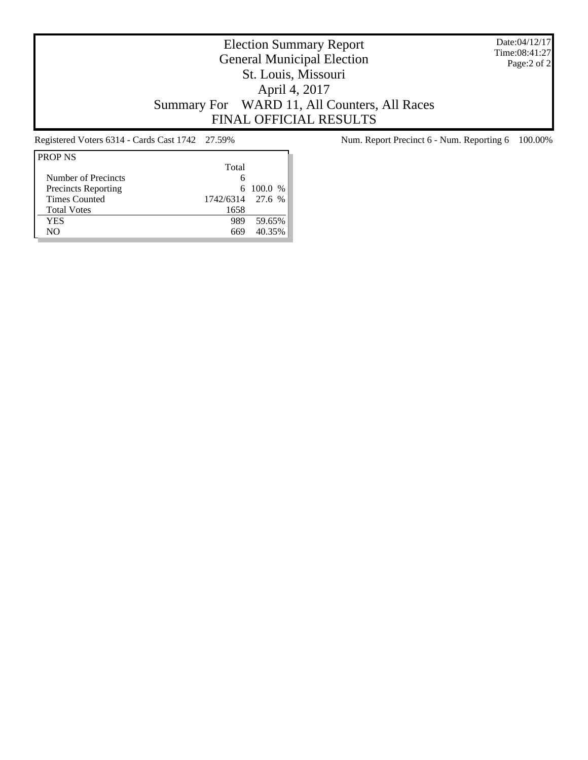# Election Summary Report
## General Municipal Election
## St. Louis, Missouri
## April 4, 2017
## Summary For WARD 11, All Counters, All Races
## FINAL OFFICIAL RESULTS

Date:04/12/17
Time:08:41:27

Registered Voters 6314 - Cards Cast 1742 27.59%

Num. Report Precinct 6 - Num. Reporting 6 100.00%

| PROP NS | Total | |
|---|---|---|
| Number of Precincts | 6 | |
| Precincts Reporting | 6 | 100.0 % |
| Times Counted | 1742/6314 | 27.6 % |
| Total Votes | 1658 | |
| YES | 989 | 59.65% |
| NO | 669 | 40.35% |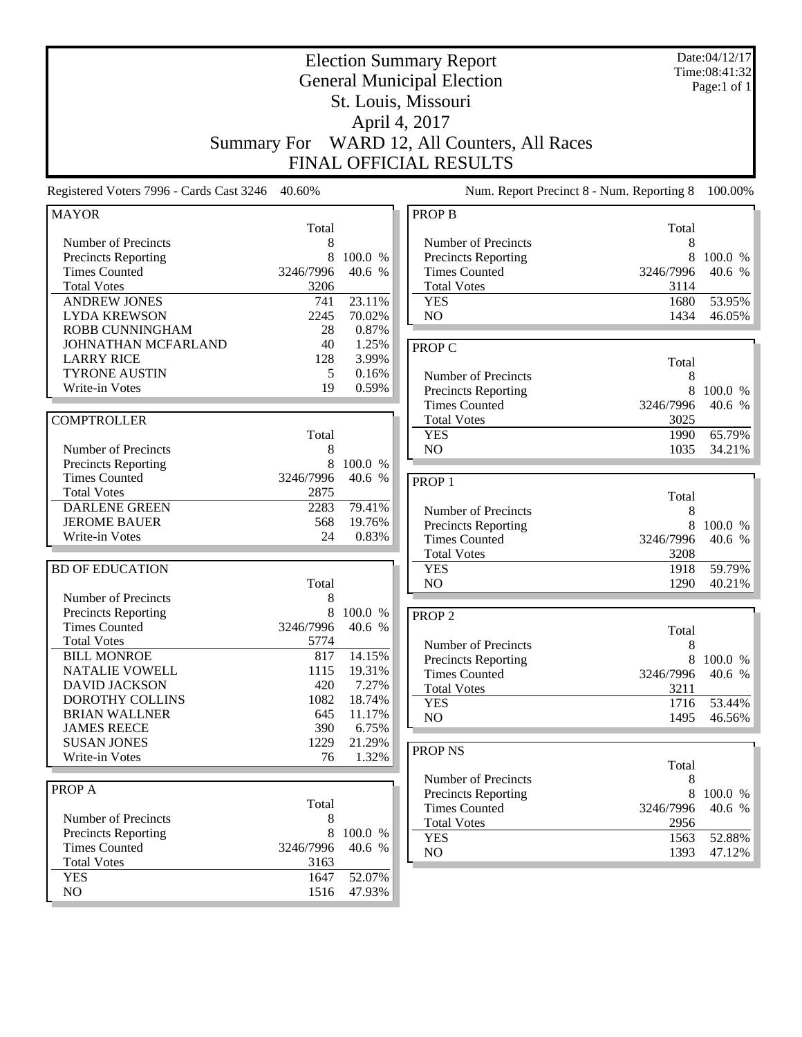# Election Summary Report

## General Municipal Election

## St. Louis, Missouri

## April 4, 2017

## Summary For WARD 12, All Counters, All Races

## FINAL OFFICIAL RESULTS

Date:04/12/17
Time:08:41:32
Page:1 of 1

Registered Voters 7996 - Cards Cast 3246 40.60%

Num. Report Precinct 8 - Num. Reporting 8 100.00%

### MAYOR

| | Total | |
|---|---|---|
| Number of Precincts | 8 | |
| Precincts Reporting | 8 | 100.0 % |
| Times Counted | 3246/7996 | 40.6 % |
| Total Votes | 3206 | |
| ANDREW JONES | 741 | 23.11% |
| LYDA KREWSON | 2245 | 70.02% |
| ROBB CUNNINGHAM | 28 | 0.87% |
| JOHNATHAN MCFARLAND | 40 | 1.25% |
| LARRY RICE | 128 | 3.99% |
| TYRONE AUSTIN | 5 | 0.16% |
| Write-in Votes | 19 | 0.59% |

### COMPTROLLER

| | Total | |
|---|---|---|
| Number of Precincts | 8 | |
| Precincts Reporting | 8 | 100.0 % |
| Times Counted | 3246/7996 | 40.6 % |
| Total Votes | 2875 | |
| DARLENE GREEN | 2283 | 79.41% |
| JEROME BAUER | 568 | 19.76% |
| Write-in Votes | 24 | 0.83% |

### BD OF EDUCATION

| | Total | |
|---|---|---|
| Number of Precincts | 8 | |
| Precincts Reporting | 8 | 100.0 % |
| Times Counted | 3246/7996 | 40.6 % |
| Total Votes | 5774 | |
| BILL MONROE | 817 | 14.15% |
| NATALIE VOWELL | 1115 | 19.31% |
| DAVID JACKSON | 420 | 7.27% |
| DOROTHY COLLINS | 1082 | 18.74% |
| BRIAN WALLNER | 645 | 11.17% |
| JAMES REECE | 390 | 6.75% |
| SUSAN JONES | 1229 | 21.29% |
| Write-in Votes | 76 | 1.32% |

### PROP A

| | Total | |
|---|---|---|
| Number of Precincts | 8 | |
| Precincts Reporting | 8 | 100.0 % |
| Times Counted | 3246/7996 | 40.6 % |
| Total Votes | 3163 | |
| YES | 1647 | 52.07% |
| NO | 1516 | 47.93% |

### PROP B

| | Total | |
|---|---|---|
| Number of Precincts | 8 | |
| Precincts Reporting | 8 | 100.0 % |
| Times Counted | 3246/7996 | 40.6 % |
| Total Votes | 3114 | |
| YES | 1680 | 53.95% |
| NO | 1434 | 46.05% |

### PROP C

| | Total | |
|---|---|---|
| Number of Precincts | 8 | |
| Precincts Reporting | 8 | 100.0 % |
| Times Counted | 3246/7996 | 40.6 % |
| Total Votes | 3025 | |
| YES | 1990 | 65.79% |
| NO | 1035 | 34.21% |

### PROP 1

| | Total | |
|---|---|---|
| Number of Precincts | 8 | |
| Precincts Reporting | 8 | 100.0 % |
| Times Counted | 3246/7996 | 40.6 % |
| Total Votes | 3208 | |
| YES | 1918 | 59.79% |
| NO | 1290 | 40.21% |

### PROP 2

| | Total | |
|---|---|---|
| Number of Precincts | 8 | |
| Precincts Reporting | 8 | 100.0 % |
| Times Counted | 3246/7996 | 40.6 % |
| Total Votes | 3211 | |
| YES | 1716 | 53.44% |
| NO | 1495 | 46.56% |

### PROP NS

| | Total | |
|---|---|---|
| Number of Precincts | 8 | |
| Precincts Reporting | 8 | 100.0 % |
| Times Counted | 3246/7996 | 40.6 % |
| Total Votes | 2956 | |
| YES | 1563 | 52.88% |
| NO | 1393 | 47.12% |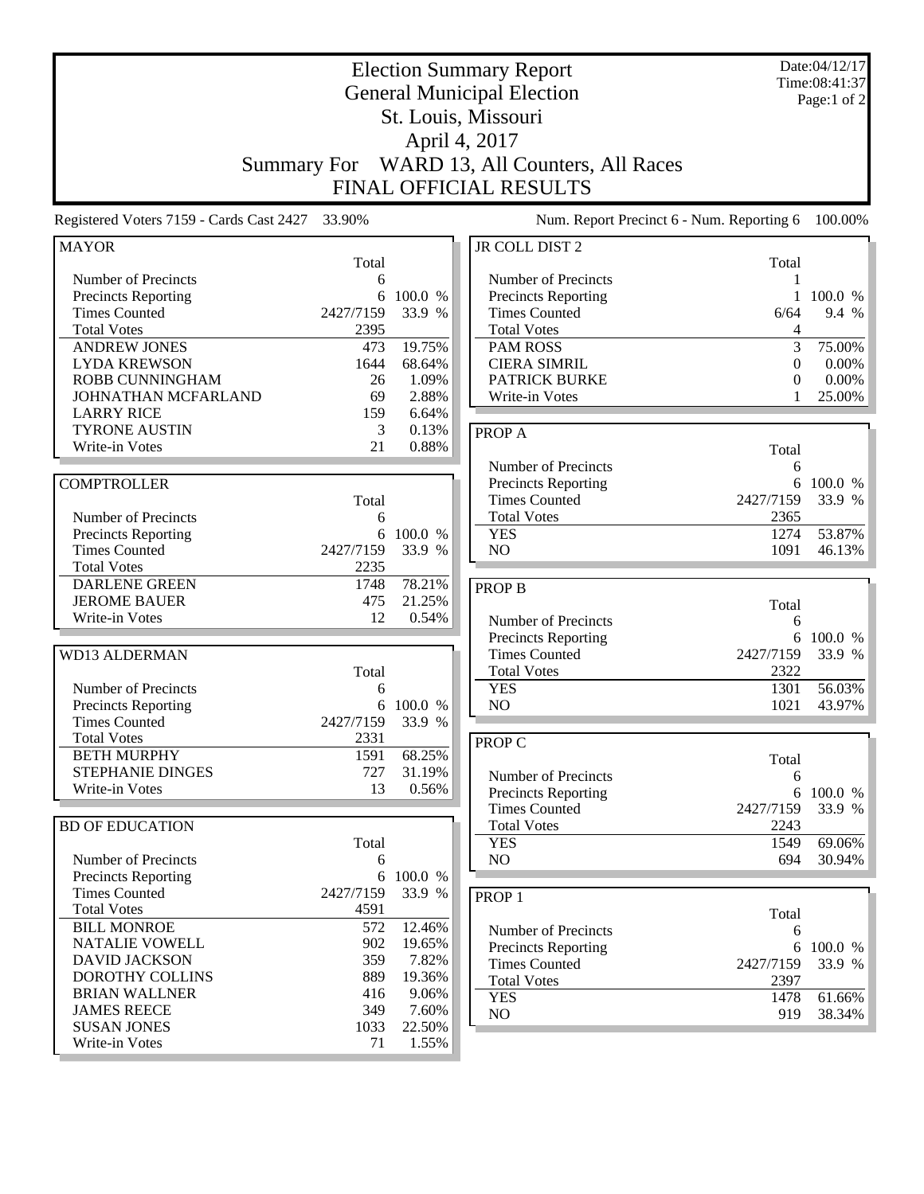# Election Summary Report

## General Municipal Election

## St. Louis, Missouri

## April 4, 2017

## Summary For WARD 13, All Counters, All Races

## FINAL OFFICIAL RESULTS

Date:04/12/17
Time:08:41:37

Registered Voters 7159 - Cards Cast 2427 33.90%

Num. Report Precinct 6 - Num. Reporting 6 100.00%

### MAYOR

| | Total | |
|---|---|---|
| Number of Precincts | 6 | |
| Precincts Reporting | 6 | 100.0 % |
| Times Counted | 2427/7159 | 33.9 % |
| Total Votes | 2395 | |
| ANDREW JONES | 473 | 19.75% |
| LYDA KREWSON | 1644 | 68.64% |
| ROBB CUNNINGHAM | 26 | 1.09% |
| JOHNATHAN MCFARLAND | 69 | 2.88% |
| LARRY RICE | 159 | 6.64% |
| TYRONE AUSTIN | 3 | 0.13% |
| Write-in Votes | 21 | 0.88% |

### COMPTROLLER

| | Total | |
|---|---|---|
| Number of Precincts | 6 | |
| Precincts Reporting | 6 | 100.0 % |
| Times Counted | 2427/7159 | 33.9 % |
| Total Votes | 2235 | |
| DARLENE GREEN | 1748 | 78.21% |
| JEROME BAUER | 475 | 21.25% |
| Write-in Votes | 12 | 0.54% |

### WD13 ALDERMAN

| | Total | |
|---|---|---|
| Number of Precincts | 6 | |
| Precincts Reporting | 6 | 100.0 % |
| Times Counted | 2427/7159 | 33.9 % |
| Total Votes | 2331 | |
| BETH MURPHY | 1591 | 68.25% |
| STEPHANIE DINGES | 727 | 31.19% |
| Write-in Votes | 13 | 0.56% |

### BD OF EDUCATION

| | Total | |
|---|---|---|
| Number of Precincts | 6 | |
| Precincts Reporting | 6 | 100.0 % |
| Times Counted | 2427/7159 | 33.9 % |
| Total Votes | 4591 | |
| BILL MONROE | 572 | 12.46% |
| NATALIE VOWELL | 902 | 19.65% |
| DAVID JACKSON | 359 | 7.82% |
| DOROTHY COLLINS | 889 | 19.36% |
| BRIAN WALLNER | 416 | 9.06% |
| JAMES REECE | 349 | 7.60% |
| SUSAN JONES | 1033 | 22.50% |
| Write-in Votes | 71 | 1.55% |

### JR COLL DIST 2

| | Total | |
|---|---|---|
| Number of Precincts | 1 | |
| Precincts Reporting | 1 | 100.0 % |
| Times Counted | 6/64 | 9.4 % |
| Total Votes | 4 | |
| PAM ROSS | 3 | 75.00% |
| CIERA SIMRIL | 0 | 0.00% |
| PATRICK BURKE | 0 | 0.00% |
| Write-in Votes | 1 | 25.00% |

### PROP A

| | Total | |
|---|---|---|
| Number of Precincts | 6 | |
| Precincts Reporting | 6 | 100.0 % |
| Times Counted | 2427/7159 | 33.9 % |
| Total Votes | 2365 | |
| YES | 1274 | 53.87% |
| NO | 1091 | 46.13% |

### PROP B

| | Total | |
|---|---|---|
| Number of Precincts | 6 | |
| Precincts Reporting | 6 | 100.0 % |
| Times Counted | 2427/7159 | 33.9 % |
| Total Votes | 2322 | |
| YES | 1301 | 56.03% |
| NO | 1021 | 43.97% |

### PROP C

| | Total | |
|---|---|---|
| Number of Precincts | 6 | |
| Precincts Reporting | 6 | 100.0 % |
| Times Counted | 2427/7159 | 33.9 % |
| Total Votes | 2243 | |
| YES | 1549 | 69.06% |
| NO | 694 | 30.94% |

### PROP 1

| | Total | |
|---|---|---|
| Number of Precincts | 6 | |
| Precincts Reporting | 6 | 100.0 % |
| Times Counted | 2427/7159 | 33.9 % |
| Total Votes | 2397 | |
| YES | 1478 | 61.66% |
| NO | 919 | 38.34% |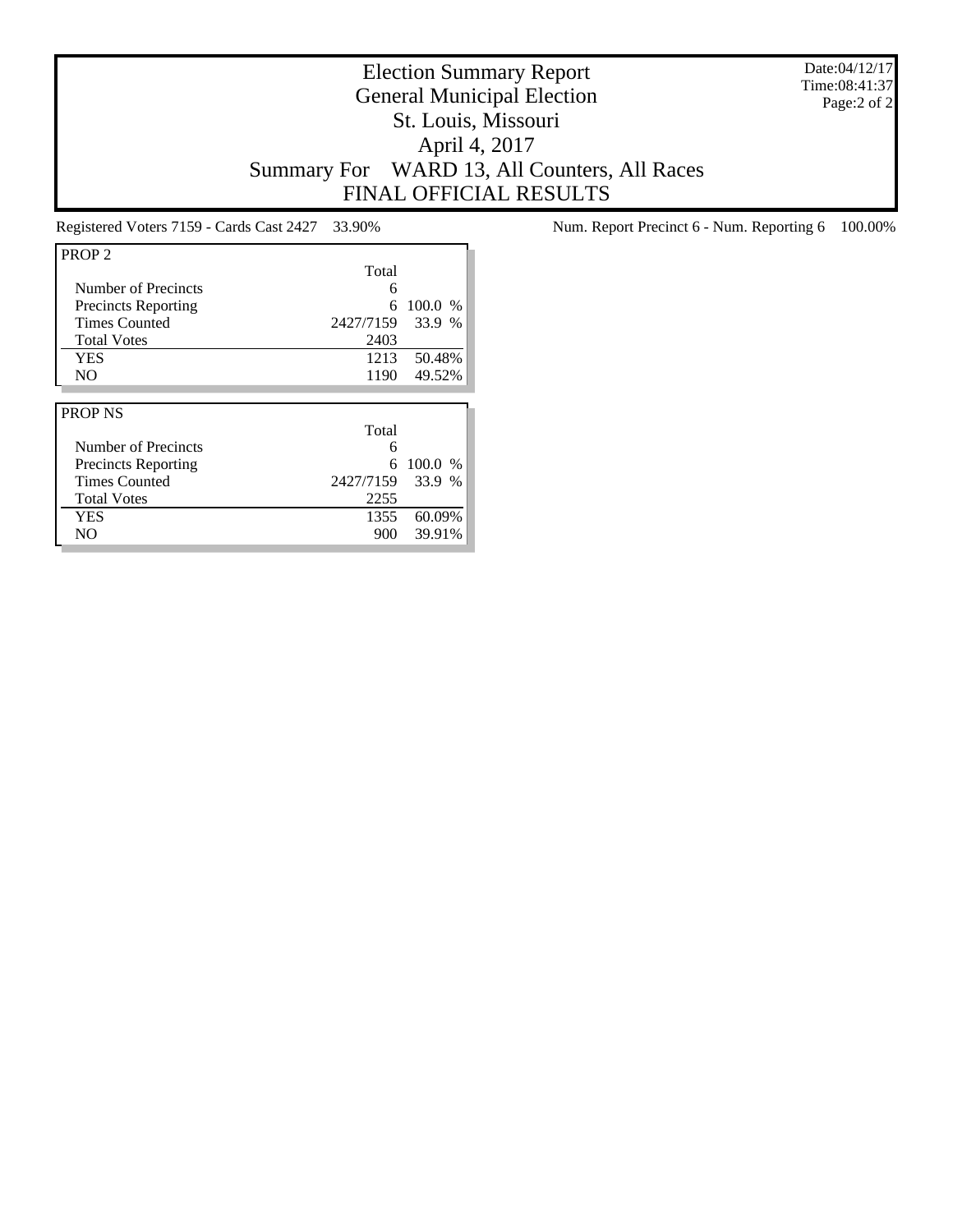# Election Summary Report
## General Municipal Election
## St. Louis, Missouri
## April 4, 2017
## Summary For WARD 13, All Counters, All Races
## FINAL OFFICIAL RESULTS

Date:04/12/17
Time:08:41:37

Registered Voters 7159 - Cards Cast 2427 33.90%

Num. Report Precinct 6 - Num. Reporting 6 100.00%

| PROP 2 | Total | |
|---|---|---|
| Number of Precincts | 6 | |
| Precincts Reporting | 6 | 100.0 % |
| Times Counted | 2427/7159 | 33.9 % |
| Total Votes | 2403 | |
| YES | 1213 | 50.48% |
| NO | 1190 | 49.52% |

| PROP NS | Total | |
|---|---|---|
| Number of Precincts | 6 | |
| Precincts Reporting | 6 | 100.0 % |
| Times Counted | 2427/7159 | 33.9 % |
| Total Votes | 2255 | |
| YES | 1355 | 60.09% |
| NO | 900 | 39.91% |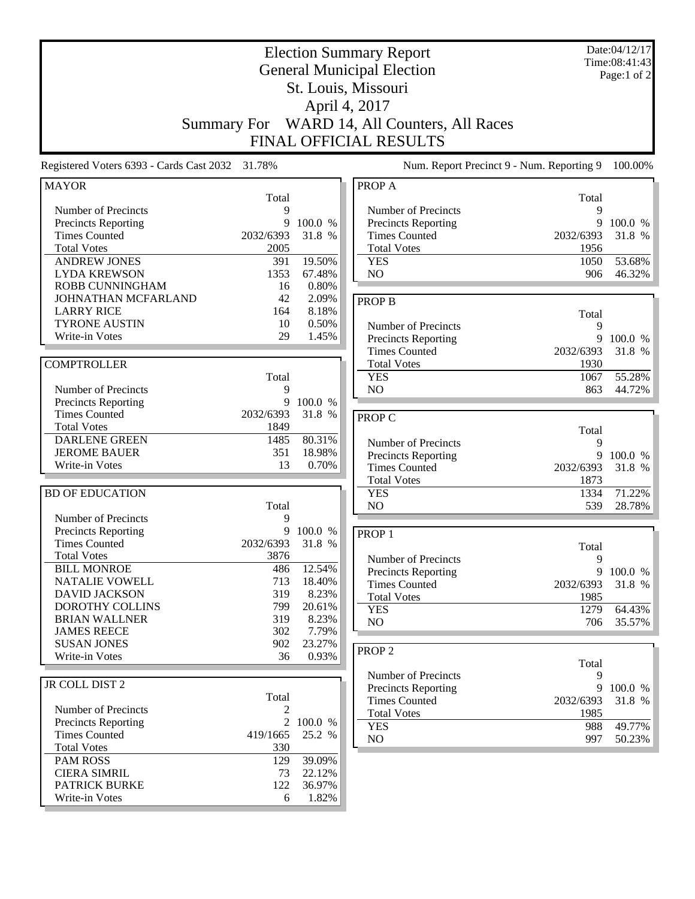# Election Summary Report
## General Municipal Election
## St. Louis, Missouri
## April 4, 2017
## Summary For WARD 14, All Counters, All Races
## FINAL OFFICIAL RESULTS

Date:04/12/17
Time:08:41:43
Page:1 of 2

Registered Voters 6393 - Cards Cast 2032 31.78%

Num. Report Precinct 9 - Num. Reporting 9 100.00%

### MAYOR

| | Total | |
|---|---|---|
| Number of Precincts | 9 | |
| Precincts Reporting | 9 | 100.0 % |
| Times Counted | 2032/6393 | 31.8 % |
| Total Votes | 2005 | |
| ANDREW JONES | 391 | 19.50% |
| LYDA KREWSON | 1353 | 67.48% |
| ROBB CUNNINGHAM | 16 | 0.80% |
| JOHNATHAN MCFARLAND | 42 | 2.09% |
| LARRY RICE | 164 | 8.18% |
| TYRONE AUSTIN | 10 | 0.50% |
| Write-in Votes | 29 | 1.45% |

### COMPTROLLER

| | Total | |
|---|---|---|
| Number of Precincts | 9 | |
| Precincts Reporting | 9 | 100.0 % |
| Times Counted | 2032/6393 | 31.8 % |
| Total Votes | 1849 | |
| DARLENE GREEN | 1485 | 80.31% |
| JEROME BAUER | 351 | 18.98% |
| Write-in Votes | 13 | 0.70% |

### BD OF EDUCATION

| | Total | |
|---|---|---|
| Number of Precincts | 9 | |
| Precincts Reporting | 9 | 100.0 % |
| Times Counted | 2032/6393 | 31.8 % |
| Total Votes | 3876 | |
| BILL MONROE | 486 | 12.54% |
| NATALIE VOWELL | 713 | 18.40% |
| DAVID JACKSON | 319 | 8.23% |
| DOROTHY COLLINS | 799 | 20.61% |
| BRIAN WALLNER | 319 | 8.23% |
| JAMES REECE | 302 | 7.79% |
| SUSAN JONES | 902 | 23.27% |
| Write-in Votes | 36 | 0.93% |

### JR COLL DIST 2

| | Total | |
|---|---|---|
| Number of Precincts | 2 | |
| Precincts Reporting | 2 | 100.0 % |
| Times Counted | 419/1665 | 25.2 % |
| Total Votes | 330 | |
| PAM ROSS | 129 | 39.09% |
| CIERA SIMRIL | 73 | 22.12% |
| PATRICK BURKE | 122 | 36.97% |
| Write-in Votes | 6 | 1.82% |

### PROP A

| | Total | |
|---|---|---|
| Number of Precincts | 9 | |
| Precincts Reporting | 9 | 100.0 % |
| Times Counted | 2032/6393 | 31.8 % |
| Total Votes | 1956 | |
| YES | 1050 | 53.68% |
| NO | 906 | 46.32% |

### PROP B

| | Total | |
|---|---|---|
| Number of Precincts | 9 | |
| Precincts Reporting | 9 | 100.0 % |
| Times Counted | 2032/6393 | 31.8 % |
| Total Votes | 1930 | |
| YES | 1067 | 55.28% |
| NO | 863 | 44.72% |

### PROP C

| | Total | |
|---|---|---|
| Number of Precincts | 9 | |
| Precincts Reporting | 9 | 100.0 % |
| Times Counted | 2032/6393 | 31.8 % |
| Total Votes | 1873 | |
| YES | 1334 | 71.22% |
| NO | 539 | 28.78% |

### PROP 1

| | Total | |
|---|---|---|
| Number of Precincts | 9 | |
| Precincts Reporting | 9 | 100.0 % |
| Times Counted | 2032/6393 | 31.8 % |
| Total Votes | 1985 | |
| YES | 1279 | 64.43% |
| NO | 706 | 35.57% |

### PROP 2

| | Total | |
|---|---|---|
| Number of Precincts | 9 | |
| Precincts Reporting | 9 | 100.0 % |
| Times Counted | 2032/6393 | 31.8 % |
| Total Votes | 1985 | |
| YES | 988 | 49.77% |
| NO | 997 | 50.23% |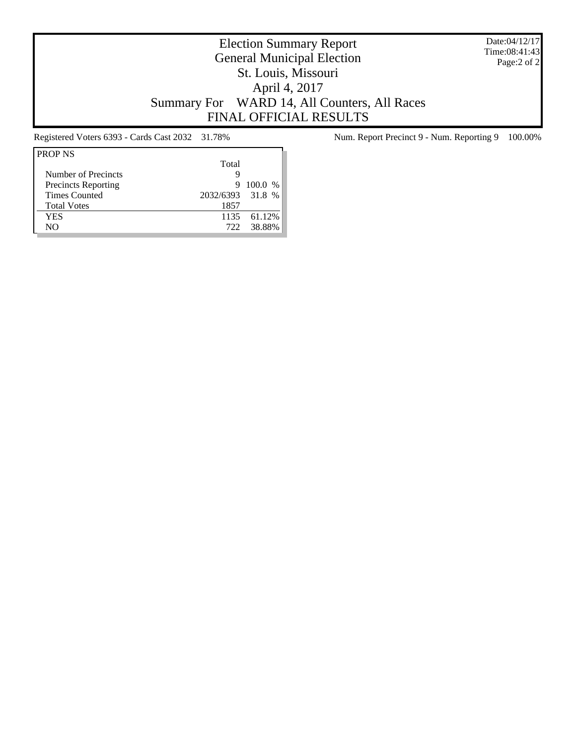# Election Summary Report
## General Municipal Election
## St. Louis, Missouri
## April 4, 2017
## Summary For WARD 14, All Counters, All Races
## FINAL OFFICIAL RESULTS

Date:04/12/17
Time:08:41:43

Registered Voters 6393 - Cards Cast 2032 31.78%

Num. Report Precinct 9 - Num. Reporting 9 100.00%

| PROP NS | Total | |
|---|---|---|
| Number of Precincts | 9 | |
| Precincts Reporting | 9 | 100.0 % |
| Times Counted | 2032/6393 | 31.8 % |
| Total Votes | 1857 | |
| YES | 1135 | 61.12% |
| NO | 722 | 38.88% |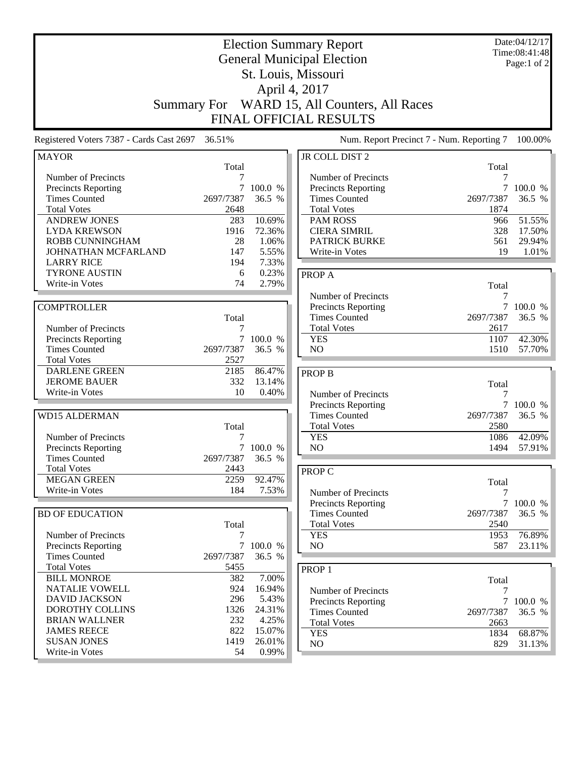# Election Summary Report
## General Municipal Election
## St. Louis, Missouri
## April 4, 2017
## Summary For WARD 15, All Counters, All Races
## FINAL OFFICIAL RESULTS

Date:04/12/17
Time:08:41:48

Registered Voters 7387 - Cards Cast 2697 36.51%

Num. Report Precinct 7 - Num. Reporting 7 100.00%

### MAYOR

| | Total | |
|---|---|---|
| Number of Precincts | 7 | |
| Precincts Reporting | 7 | 100.0 % |
| Times Counted | 2697/7387 | 36.5 % |
| Total Votes | 2648 | |
| ANDREW JONES | 283 | 10.69% |
| LYDA KREWSON | 1916 | 72.36% |
| ROBB CUNNINGHAM | 28 | 1.06% |
| JOHNATHAN MCFARLAND | 147 | 5.55% |
| LARRY RICE | 194 | 7.33% |
| TYRONE AUSTIN | 6 | 0.23% |
| Write-in Votes | 74 | 2.79% |

### COMPTROLLER

| | Total | |
|---|---|---|
| Number of Precincts | 7 | |
| Precincts Reporting | 7 | 100.0 % |
| Times Counted | 2697/7387 | 36.5 % |
| Total Votes | 2527 | |
| DARLENE GREEN | 2185 | 86.47% |
| JEROME BAUER | 332 | 13.14% |
| Write-in Votes | 10 | 0.40% |

### WD15 ALDERMAN

| | Total | |
|---|---|---|
| Number of Precincts | 7 | |
| Precincts Reporting | 7 | 100.0 % |
| Times Counted | 2697/7387 | 36.5 % |
| Total Votes | 2443 | |
| MEGAN GREEN | 2259 | 92.47% |
| Write-in Votes | 184 | 7.53% |

### BD OF EDUCATION

| | Total | |
|---|---|---|
| Number of Precincts | 7 | |
| Precincts Reporting | 7 | 100.0 % |
| Times Counted | 2697/7387 | 36.5 % |
| Total Votes | 5455 | |
| BILL MONROE | 382 | 7.00% |
| NATALIE VOWELL | 924 | 16.94% |
| DAVID JACKSON | 296 | 5.43% |
| DOROTHY COLLINS | 1326 | 24.31% |
| BRIAN WALLNER | 232 | 4.25% |
| JAMES REECE | 822 | 15.07% |
| SUSAN JONES | 1419 | 26.01% |
| Write-in Votes | 54 | 0.99% |

### JR COLL DIST 2

| | Total | |
|---|---|---|
| Number of Precincts | 7 | |
| Precincts Reporting | 7 | 100.0 % |
| Times Counted | 2697/7387 | 36.5 % |
| Total Votes | 1874 | |
| PAM ROSS | 966 | 51.55% |
| CIERA SIMRIL | 328 | 17.50% |
| PATRICK BURKE | 561 | 29.94% |
| Write-in Votes | 19 | 1.01% |

### PROP A

| | Total | |
|---|---|---|
| Number of Precincts | 7 | |
| Precincts Reporting | 7 | 100.0 % |
| Times Counted | 2697/7387 | 36.5 % |
| Total Votes | 2617 | |
| YES | 1107 | 42.30% |
| NO | 1510 | 57.70% |

### PROP B

| | Total | |
|---|---|---|
| Number of Precincts | 7 | |
| Precincts Reporting | 7 | 100.0 % |
| Times Counted | 2697/7387 | 36.5 % |
| Total Votes | 2580 | |
| YES | 1086 | 42.09% |
| NO | 1494 | 57.91% |

### PROP C

| | Total | |
|---|---|---|
| Number of Precincts | 7 | |
| Precincts Reporting | 7 | 100.0 % |
| Times Counted | 2697/7387 | 36.5 % |
| Total Votes | 2540 | |
| YES | 1953 | 76.89% |
| NO | 587 | 23.11% |

### PROP 1

| | Total | |
|---|---|---|
| Number of Precincts | 7 | |
| Precincts Reporting | 7 | 100.0 % |
| Times Counted | 2697/7387 | 36.5 % |
| Total Votes | 2663 | |
| YES | 1834 | 68.87% |
| NO | 829 | 31.13% |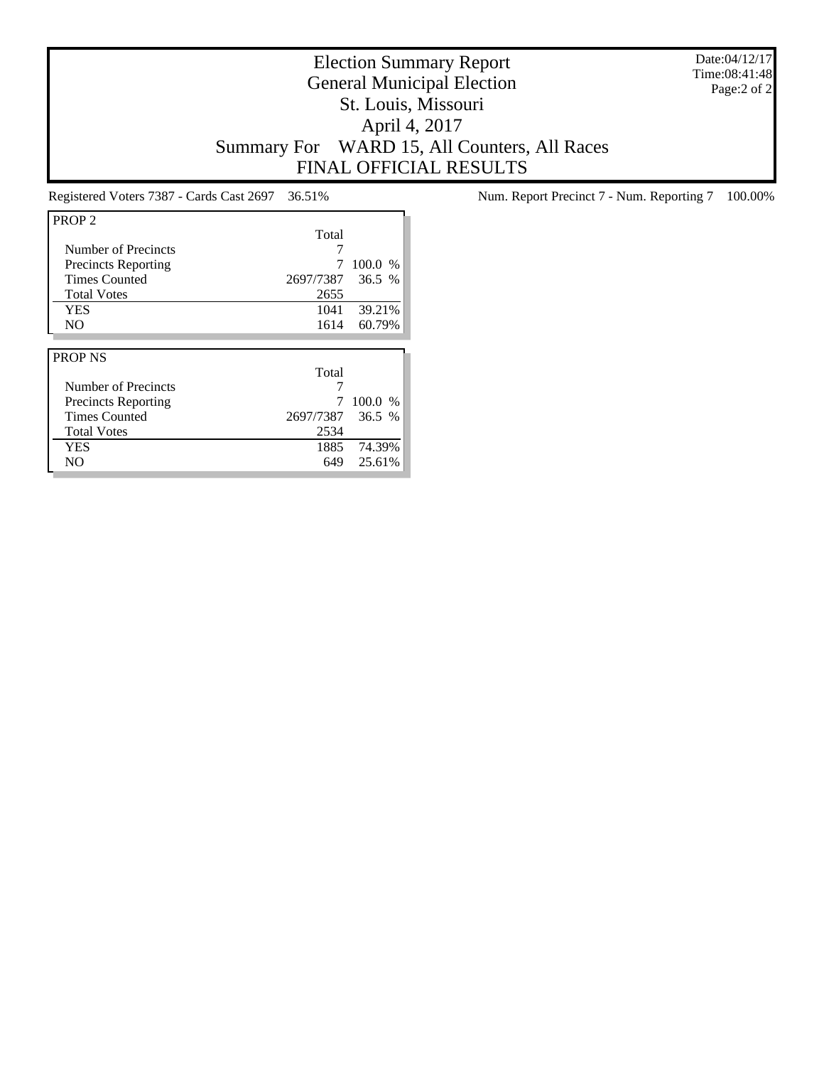# Election Summary Report
## General Municipal Election
## St. Louis, Missouri
## April 4, 2017
## Summary For WARD 15, All Counters, All Races
## FINAL OFFICIAL RESULTS

Date:04/12/17
Time:08:41:48

Registered Voters 7387 - Cards Cast 2697 36.51%

Num. Report Precinct 7 - Num. Reporting 7 100.00%

| PROP 2 | Total | |
|---|---|---|
| Number of Precincts | 7 | |
| Precincts Reporting | 7 | 100.0 % |
| Times Counted | 2697/7387 | 36.5 % |
| Total Votes | 2655 | |
| YES | 1041 | 39.21% |
| NO | 1614 | 60.79% |

| PROP NS | Total | |
|---|---|---|
| Number of Precincts | 7 | |
| Precincts Reporting | 7 | 100.0 % |
| Times Counted | 2697/7387 | 36.5 % |
| Total Votes | 2534 | |
| YES | 1885 | 74.39% |
| NO | 649 | 25.61% |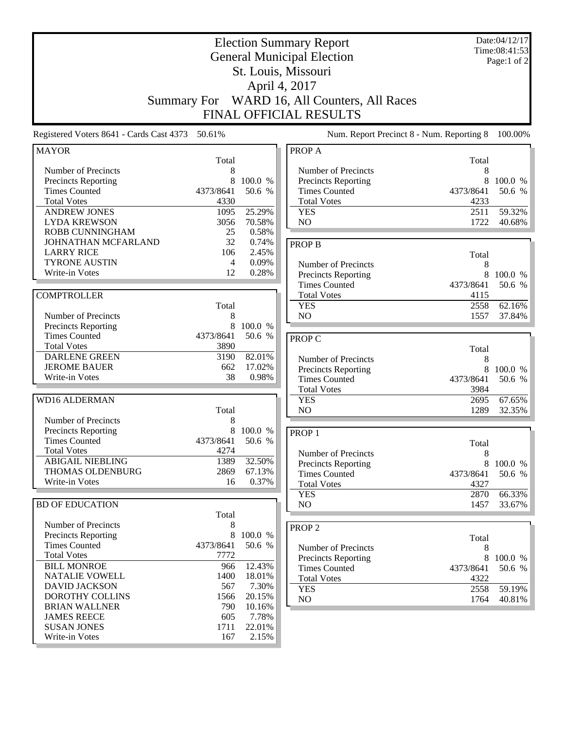# Election Summary Report

## General Municipal Election

## St. Louis, Missouri

## April 4, 2017

## Summary For WARD 16, All Counters, All Races

## FINAL OFFICIAL RESULTS

Date:04/12/17
Time:08:41:53
Page:1 of 2

Registered Voters 8641 - Cards Cast 4373 50.61%

Num. Report Precinct 8 - Num. Reporting 8 100.00%

### MAYOR

| | Total | |
|---|---|---|
| Number of Precincts | 8 | |
| Precincts Reporting | 8 | 100.0 % |
| Times Counted | 4373/8641 | 50.6 % |
| Total Votes | 4330 | |
| ANDREW JONES | 1095 | 25.29% |
| LYDA KREWSON | 3056 | 70.58% |
| ROBB CUNNINGHAM | 25 | 0.58% |
| JOHNATHAN MCFARLAND | 32 | 0.74% |
| LARRY RICE | 106 | 2.45% |
| TYRONE AUSTIN | 4 | 0.09% |
| Write-in Votes | 12 | 0.28% |

### COMPTROLLER

| | Total | |
|---|---|---|
| Number of Precincts | 8 | |
| Precincts Reporting | 8 | 100.0 % |
| Times Counted | 4373/8641 | 50.6 % |
| Total Votes | 3890 | |
| DARLENE GREEN | 3190 | 82.01% |
| JEROME BAUER | 662 | 17.02% |
| Write-in Votes | 38 | 0.98% |

### WD16 ALDERMAN

| | Total | |
|---|---|---|
| Number of Precincts | 8 | |
| Precincts Reporting | 8 | 100.0 % |
| Times Counted | 4373/8641 | 50.6 % |
| Total Votes | 4274 | |
| ABIGAIL NIEBLING | 1389 | 32.50% |
| THOMAS OLDENBURG | 2869 | 67.13% |
| Write-in Votes | 16 | 0.37% |

### BD OF EDUCATION

| | Total | |
|---|---|---|
| Number of Precincts | 8 | |
| Precincts Reporting | 8 | 100.0 % |
| Times Counted | 4373/8641 | 50.6 % |
| Total Votes | 7772 | |
| BILL MONROE | 966 | 12.43% |
| NATALIE VOWELL | 1400 | 18.01% |
| DAVID JACKSON | 567 | 7.30% |
| DOROTHY COLLINS | 1566 | 20.15% |
| BRIAN WALLNER | 790 | 10.16% |
| JAMES REECE | 605 | 7.78% |
| SUSAN JONES | 1711 | 22.01% |
| Write-in Votes | 167 | 2.15% |

### PROP A

| | Total | |
|---|---|---|
| Number of Precincts | 8 | |
| Precincts Reporting | 8 | 100.0 % |
| Times Counted | 4373/8641 | 50.6 % |
| Total Votes | 4233 | |
| YES | 2511 | 59.32% |
| NO | 1722 | 40.68% |

### PROP B

| | Total | |
|---|---|---|
| Number of Precincts | 8 | |
| Precincts Reporting | 8 | 100.0 % |
| Times Counted | 4373/8641 | 50.6 % |
| Total Votes | 4115 | |
| YES | 2558 | 62.16% |
| NO | 1557 | 37.84% |

### PROP C

| | Total | |
|---|---|---|
| Number of Precincts | 8 | |
| Precincts Reporting | 8 | 100.0 % |
| Times Counted | 4373/8641 | 50.6 % |
| Total Votes | 3984 | |
| YES | 2695 | 67.65% |
| NO | 1289 | 32.35% |

### PROP 1

| | Total | |
|---|---|---|
| Number of Precincts | 8 | |
| Precincts Reporting | 8 | 100.0 % |
| Times Counted | 4373/8641 | 50.6 % |
| Total Votes | 4327 | |
| YES | 2870 | 66.33% |
| NO | 1457 | 33.67% |

### PROP 2

| | Total | |
|---|---|---|
| Number of Precincts | 8 | |
| Precincts Reporting | 8 | 100.0 % |
| Times Counted | 4373/8641 | 50.6 % |
| Total Votes | 4322 | |
| YES | 2558 | 59.19% |
| NO | 1764 | 40.81% |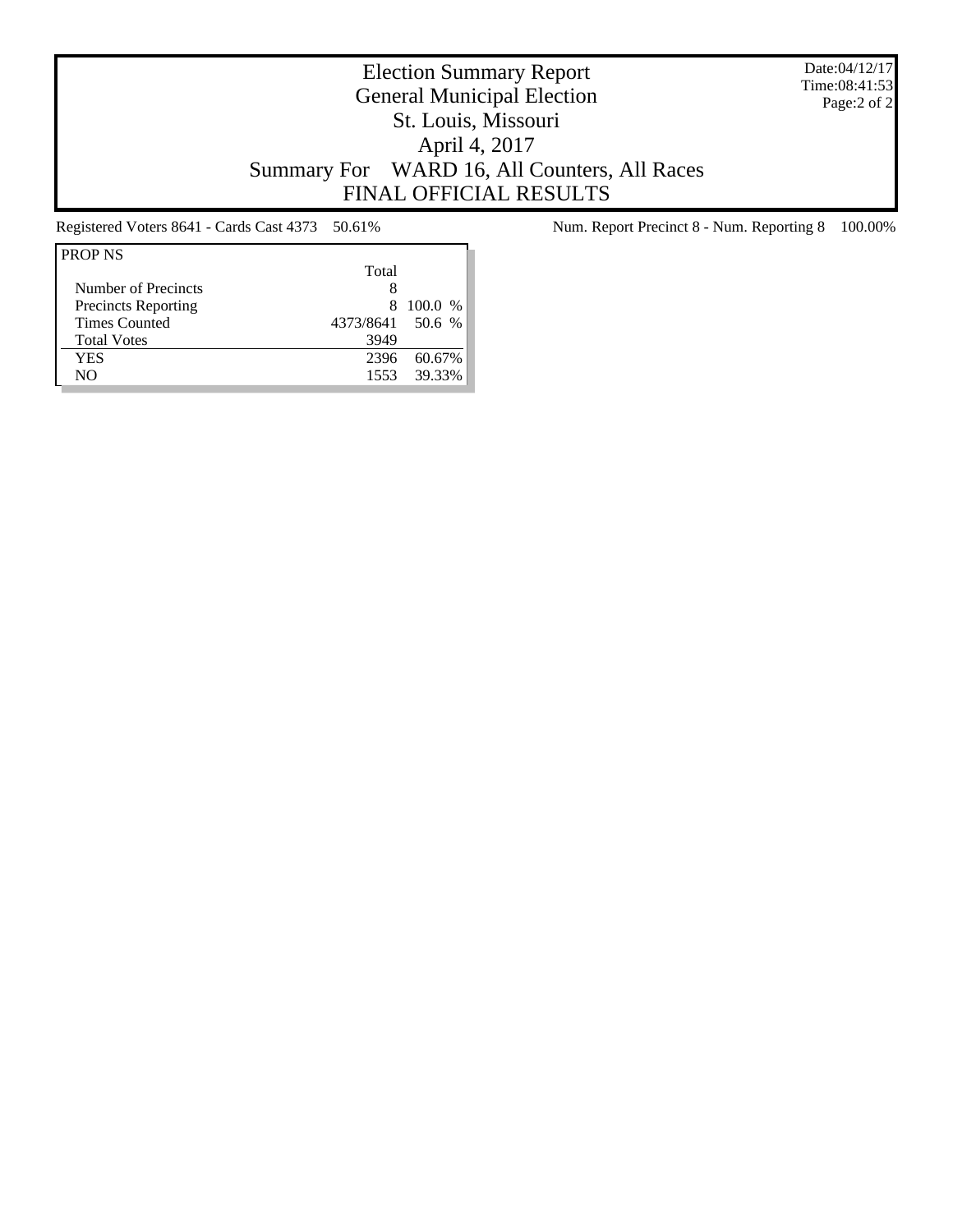# Election Summary Report
## General Municipal Election
## St. Louis, Missouri
## April 4, 2017
## Summary For WARD 16, All Counters, All Races
## FINAL OFFICIAL RESULTS

Date:04/12/17
Time:08:41:53

Registered Voters 8641 - Cards Cast 4373 50.61%

Num. Report Precinct 8 - Num. Reporting 8 100.00%

| PROP NS | Total | |
|---|---|---|
| Number of Precincts | 8 | |
| Precincts Reporting | 8 | 100.0 % |
| Times Counted | 4373/8641 | 50.6 % |
| Total Votes | 3949 | |
| YES | 2396 | 60.67% |
| NO | 1553 | 39.33% |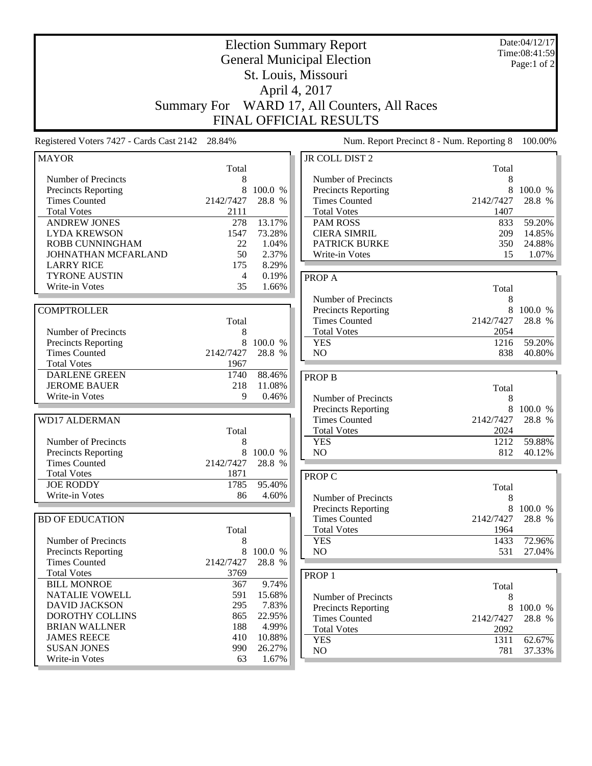# Election Summary Report

## General Municipal Election

## St. Louis, Missouri

## April 4, 2017

## Summary For WARD 17, All Counters, All Races

## FINAL OFFICIAL RESULTS

Date:04/12/17
Time:08:41:59

Registered Voters 7427 - Cards Cast 2142 28.84%

Num. Report Precinct 8 - Num. Reporting 8 100.00%

### MAYOR

| | Total | |
|---|---|---|
| Number of Precincts | 8 | |
| Precincts Reporting | 8 | 100.0 % |
| Times Counted | 2142/7427 | 28.8 % |
| Total Votes | 2111 | |
| ANDREW JONES | 278 | 13.17% |
| LYDA KREWSON | 1547 | 73.28% |
| ROBB CUNNINGHAM | 22 | 1.04% |
| JOHNATHAN MCFARLAND | 50 | 2.37% |
| LARRY RICE | 175 | 8.29% |
| TYRONE AUSTIN | 4 | 0.19% |
| Write-in Votes | 35 | 1.66% |

### COMPTROLLER

| | Total | |
|---|---|---|
| Number of Precincts | 8 | |
| Precincts Reporting | 8 | 100.0 % |
| Times Counted | 2142/7427 | 28.8 % |
| Total Votes | 1967 | |
| DARLENE GREEN | 1740 | 88.46% |
| JEROME BAUER | 218 | 11.08% |
| Write-in Votes | 9 | 0.46% |

### WD17 ALDERMAN

| | Total | |
|---|---|---|
| Number of Precincts | 8 | |
| Precincts Reporting | 8 | 100.0 % |
| Times Counted | 2142/7427 | 28.8 % |
| Total Votes | 1871 | |
| JOE RODDY | 1785 | 95.40% |
| Write-in Votes | 86 | 4.60% |

### BD OF EDUCATION

| | Total | |
|---|---|---|
| Number of Precincts | 8 | |
| Precincts Reporting | 8 | 100.0 % |
| Times Counted | 2142/7427 | 28.8 % |
| Total Votes | 3769 | |
| BILL MONROE | 367 | 9.74% |
| NATALIE VOWELL | 591 | 15.68% |
| DAVID JACKSON | 295 | 7.83% |
| DOROTHY COLLINS | 865 | 22.95% |
| BRIAN WALLNER | 188 | 4.99% |
| JAMES REECE | 410 | 10.88% |
| SUSAN JONES | 990 | 26.27% |
| Write-in Votes | 63 | 1.67% |

### JR COLL DIST 2

| | Total | |
|---|---|---|
| Number of Precincts | 8 | |
| Precincts Reporting | 8 | 100.0 % |
| Times Counted | 2142/7427 | 28.8 % |
| Total Votes | 1407 | |
| PAM ROSS | 833 | 59.20% |
| CIERA SIMRIL | 209 | 14.85% |
| PATRICK BURKE | 350 | 24.88% |
| Write-in Votes | 15 | 1.07% |

### PROP A

| | Total | |
|---|---|---|
| Number of Precincts | 8 | |
| Precincts Reporting | 8 | 100.0 % |
| Times Counted | 2142/7427 | 28.8 % |
| Total Votes | 2054 | |
| YES | 1216 | 59.20% |
| NO | 838 | 40.80% |

### PROP B

| | Total | |
|---|---|---|
| Number of Precincts | 8 | |
| Precincts Reporting | 8 | 100.0 % |
| Times Counted | 2142/7427 | 28.8 % |
| Total Votes | 2024 | |
| YES | 1212 | 59.88% |
| NO | 812 | 40.12% |

### PROP C

| | Total | |
|---|---|---|
| Number of Precincts | 8 | |
| Precincts Reporting | 8 | 100.0 % |
| Times Counted | 2142/7427 | 28.8 % |
| Total Votes | 1964 | |
| YES | 1433 | 72.96% |
| NO | 531 | 27.04% |

### PROP 1

| | Total | |
|---|---|---|
| Number of Precincts | 8 | |
| Precincts Reporting | 8 | 100.0 % |
| Times Counted | 2142/7427 | 28.8 % |
| Total Votes | 2092 | |
| YES | 1311 | 62.67% |
| NO | 781 | 37.33% |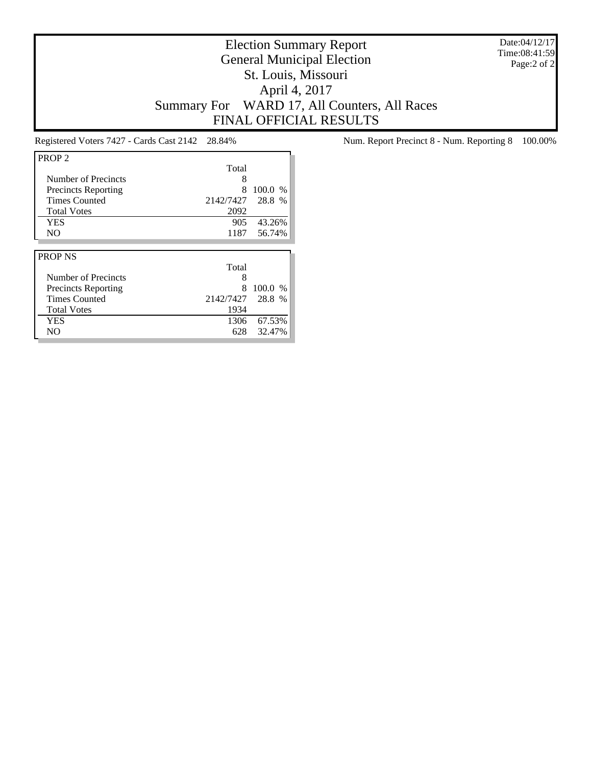# Election Summary Report

## General Municipal Election

## St. Louis, Missouri

## April 4, 2017

## Summary For WARD 17, All Counters, All Races

## FINAL OFFICIAL RESULTS

Date:04/12/17
Time:08:41:59

Registered Voters 7427 - Cards Cast 2142 28.84%

Num. Report Precinct 8 - Num. Reporting 8 100.00%

| PROP 2 | Total | |
|---|---|---|
| Number of Precincts | 8 | |
| Precincts Reporting | 8 | 100.0 % |
| Times Counted | 2142/7427 | 28.8 % |
| Total Votes | 2092 | |
| YES | 905 | 43.26% |
| NO | 1187 | 56.74% |

| PROP NS | Total | |
|---|---|---|
| Number of Precincts | 8 | |
| Precincts Reporting | 8 | 100.0 % |
| Times Counted | 2142/7427 | 28.8 % |
| Total Votes | 1934 | |
| YES | 1306 | 67.53% |
| NO | 628 | 32.47% |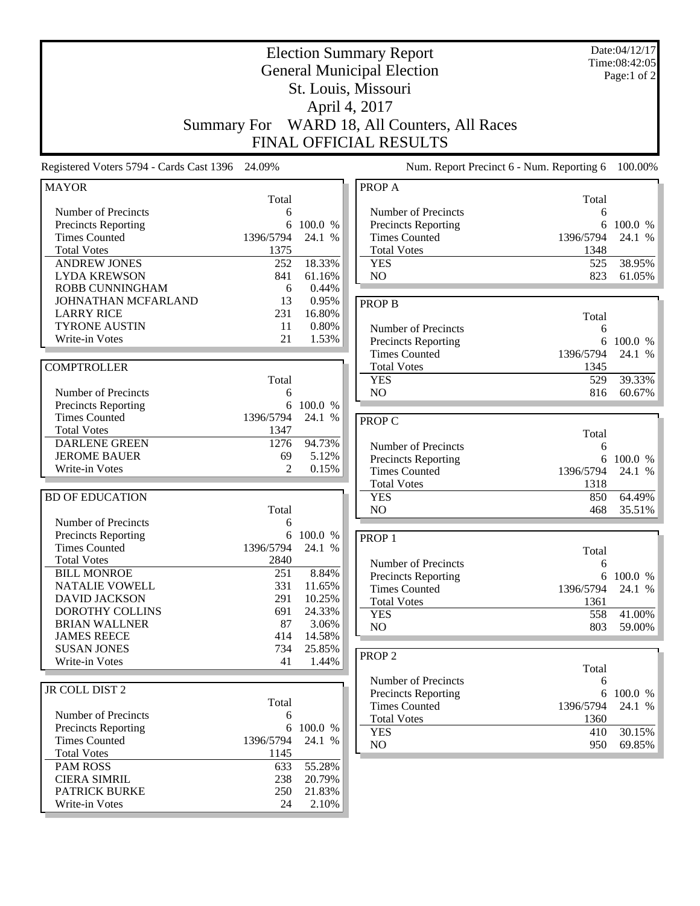# Election Summary Report

## General Municipal Election

## St. Louis, Missouri

## April 4, 2017

## Summary For WARD 18, All Counters, All Races

## FINAL OFFICIAL RESULTS

Date:04/12/17
Time:08:42:05

Registered Voters 5794 - Cards Cast 1396 24.09%

Num. Report Precinct 6 - Num. Reporting 6 100.00%

### MAYOR

| | Total | |
|---|---|---|
| Number of Precincts | 6 | |
| Precincts Reporting | 6 | 100.0 % |
| Times Counted | 1396/5794 | 24.1 % |
| Total Votes | 1375 | |
| ANDREW JONES | 252 | 18.33% |
| LYDA KREWSON | 841 | 61.16% |
| ROBB CUNNINGHAM | 6 | 0.44% |
| JOHNATHAN MCFARLAND | 13 | 0.95% |
| LARRY RICE | 231 | 16.80% |
| TYRONE AUSTIN | 11 | 0.80% |
| Write-in Votes | 21 | 1.53% |

### COMPTROLLER

| | Total | |
|---|---|---|
| Number of Precincts | 6 | |
| Precincts Reporting | 6 | 100.0 % |
| Times Counted | 1396/5794 | 24.1 % |
| Total Votes | 1347 | |
| DARLENE GREEN | 1276 | 94.73% |
| JEROME BAUER | 69 | 5.12% |
| Write-in Votes | 2 | 0.15% |

### BD OF EDUCATION

| | Total | |
|---|---|---|
| Number of Precincts | 6 | |
| Precincts Reporting | 6 | 100.0 % |
| Times Counted | 1396/5794 | 24.1 % |
| Total Votes | 2840 | |
| BILL MONROE | 251 | 8.84% |
| NATALIE VOWELL | 331 | 11.65% |
| DAVID JACKSON | 291 | 10.25% |
| DOROTHY COLLINS | 691 | 24.33% |
| BRIAN WALLNER | 87 | 3.06% |
| JAMES REECE | 414 | 14.58% |
| SUSAN JONES | 734 | 25.85% |
| Write-in Votes | 41 | 1.44% |

### JR COLL DIST 2

| | Total | |
|---|---|---|
| Number of Precincts | 6 | |
| Precincts Reporting | 6 | 100.0 % |
| Times Counted | 1396/5794 | 24.1 % |
| Total Votes | 1145 | |
| PAM ROSS | 633 | 55.28% |
| CIERA SIMRIL | 238 | 20.79% |
| PATRICK BURKE | 250 | 21.83% |
| Write-in Votes | 24 | 2.10% |

### PROP A

| | Total | |
|---|---|---|
| Number of Precincts | 6 | |
| Precincts Reporting | 6 | 100.0 % |
| Times Counted | 1396/5794 | 24.1 % |
| Total Votes | 1348 | |
| YES | 525 | 38.95% |
| NO | 823 | 61.05% |

### PROP B

| | Total | |
|---|---|---|
| Number of Precincts | 6 | |
| Precincts Reporting | 6 | 100.0 % |
| Times Counted | 1396/5794 | 24.1 % |
| Total Votes | 1345 | |
| YES | 529 | 39.33% |
| NO | 816 | 60.67% |

### PROP C

| | Total | |
|---|---|---|
| Number of Precincts | 6 | |
| Precincts Reporting | 6 | 100.0 % |
| Times Counted | 1396/5794 | 24.1 % |
| Total Votes | 1318 | |
| YES | 850 | 64.49% |
| NO | 468 | 35.51% |

### PROP 1

| | Total | |
|---|---|---|
| Number of Precincts | 6 | |
| Precincts Reporting | 6 | 100.0 % |
| Times Counted | 1396/5794 | 24.1 % |
| Total Votes | 1361 | |
| YES | 558 | 41.00% |
| NO | 803 | 59.00% |

### PROP 2

| | Total | |
|---|---|---|
| Number of Precincts | 6 | |
| Precincts Reporting | 6 | 100.0 % |
| Times Counted | 1396/5794 | 24.1 % |
| Total Votes | 1360 | |
| YES | 410 | 30.15% |
| NO | 950 | 69.85% |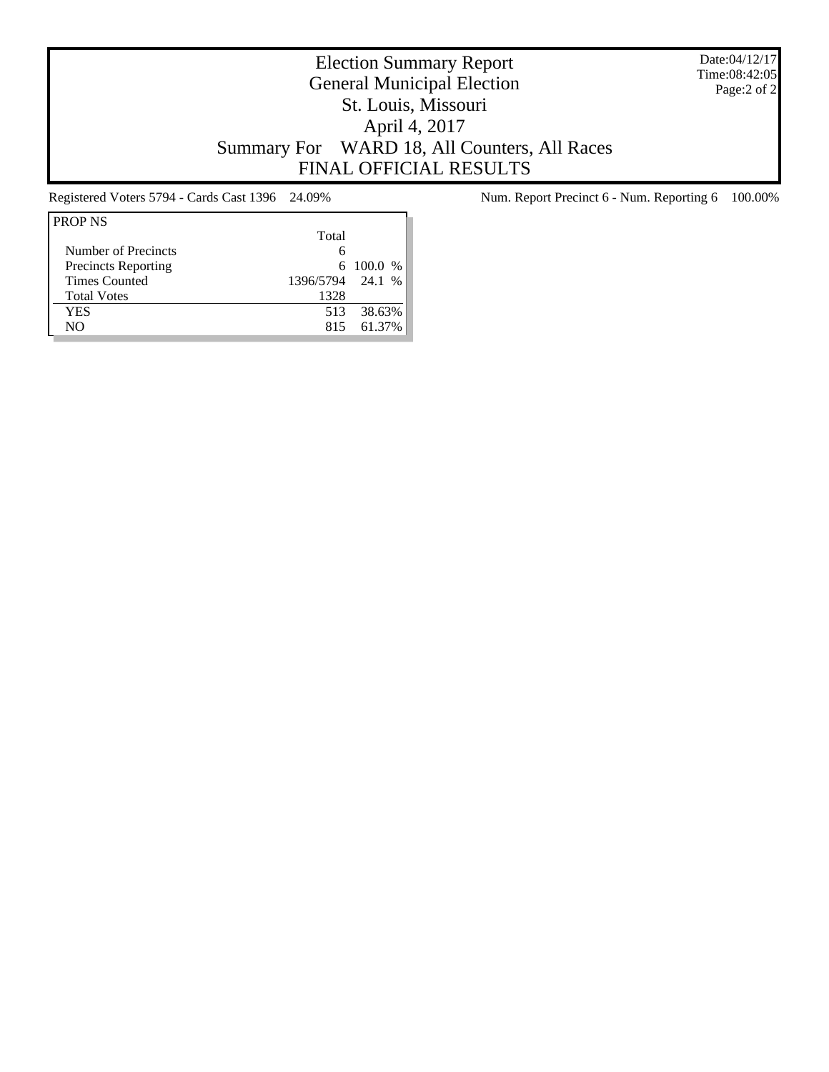# Election Summary Report
## General Municipal Election
## St. Louis, Missouri
## April 4, 2017
## Summary For WARD 18, All Counters, All Races
## FINAL OFFICIAL RESULTS

Date:04/12/17
Time:08:42:05

Registered Voters 5794 - Cards Cast 1396 24.09%

Num. Report Precinct 6 - Num. Reporting 6 100.00%

**PROP NS**

| | Total | |
|---|---|---|
| Number of Precincts | 6 | |
| Precincts Reporting | 6 | 100.0 % |
| Times Counted | 1396/5794 | 24.1 % |
| Total Votes | 1328 | |
| YES | 513 | 38.63% |
| NO | 815 | 61.37% |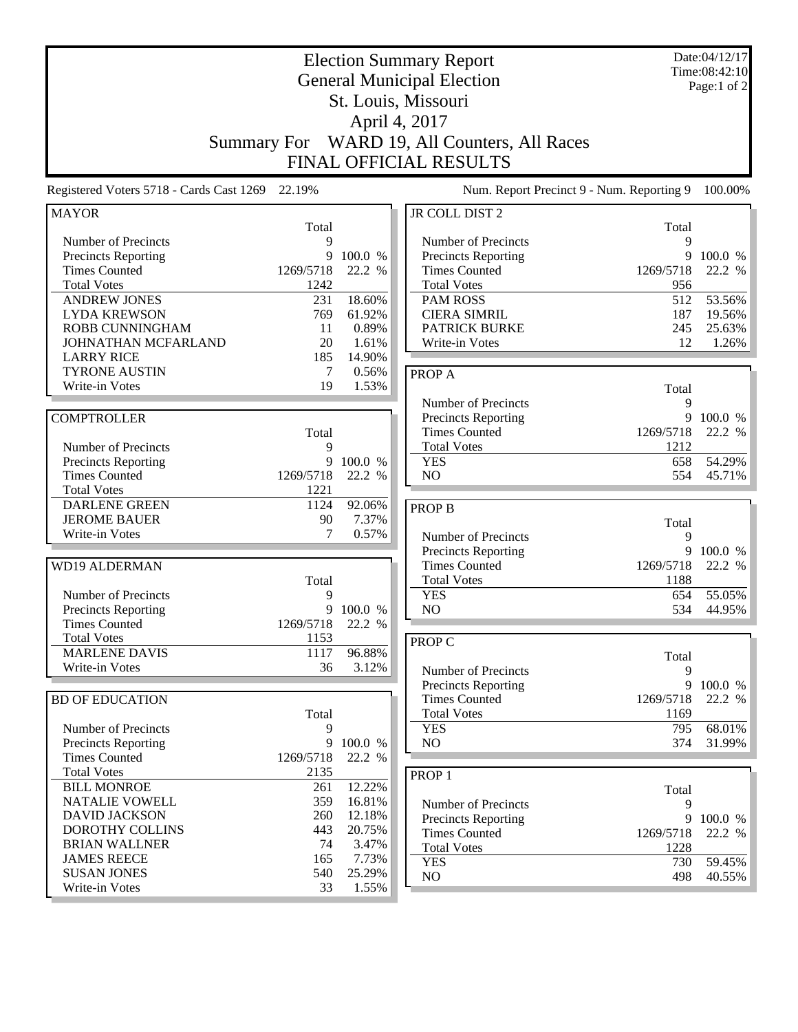# Election Summary Report
## General Municipal Election
## St. Louis, Missouri
## April 4, 2017
## Summary For WARD 19, All Counters, All Races
## FINAL OFFICIAL RESULTS

Date:04/12/17
Time:08:42:10
Page:1 of 2

Registered Voters 5718 - Cards Cast 1269 22.19%

Num. Report Precinct 9 - Num. Reporting 9 100.00%

### MAYOR

| | Total | |
|---|---|---|
| Number of Precincts | 9 | |
| Precincts Reporting | 9 | 100.0 % |
| Times Counted | 1269/5718 | 22.2 % |
| Total Votes | 1242 | |
| ANDREW JONES | 231 | 18.60% |
| LYDA KREWSON | 769 | 61.92% |
| ROBB CUNNINGHAM | 11 | 0.89% |
| JOHNATHAN MCFARLAND | 20 | 1.61% |
| LARRY RICE | 185 | 14.90% |
| TYRONE AUSTIN | 7 | 0.56% |
| Write-in Votes | 19 | 1.53% |

### COMPTROLLER

| | Total | |
|---|---|---|
| Number of Precincts | 9 | |
| Precincts Reporting | 9 | 100.0 % |
| Times Counted | 1269/5718 | 22.2 % |
| Total Votes | 1221 | |
| DARLENE GREEN | 1124 | 92.06% |
| JEROME BAUER | 90 | 7.37% |
| Write-in Votes | 7 | 0.57% |

### WD19 ALDERMAN

| | Total | |
|---|---|---|
| Number of Precincts | 9 | |
| Precincts Reporting | 9 | 100.0 % |
| Times Counted | 1269/5718 | 22.2 % |
| Total Votes | 1153 | |
| MARLENE DAVIS | 1117 | 96.88% |
| Write-in Votes | 36 | 3.12% |

### BD OF EDUCATION

| | Total | |
|---|---|---|
| Number of Precincts | 9 | |
| Precincts Reporting | 9 | 100.0 % |
| Times Counted | 1269/5718 | 22.2 % |
| Total Votes | 2135 | |
| BILL MONROE | 261 | 12.22% |
| NATALIE VOWELL | 359 | 16.81% |
| DAVID JACKSON | 260 | 12.18% |
| DOROTHY COLLINS | 443 | 20.75% |
| BRIAN WALLNER | 74 | 3.47% |
| JAMES REECE | 165 | 7.73% |
| SUSAN JONES | 540 | 25.29% |
| Write-in Votes | 33 | 1.55% |

### JR COLL DIST 2

| | Total | |
|---|---|---|
| Number of Precincts | 9 | |
| Precincts Reporting | 9 | 100.0 % |
| Times Counted | 1269/5718 | 22.2 % |
| Total Votes | 956 | |
| PAM ROSS | 512 | 53.56% |
| CIERA SIMRIL | 187 | 19.56% |
| PATRICK BURKE | 245 | 25.63% |
| Write-in Votes | 12 | 1.26% |

### PROP A

| | Total | |
|---|---|---|
| Number of Precincts | 9 | |
| Precincts Reporting | 9 | 100.0 % |
| Times Counted | 1269/5718 | 22.2 % |
| Total Votes | 1212 | |
| YES | 658 | 54.29% |
| NO | 554 | 45.71% |

### PROP B

| | Total | |
|---|---|---|
| Number of Precincts | 9 | |
| Precincts Reporting | 9 | 100.0 % |
| Times Counted | 1269/5718 | 22.2 % |
| Total Votes | 1188 | |
| YES | 654 | 55.05% |
| NO | 534 | 44.95% |

### PROP C

| | Total | |
|---|---|---|
| Number of Precincts | 9 | |
| Precincts Reporting | 9 | 100.0 % |
| Times Counted | 1269/5718 | 22.2 % |
| Total Votes | 1169 | |
| YES | 795 | 68.01% |
| NO | 374 | 31.99% |

### PROP 1

| | Total | |
|---|---|---|
| Number of Precincts | 9 | |
| Precincts Reporting | 9 | 100.0 % |
| Times Counted | 1269/5718 | 22.2 % |
| Total Votes | 1228 | |
| YES | 730 | 59.45% |
| NO | 498 | 40.55% |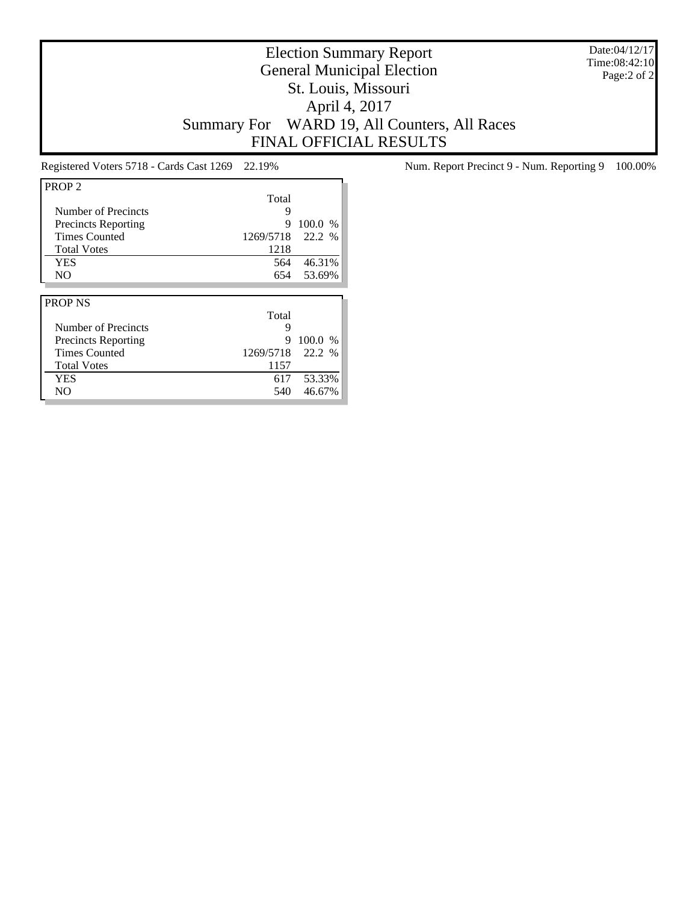# Election Summary Report

## General Municipal Election

## St. Louis, Missouri

## April 4, 2017

## Summary For WARD 19, All Counters, All Races

## FINAL OFFICIAL RESULTS

Date:04/12/17
Time:08:42:10

Registered Voters 5718 - Cards Cast 1269 22.19%

Num. Report Precinct 9 - Num. Reporting 9 100.00%

| PROP 2 | Total | |
|---|---|---|
| Number of Precincts | 9 | |
| Precincts Reporting | 9 | 100.0 % |
| Times Counted | 1269/5718 | 22.2 % |
| Total Votes | 1218 | |
| YES | 564 | 46.31% |
| NO | 654 | 53.69% |

| PROP NS | Total | |
|---|---|---|
| Number of Precincts | 9 | |
| Precincts Reporting | 9 | 100.0 % |
| Times Counted | 1269/5718 | 22.2 % |
| Total Votes | 1157 | |
| YES | 617 | 53.33% |
| NO | 540 | 46.67% |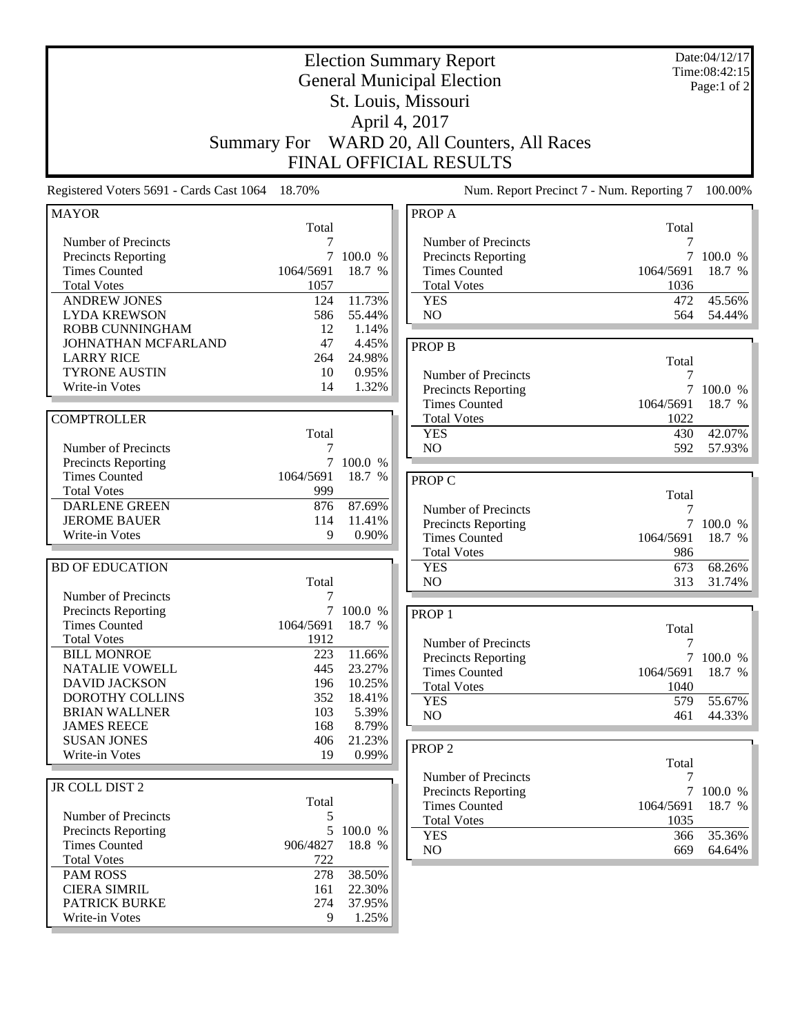# Election Summary Report

## General Municipal Election

## St. Louis, Missouri

## April 4, 2017

## Summary For WARD 20, All Counters, All Races

## FINAL OFFICIAL RESULTS

Date:04/12/17
Time:08:42:15

Registered Voters 5691 - Cards Cast 1064 18.70%

Num. Report Precinct 7 - Num. Reporting 7 100.00%

### MAYOR

| | Total | |
|---|---|---|
| Number of Precincts | 7 | |
| Precincts Reporting | 7 | 100.0 % |
| Times Counted | 1064/5691 | 18.7 % |
| Total Votes | 1057 | |
| ANDREW JONES | 124 | 11.73% |
| LYDA KREWSON | 586 | 55.44% |
| ROBB CUNNINGHAM | 12 | 1.14% |
| JOHNATHAN MCFARLAND | 47 | 4.45% |
| LARRY RICE | 264 | 24.98% |
| TYRONE AUSTIN | 10 | 0.95% |
| Write-in Votes | 14 | 1.32% |

### COMPTROLLER

| | Total | |
|---|---|---|
| Number of Precincts | 7 | |
| Precincts Reporting | 7 | 100.0 % |
| Times Counted | 1064/5691 | 18.7 % |
| Total Votes | 999 | |
| DARLENE GREEN | 876 | 87.69% |
| JEROME BAUER | 114 | 11.41% |
| Write-in Votes | 9 | 0.90% |

### BD OF EDUCATION

| | Total | |
|---|---|---|
| Number of Precincts | 7 | |
| Precincts Reporting | 7 | 100.0 % |
| Times Counted | 1064/5691 | 18.7 % |
| Total Votes | 1912 | |
| BILL MONROE | 223 | 11.66% |
| NATALIE VOWELL | 445 | 23.27% |
| DAVID JACKSON | 196 | 10.25% |
| DOROTHY COLLINS | 352 | 18.41% |
| BRIAN WALLNER | 103 | 5.39% |
| JAMES REECE | 168 | 8.79% |
| SUSAN JONES | 406 | 21.23% |
| Write-in Votes | 19 | 0.99% |

### JR COLL DIST 2

| | Total | |
|---|---|---|
| Number of Precincts | 5 | |
| Precincts Reporting | 5 | 100.0 % |
| Times Counted | 906/4827 | 18.8 % |
| Total Votes | 722 | |
| PAM ROSS | 278 | 38.50% |
| CIERA SIMRIL | 161 | 22.30% |
| PATRICK BURKE | 274 | 37.95% |
| Write-in Votes | 9 | 1.25% |

### PROP A

| | Total | |
|---|---|---|
| Number of Precincts | 7 | |
| Precincts Reporting | 7 | 100.0 % |
| Times Counted | 1064/5691 | 18.7 % |
| Total Votes | 1036 | |
| YES | 472 | 45.56% |
| NO | 564 | 54.44% |

### PROP B

| | Total | |
|---|---|---|
| Number of Precincts | 7 | |
| Precincts Reporting | 7 | 100.0 % |
| Times Counted | 1064/5691 | 18.7 % |
| Total Votes | 1022 | |
| YES | 430 | 42.07% |
| NO | 592 | 57.93% |

### PROP C

| | Total | |
|---|---|---|
| Number of Precincts | 7 | |
| Precincts Reporting | 7 | 100.0 % |
| Times Counted | 1064/5691 | 18.7 % |
| Total Votes | 986 | |
| YES | 673 | 68.26% |
| NO | 313 | 31.74% |

### PROP 1

| | Total | |
|---|---|---|
| Number of Precincts | 7 | |
| Precincts Reporting | 7 | 100.0 % |
| Times Counted | 1064/5691 | 18.7 % |
| Total Votes | 1040 | |
| YES | 579 | 55.67% |
| NO | 461 | 44.33% |

### PROP 2

| | Total | |
|---|---|---|
| Number of Precincts | 7 | |
| Precincts Reporting | 7 | 100.0 % |
| Times Counted | 1064/5691 | 18.7 % |
| Total Votes | 1035 | |
| YES | 366 | 35.36% |
| NO | 669 | 64.64% |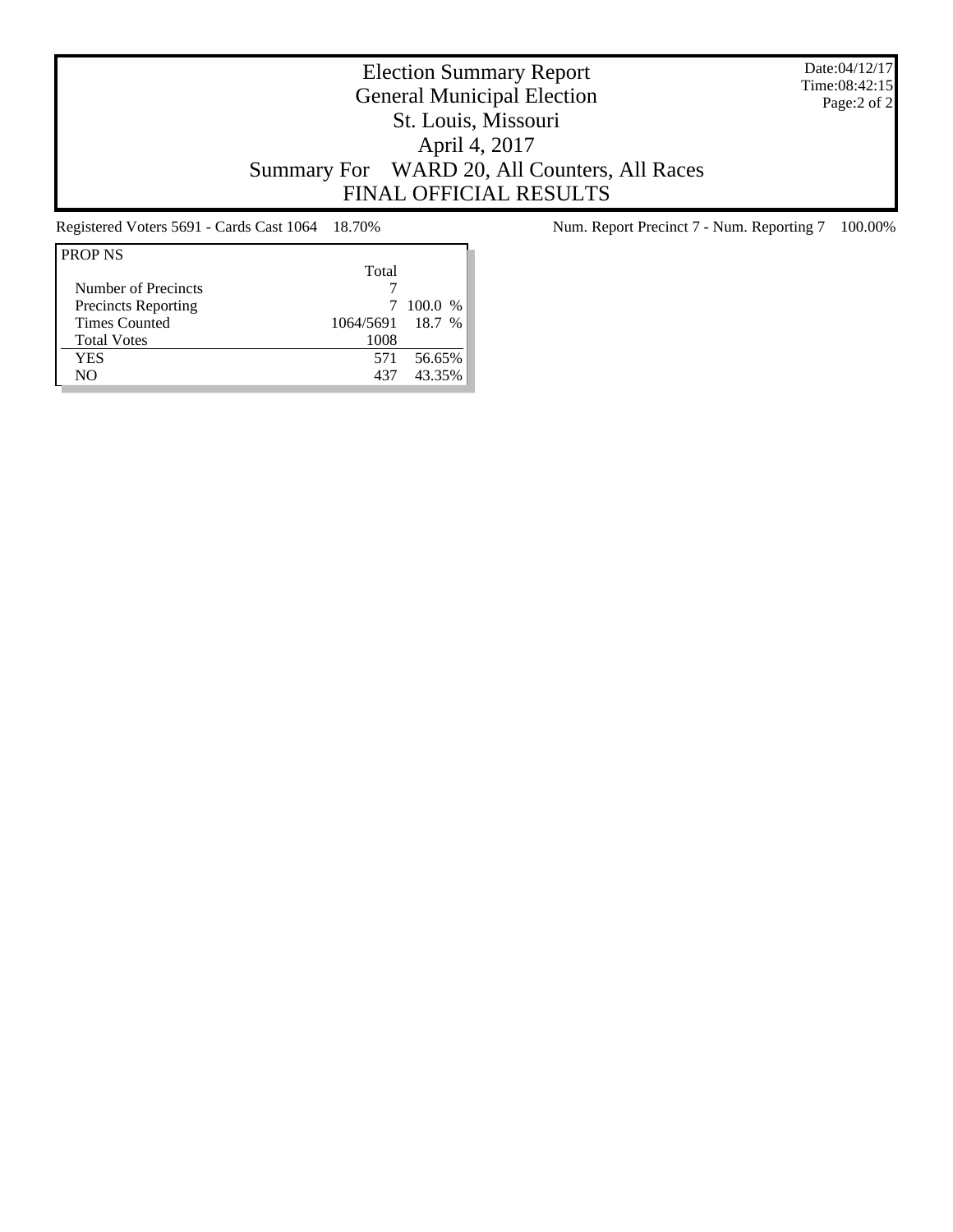# Election Summary Report
## General Municipal Election
## St. Louis, Missouri
## April 4, 2017
## Summary For WARD 20, All Counters, All Races
## FINAL OFFICIAL RESULTS

Date:04/12/17
Time:08:42:15

Registered Voters 5691 - Cards Cast 1064 18.70%

Num. Report Precinct 7 - Num. Reporting 7 100.00%

| PROP NS | Total | |
|---|---|---|
| Number of Precincts | 7 | |
| Precincts Reporting | 7 | 100.0 % |
| Times Counted | 1064/5691 | 18.7 % |
| Total Votes | 1008 | |
| YES | 571 | 56.65% |
| NO | 437 | 43.35% |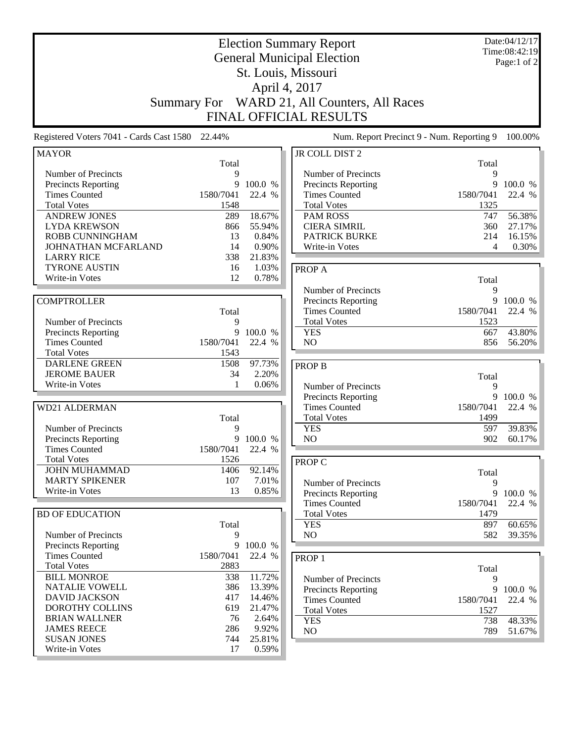# Election Summary Report

## General Municipal Election

## St. Louis, Missouri

## April 4, 2017

## Summary For WARD 21, All Counters, All Races

## FINAL OFFICIAL RESULTS

Date:04/12/17
Time:08:42:19

Registered Voters 7041 - Cards Cast 1580 22.44%

Num. Report Precinct 9 - Num. Reporting 9 100.00%

### MAYOR

| | Total | |
|---|---|---|
| Number of Precincts | 9 | |
| Precincts Reporting | 9 | 100.0 % |
| Times Counted | 1580/7041 | 22.4 % |
| Total Votes | 1548 | |
| ANDREW JONES | 289 | 18.67% |
| LYDA KREWSON | 866 | 55.94% |
| ROBB CUNNINGHAM | 13 | 0.84% |
| JOHNATHAN MCFARLAND | 14 | 0.90% |
| LARRY RICE | 338 | 21.83% |
| TYRONE AUSTIN | 16 | 1.03% |
| Write-in Votes | 12 | 0.78% |

### COMPTROLLER

| | Total | |
|---|---|---|
| Number of Precincts | 9 | |
| Precincts Reporting | 9 | 100.0 % |
| Times Counted | 1580/7041 | 22.4 % |
| Total Votes | 1543 | |
| DARLENE GREEN | 1508 | 97.73% |
| JEROME BAUER | 34 | 2.20% |
| Write-in Votes | 1 | 0.06% |

### WD21 ALDERMAN

| | Total | |
|---|---|---|
| Number of Precincts | 9 | |
| Precincts Reporting | 9 | 100.0 % |
| Times Counted | 1580/7041 | 22.4 % |
| Total Votes | 1526 | |
| JOHN MUHAMMAD | 1406 | 92.14% |
| MARTY SPIKENER | 107 | 7.01% |
| Write-in Votes | 13 | 0.85% |

### BD OF EDUCATION

| | Total | |
|---|---|---|
| Number of Precincts | 9 | |
| Precincts Reporting | 9 | 100.0 % |
| Times Counted | 1580/7041 | 22.4 % |
| Total Votes | 2883 | |
| BILL MONROE | 338 | 11.72% |
| NATALIE VOWELL | 386 | 13.39% |
| DAVID JACKSON | 417 | 14.46% |
| DOROTHY COLLINS | 619 | 21.47% |
| BRIAN WALLNER | 76 | 2.64% |
| JAMES REECE | 286 | 9.92% |
| SUSAN JONES | 744 | 25.81% |
| Write-in Votes | 17 | 0.59% |

### JR COLL DIST 2

| | Total | |
|---|---|---|
| Number of Precincts | 9 | |
| Precincts Reporting | 9 | 100.0 % |
| Times Counted | 1580/7041 | 22.4 % |
| Total Votes | 1325 | |
| PAM ROSS | 747 | 56.38% |
| CIERA SIMRIL | 360 | 27.17% |
| PATRICK BURKE | 214 | 16.15% |
| Write-in Votes | 4 | 0.30% |

### PROP A

| | Total | |
|---|---|---|
| Number of Precincts | 9 | |
| Precincts Reporting | 9 | 100.0 % |
| Times Counted | 1580/7041 | 22.4 % |
| Total Votes | 1523 | |
| YES | 667 | 43.80% |
| NO | 856 | 56.20% |

### PROP B

| | Total | |
|---|---|---|
| Number of Precincts | 9 | |
| Precincts Reporting | 9 | 100.0 % |
| Times Counted | 1580/7041 | 22.4 % |
| Total Votes | 1499 | |
| YES | 597 | 39.83% |
| NO | 902 | 60.17% |

### PROP C

| | Total | |
|---|---|---|
| Number of Precincts | 9 | |
| Precincts Reporting | 9 | 100.0 % |
| Times Counted | 1580/7041 | 22.4 % |
| Total Votes | 1479 | |
| YES | 897 | 60.65% |
| NO | 582 | 39.35% |

### PROP 1

| | Total | |
|---|---|---|
| Number of Precincts | 9 | |
| Precincts Reporting | 9 | 100.0 % |
| Times Counted | 1580/7041 | 22.4 % |
| Total Votes | 1527 | |
| YES | 738 | 48.33% |
| NO | 789 | 51.67% |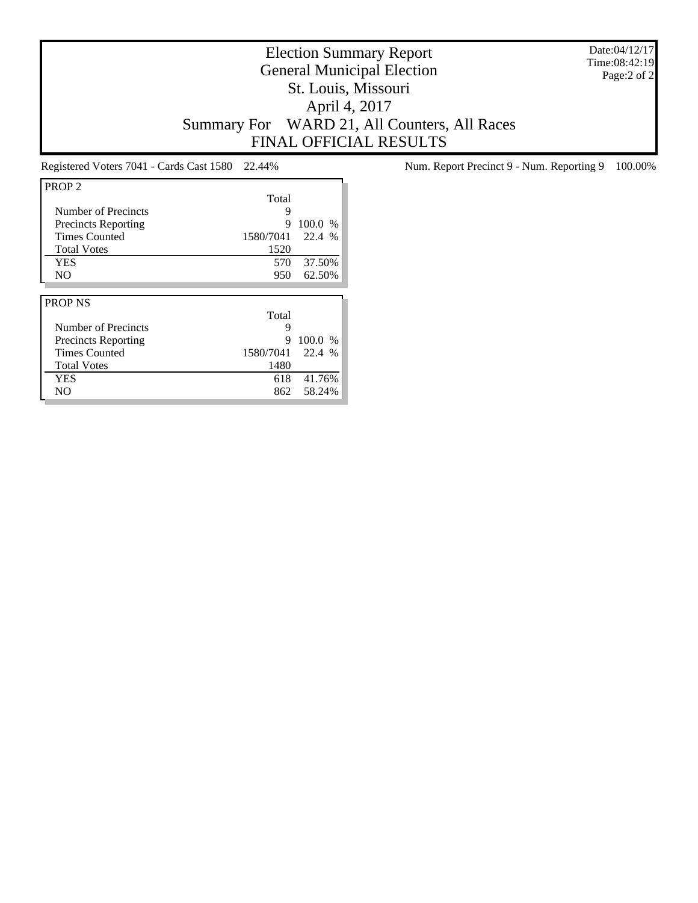# Election Summary Report
## General Municipal Election
## St. Louis, Missouri
## April 4, 2017
## Summary For WARD 21, All Counters, All Races
## FINAL OFFICIAL RESULTS

Date:04/12/17
Time:08:42:19
Page:2 of 2

Registered Voters 7041 - Cards Cast 1580 22.44%

Num. Report Precinct 9 - Num. Reporting 9 100.00%

**PROP 2**

| | Total | |
|---|---|---|
| Number of Precincts | 9 | |
| Precincts Reporting | 9 | 100.0 % |
| Times Counted | 1580/7041 | 22.4 % |
| Total Votes | 1520 | |
| YES | 570 | 37.50% |
| NO | 950 | 62.50% |

**PROP NS**

| | Total | |
|---|---|---|
| Number of Precincts | 9 | |
| Precincts Reporting | 9 | 100.0 % |
| Times Counted | 1580/7041 | 22.4 % |
| Total Votes | 1480 | |
| YES | 618 | 41.76% |
| NO | 862 | 58.24% |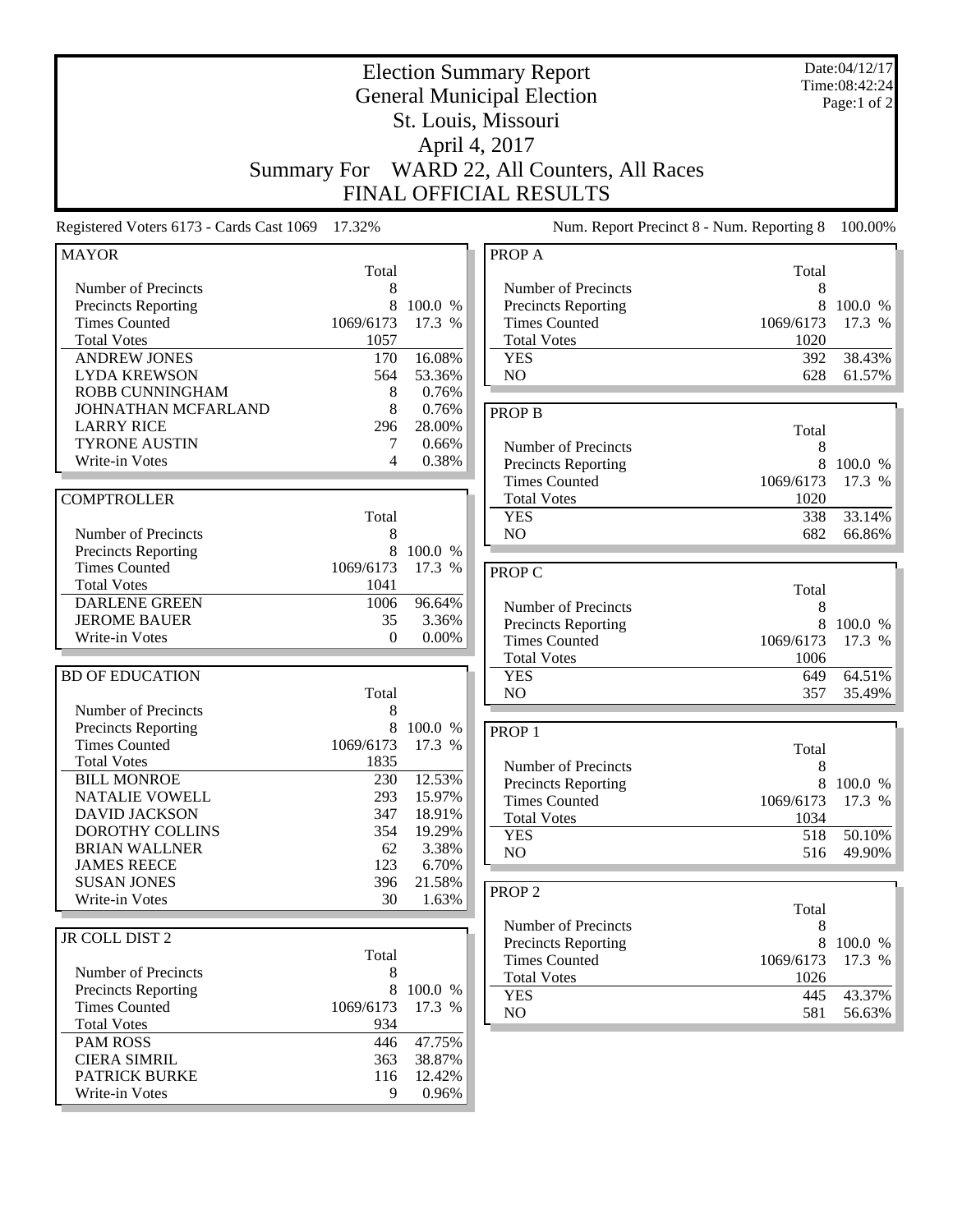# Election Summary Report

## General Municipal Election

## St. Louis, Missouri

## April 4, 2017

## Summary For WARD 22, All Counters, All Races

## FINAL OFFICIAL RESULTS

Date:04/12/17
Time:08:42:24

Registered Voters 6173 - Cards Cast 1069 17.32%

Num. Report Precinct 8 - Num. Reporting 8 100.00%

### MAYOR

| | Total | |
|---|---|---|
| Number of Precincts | 8 | |
| Precincts Reporting | 8 | 100.0 % |
| Times Counted | 1069/6173 | 17.3 % |
| Total Votes | 1057 | |
| ANDREW JONES | 170 | 16.08% |
| LYDA KREWSON | 564 | 53.36% |
| ROBB CUNNINGHAM | 8 | 0.76% |
| JOHNATHAN MCFARLAND | 8 | 0.76% |
| LARRY RICE | 296 | 28.00% |
| TYRONE AUSTIN | 7 | 0.66% |
| Write-in Votes | 4 | 0.38% |

### COMPTROLLER

| | Total | |
|---|---|---|
| Number of Precincts | 8 | |
| Precincts Reporting | 8 | 100.0 % |
| Times Counted | 1069/6173 | 17.3 % |
| Total Votes | 1041 | |
| DARLENE GREEN | 1006 | 96.64% |
| JEROME BAUER | 35 | 3.36% |
| Write-in Votes | 0 | 0.00% |

### BD OF EDUCATION

| | Total | |
|---|---|---|
| Number of Precincts | 8 | |
| Precincts Reporting | 8 | 100.0 % |
| Times Counted | 1069/6173 | 17.3 % |
| Total Votes | 1835 | |
| BILL MONROE | 230 | 12.53% |
| NATALIE VOWELL | 293 | 15.97% |
| DAVID JACKSON | 347 | 18.91% |
| DOROTHY COLLINS | 354 | 19.29% |
| BRIAN WALLNER | 62 | 3.38% |
| JAMES REECE | 123 | 6.70% |
| SUSAN JONES | 396 | 21.58% |
| Write-in Votes | 30 | 1.63% |

### JR COLL DIST 2

| | Total | |
|---|---|---|
| Number of Precincts | 8 | |
| Precincts Reporting | 8 | 100.0 % |
| Times Counted | 1069/6173 | 17.3 % |
| Total Votes | 934 | |
| PAM ROSS | 446 | 47.75% |
| CIERA SIMRIL | 363 | 38.87% |
| PATRICK BURKE | 116 | 12.42% |
| Write-in Votes | 9 | 0.96% |

### PROP A

| | Total | |
|---|---|---|
| Number of Precincts | 8 | |
| Precincts Reporting | 8 | 100.0 % |
| Times Counted | 1069/6173 | 17.3 % |
| Total Votes | 1020 | |
| YES | 392 | 38.43% |
| NO | 628 | 61.57% |

### PROP B

| | Total | |
|---|---|---|
| Number of Precincts | 8 | |
| Precincts Reporting | 8 | 100.0 % |
| Times Counted | 1069/6173 | 17.3 % |
| Total Votes | 1020 | |
| YES | 338 | 33.14% |
| NO | 682 | 66.86% |

### PROP C

| | Total | |
|---|---|---|
| Number of Precincts | 8 | |
| Precincts Reporting | 8 | 100.0 % |
| Times Counted | 1069/6173 | 17.3 % |
| Total Votes | 1006 | |
| YES | 649 | 64.51% |
| NO | 357 | 35.49% |

### PROP 1

| | Total | |
|---|---|---|
| Number of Precincts | 8 | |
| Precincts Reporting | 8 | 100.0 % |
| Times Counted | 1069/6173 | 17.3 % |
| Total Votes | 1034 | |
| YES | 518 | 50.10% |
| NO | 516 | 49.90% |

### PROP 2

| | Total | |
|---|---|---|
| Number of Precincts | 8 | |
| Precincts Reporting | 8 | 100.0 % |
| Times Counted | 1069/6173 | 17.3 % |
| Total Votes | 1026 | |
| YES | 445 | 43.37% |
| NO | 581 | 56.63% |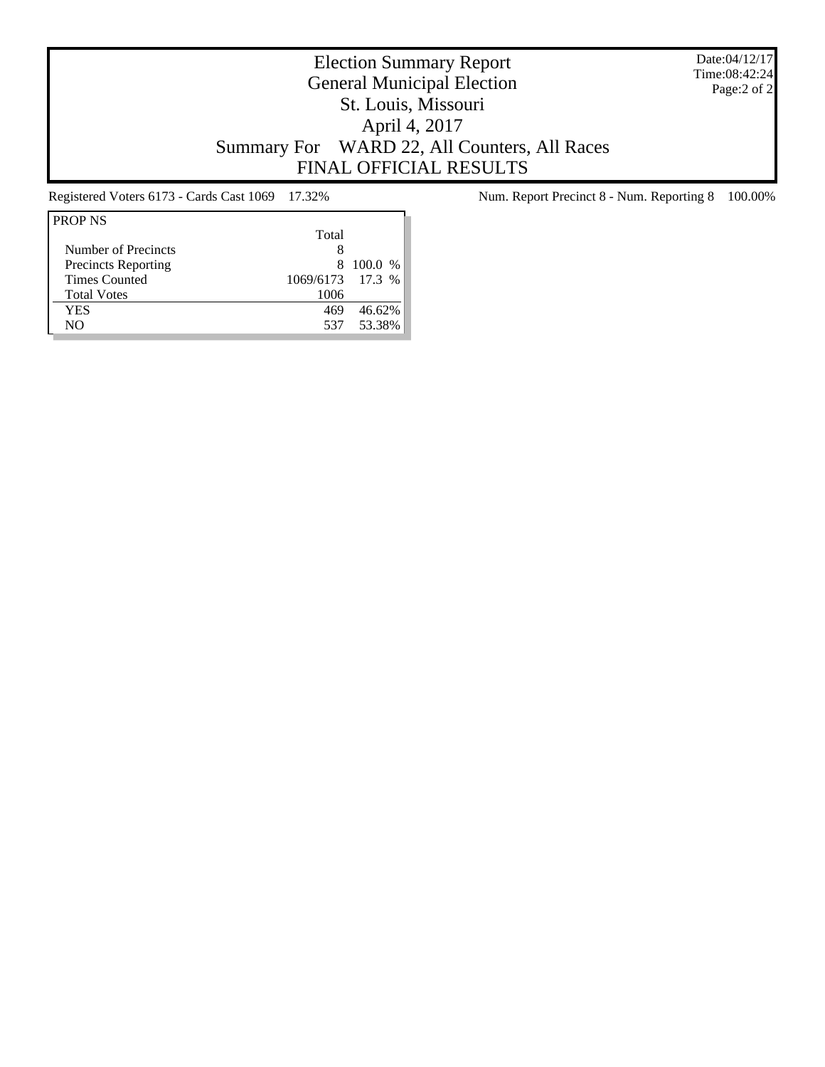# Election Summary Report
## General Municipal Election
## St. Louis, Missouri
## April 4, 2017
## Summary For WARD 22, All Counters, All Races
## FINAL OFFICIAL RESULTS

Date:04/12/17
Time:08:42:24

Registered Voters 6173 - Cards Cast 1069 17.32%

Num. Report Precinct 8 - Num. Reporting 8 100.00%

| PROP NS | Total | |
|---|---|---|
| Number of Precincts | 8 | |
| Precincts Reporting | 8 | 100.0 % |
| Times Counted | 1069/6173 | 17.3 % |
| Total Votes | 1006 | |
| YES | 469 | 46.62% |
| NO | 537 | 53.38% |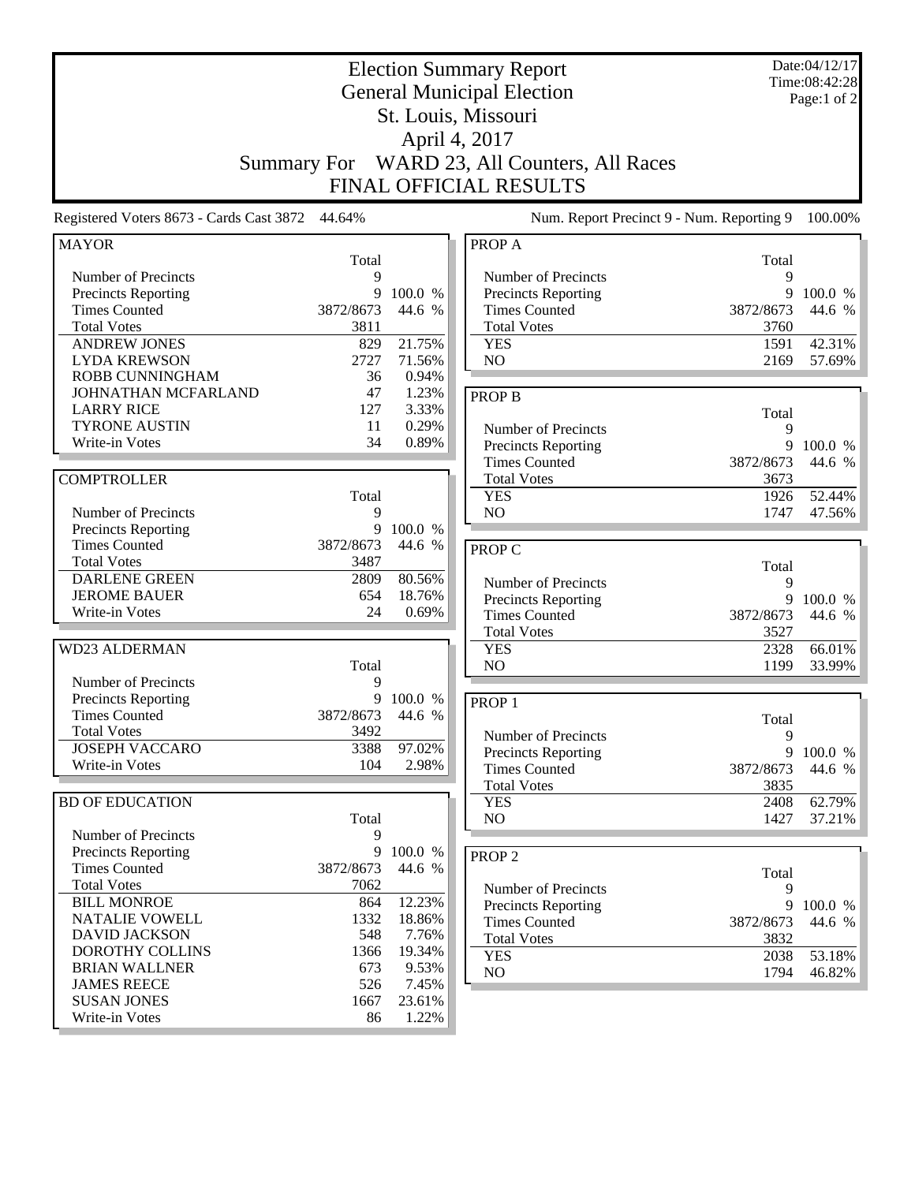# Election Summary Report
## General Municipal Election
## St. Louis, Missouri
## April 4, 2017
## Summary For WARD 23, All Counters, All Races
## FINAL OFFICIAL RESULTS

Date:04/12/17
Time:08:42:28
Page:1 of 2

Registered Voters 8673 - Cards Cast 3872 44.64%

Num. Report Precinct 9 - Num. Reporting 9 100.00%

| MAYOR | Total | |
|---|---|---|
| Number of Precincts | 9 | |
| Precincts Reporting | 9 | 100.0 % |
| Times Counted | 3872/8673 | 44.6 % |
| Total Votes | 3811 | |
| ANDREW JONES | 829 | 21.75% |
| LYDA KREWSON | 2727 | 71.56% |
| ROBB CUNNINGHAM | 36 | 0.94% |
| JOHNATHAN MCFARLAND | 47 | 1.23% |
| LARRY RICE | 127 | 3.33% |
| TYRONE AUSTIN | 11 | 0.29% |
| Write-in Votes | 34 | 0.89% |

| COMPTROLLER | Total | |
|---|---|---|
| Number of Precincts | 9 | |
| Precincts Reporting | 9 | 100.0 % |
| Times Counted | 3872/8673 | 44.6 % |
| Total Votes | 3487 | |
| DARLENE GREEN | 2809 | 80.56% |
| JEROME BAUER | 654 | 18.76% |
| Write-in Votes | 24 | 0.69% |

| WD23 ALDERMAN | Total | |
|---|---|---|
| Number of Precincts | 9 | |
| Precincts Reporting | 9 | 100.0 % |
| Times Counted | 3872/8673 | 44.6 % |
| Total Votes | 3492 | |
| JOSEPH VACCARO | 3388 | 97.02% |
| Write-in Votes | 104 | 2.98% |

| BD OF EDUCATION | Total | |
|---|---|---|
| Number of Precincts | 9 | |
| Precincts Reporting | 9 | 100.0 % |
| Times Counted | 3872/8673 | 44.6 % |
| Total Votes | 7062 | |
| BILL MONROE | 864 | 12.23% |
| NATALIE VOWELL | 1332 | 18.86% |
| DAVID JACKSON | 548 | 7.76% |
| DOROTHY COLLINS | 1366 | 19.34% |
| BRIAN WALLNER | 673 | 9.53% |
| JAMES REECE | 526 | 7.45% |
| SUSAN JONES | 1667 | 23.61% |
| Write-in Votes | 86 | 1.22% |

| PROP A | Total | |
|---|---|---|
| Number of Precincts | 9 | |
| Precincts Reporting | 9 | 100.0 % |
| Times Counted | 3872/8673 | 44.6 % |
| Total Votes | 3760 | |
| YES | 1591 | 42.31% |
| NO | 2169 | 57.69% |

| PROP B | Total | |
|---|---|---|
| Number of Precincts | 9 | |
| Precincts Reporting | 9 | 100.0 % |
| Times Counted | 3872/8673 | 44.6 % |
| Total Votes | 3673 | |
| YES | 1926 | 52.44% |
| NO | 1747 | 47.56% |

| PROP C | Total | |
|---|---|---|
| Number of Precincts | 9 | |
| Precincts Reporting | 9 | 100.0 % |
| Times Counted | 3872/8673 | 44.6 % |
| Total Votes | 3527 | |
| YES | 2328 | 66.01% |
| NO | 1199 | 33.99% |

| PROP 1 | Total | |
|---|---|---|
| Number of Precincts | 9 | |
| Precincts Reporting | 9 | 100.0 % |
| Times Counted | 3872/8673 | 44.6 % |
| Total Votes | 3835 | |
| YES | 2408 | 62.79% |
| NO | 1427 | 37.21% |

| PROP 2 | Total | |
|---|---|---|
| Number of Precincts | 9 | |
| Precincts Reporting | 9 | 100.0 % |
| Times Counted | 3872/8673 | 44.6 % |
| Total Votes | 3832 | |
| YES | 2038 | 53.18% |
| NO | 1794 | 46.82% |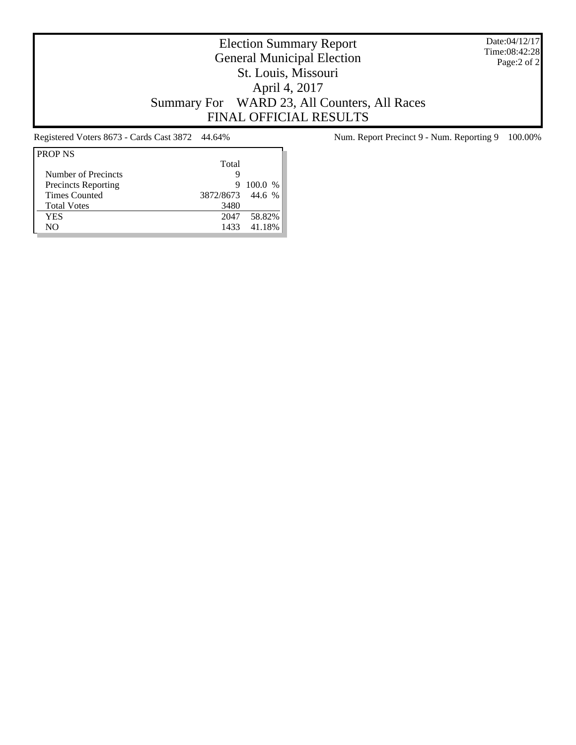# Election Summary Report
## General Municipal Election
## St. Louis, Missouri
## April 4, 2017
## Summary For WARD 23, All Counters, All Races
## FINAL OFFICIAL RESULTS

Date:04/12/17
Time:08:42:28

Registered Voters 8673 - Cards Cast 3872 44.64%

Num. Report Precinct 9 - Num. Reporting 9 100.00%

| PROP NS | Total | |
|---|---|---|
| Number of Precincts | 9 | |
| Precincts Reporting | 9 | 100.0 % |
| Times Counted | 3872/8673 | 44.6 % |
| Total Votes | 3480 | |
| YES | 2047 | 58.82% |
| NO | 1433 | 41.18% |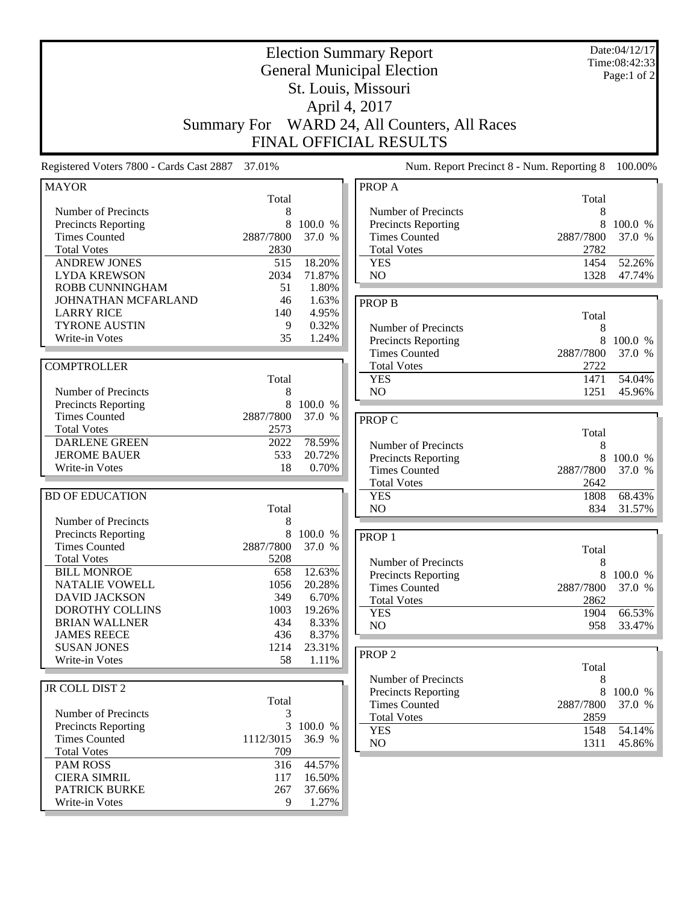# Election Summary Report
## General Municipal Election
## St. Louis, Missouri
## April 4, 2017
## Summary For WARD 24, All Counters, All Races
## FINAL OFFICIAL RESULTS

Date:04/12/17
Time:08:42:33

Registered Voters 7800 - Cards Cast 2887 37.01%

Num. Report Precinct 8 - Num. Reporting 8 100.00%

### MAYOR

| | Total | |
|---|---|---|
| Number of Precincts | 8 | |
| Precincts Reporting | 8 | 100.0 % |
| Times Counted | 2887/7800 | 37.0 % |
| Total Votes | 2830 | |
| ANDREW JONES | 515 | 18.20% |
| LYDA KREWSON | 2034 | 71.87% |
| ROBB CUNNINGHAM | 51 | 1.80% |
| JOHNATHAN MCFARLAND | 46 | 1.63% |
| LARRY RICE | 140 | 4.95% |
| TYRONE AUSTIN | 9 | 0.32% |
| Write-in Votes | 35 | 1.24% |

### COMPTROLLER

| | Total | |
|---|---|---|
| Number of Precincts | 8 | |
| Precincts Reporting | 8 | 100.0 % |
| Times Counted | 2887/7800 | 37.0 % |
| Total Votes | 2573 | |
| DARLENE GREEN | 2022 | 78.59% |
| JEROME BAUER | 533 | 20.72% |
| Write-in Votes | 18 | 0.70% |

### BD OF EDUCATION

| | Total | |
|---|---|---|
| Number of Precincts | 8 | |
| Precincts Reporting | 8 | 100.0 % |
| Times Counted | 2887/7800 | 37.0 % |
| Total Votes | 5208 | |
| BILL MONROE | 658 | 12.63% |
| NATALIE VOWELL | 1056 | 20.28% |
| DAVID JACKSON | 349 | 6.70% |
| DOROTHY COLLINS | 1003 | 19.26% |
| BRIAN WALLNER | 434 | 8.33% |
| JAMES REECE | 436 | 8.37% |
| SUSAN JONES | 1214 | 23.31% |
| Write-in Votes | 58 | 1.11% |

### JR COLL DIST 2

| | Total | |
|---|---|---|
| Number of Precincts | 3 | |
| Precincts Reporting | 3 | 100.0 % |
| Times Counted | 1112/3015 | 36.9 % |
| Total Votes | 709 | |
| PAM ROSS | 316 | 44.57% |
| CIERA SIMRIL | 117 | 16.50% |
| PATRICK BURKE | 267 | 37.66% |
| Write-in Votes | 9 | 1.27% |

### PROP A

| | Total | |
|---|---|---|
| Number of Precincts | 8 | |
| Precincts Reporting | 8 | 100.0 % |
| Times Counted | 2887/7800 | 37.0 % |
| Total Votes | 2782 | |
| YES | 1454 | 52.26% |
| NO | 1328 | 47.74% |

### PROP B

| | Total | |
|---|---|---|
| Number of Precincts | 8 | |
| Precincts Reporting | 8 | 100.0 % |
| Times Counted | 2887/7800 | 37.0 % |
| Total Votes | 2722 | |
| YES | 1471 | 54.04% |
| NO | 1251 | 45.96% |

### PROP C

| | Total | |
|---|---|---|
| Number of Precincts | 8 | |
| Precincts Reporting | 8 | 100.0 % |
| Times Counted | 2887/7800 | 37.0 % |
| Total Votes | 2642 | |
| YES | 1808 | 68.43% |
| NO | 834 | 31.57% |

### PROP 1

| | Total | |
|---|---|---|
| Number of Precincts | 8 | |
| Precincts Reporting | 8 | 100.0 % |
| Times Counted | 2887/7800 | 37.0 % |
| Total Votes | 2862 | |
| YES | 1904 | 66.53% |
| NO | 958 | 33.47% |

### PROP 2

| | Total | |
|---|---|---|
| Number of Precincts | 8 | |
| Precincts Reporting | 8 | 100.0 % |
| Times Counted | 2887/7800 | 37.0 % |
| Total Votes | 2859 | |
| YES | 1548 | 54.14% |
| NO | 1311 | 45.86% |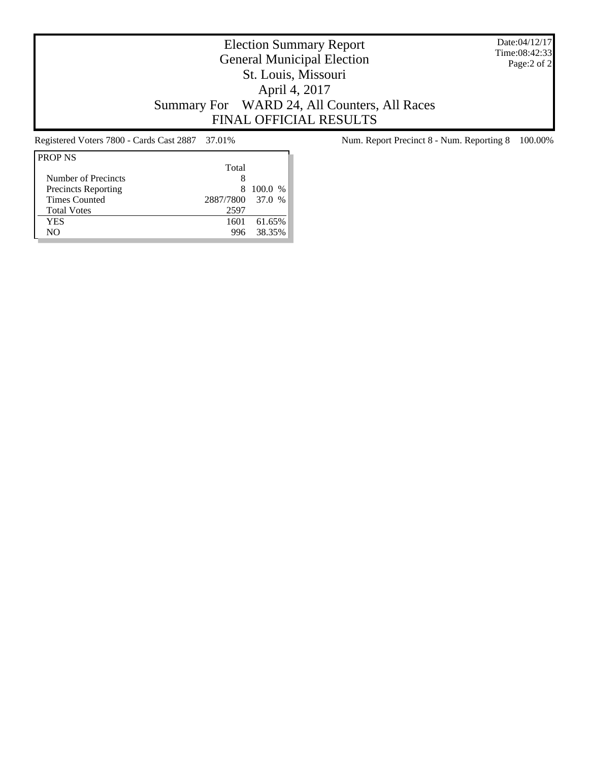# Election Summary Report
## General Municipal Election
## St. Louis, Missouri
## April 4, 2017
## Summary For WARD 24, All Counters, All Races
## FINAL OFFICIAL RESULTS

Date:04/12/17
Time:08:42:33

Registered Voters 7800 - Cards Cast 2887 37.01%

Num. Report Precinct 8 - Num. Reporting 8 100.00%

| PROP NS | Total | |
|---|---|---|
| Number of Precincts | 8 | |
| Precincts Reporting | 8 | 100.0 % |
| Times Counted | 2887/7800 | 37.0 % |
| Total Votes | 2597 | |
| YES | 1601 | 61.65% |
| NO | 996 | 38.35% |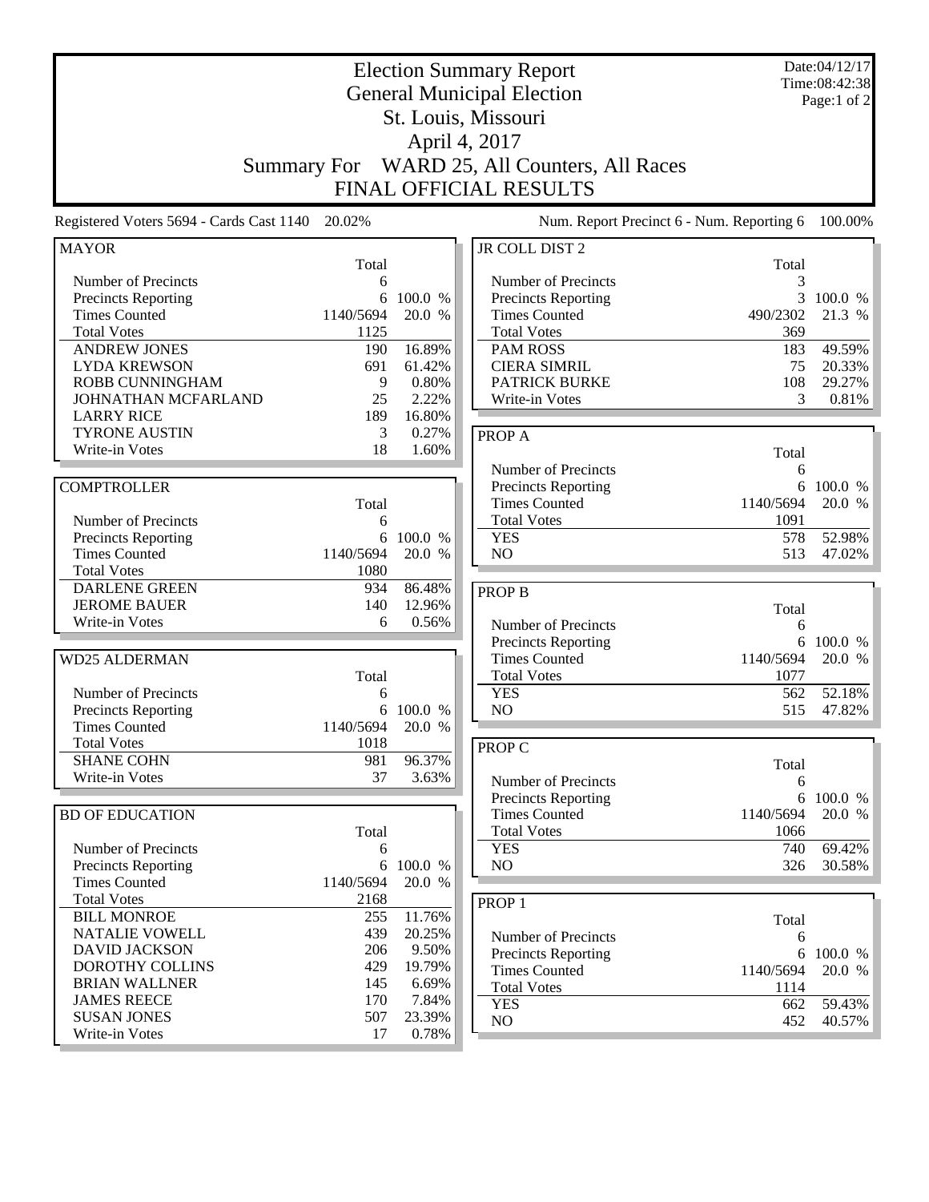# Election Summary Report

## General Municipal Election

## St. Louis, Missouri

## April 4, 2017

## Summary For WARD 25, All Counters, All Races

## FINAL OFFICIAL RESULTS

Date:04/12/17
Time:08:42:38

Registered Voters 5694 - Cards Cast 1140 20.02%

Num. Report Precinct 6 - Num. Reporting 6 100.00%

### MAYOR

| | Total | |
|---|---|---|
| Number of Precincts | 6 | |
| Precincts Reporting | 6 | 100.0 % |
| Times Counted | 1140/5694 | 20.0 % |
| Total Votes | 1125 | |
| ANDREW JONES | 190 | 16.89% |
| LYDA KREWSON | 691 | 61.42% |
| ROBB CUNNINGHAM | 9 | 0.80% |
| JOHNATHAN MCFARLAND | 25 | 2.22% |
| LARRY RICE | 189 | 16.80% |
| TYRONE AUSTIN | 3 | 0.27% |
| Write-in Votes | 18 | 1.60% |

### COMPTROLLER

| | Total | |
|---|---|---|
| Number of Precincts | 6 | |
| Precincts Reporting | 6 | 100.0 % |
| Times Counted | 1140/5694 | 20.0 % |
| Total Votes | 1080 | |
| DARLENE GREEN | 934 | 86.48% |
| JEROME BAUER | 140 | 12.96% |
| Write-in Votes | 6 | 0.56% |

### WD25 ALDERMAN

| | Total | |
|---|---|---|
| Number of Precincts | 6 | |
| Precincts Reporting | 6 | 100.0 % |
| Times Counted | 1140/5694 | 20.0 % |
| Total Votes | 1018 | |
| SHANE COHN | 981 | 96.37% |
| Write-in Votes | 37 | 3.63% |

### BD OF EDUCATION

| | Total | |
|---|---|---|
| Number of Precincts | 6 | |
| Precincts Reporting | 6 | 100.0 % |
| Times Counted | 1140/5694 | 20.0 % |
| Total Votes | 2168 | |
| BILL MONROE | 255 | 11.76% |
| NATALIE VOWELL | 439 | 20.25% |
| DAVID JACKSON | 206 | 9.50% |
| DOROTHY COLLINS | 429 | 19.79% |
| BRIAN WALLNER | 145 | 6.69% |
| JAMES REECE | 170 | 7.84% |
| SUSAN JONES | 507 | 23.39% |
| Write-in Votes | 17 | 0.78% |

### JR COLL DIST 2

| | Total | |
|---|---|---|
| Number of Precincts | 3 | |
| Precincts Reporting | 3 | 100.0 % |
| Times Counted | 490/2302 | 21.3 % |
| Total Votes | 369 | |
| PAM ROSS | 183 | 49.59% |
| CIERA SIMRIL | 75 | 20.33% |
| PATRICK BURKE | 108 | 29.27% |
| Write-in Votes | 3 | 0.81% |

### PROP A

| | Total | |
|---|---|---|
| Number of Precincts | 6 | |
| Precincts Reporting | 6 | 100.0 % |
| Times Counted | 1140/5694 | 20.0 % |
| Total Votes | 1091 | |
| YES | 578 | 52.98% |
| NO | 513 | 47.02% |

### PROP B

| | Total | |
|---|---|---|
| Number of Precincts | 6 | |
| Precincts Reporting | 6 | 100.0 % |
| Times Counted | 1140/5694 | 20.0 % |
| Total Votes | 1077 | |
| YES | 562 | 52.18% |
| NO | 515 | 47.82% |

### PROP C

| | Total | |
|---|---|---|
| Number of Precincts | 6 | |
| Precincts Reporting | 6 | 100.0 % |
| Times Counted | 1140/5694 | 20.0 % |
| Total Votes | 1066 | |
| YES | 740 | 69.42% |
| NO | 326 | 30.58% |

### PROP 1

| | Total | |
|---|---|---|
| Number of Precincts | 6 | |
| Precincts Reporting | 6 | 100.0 % |
| Times Counted | 1140/5694 | 20.0 % |
| Total Votes | 1114 | |
| YES | 662 | 59.43% |
| NO | 452 | 40.57% |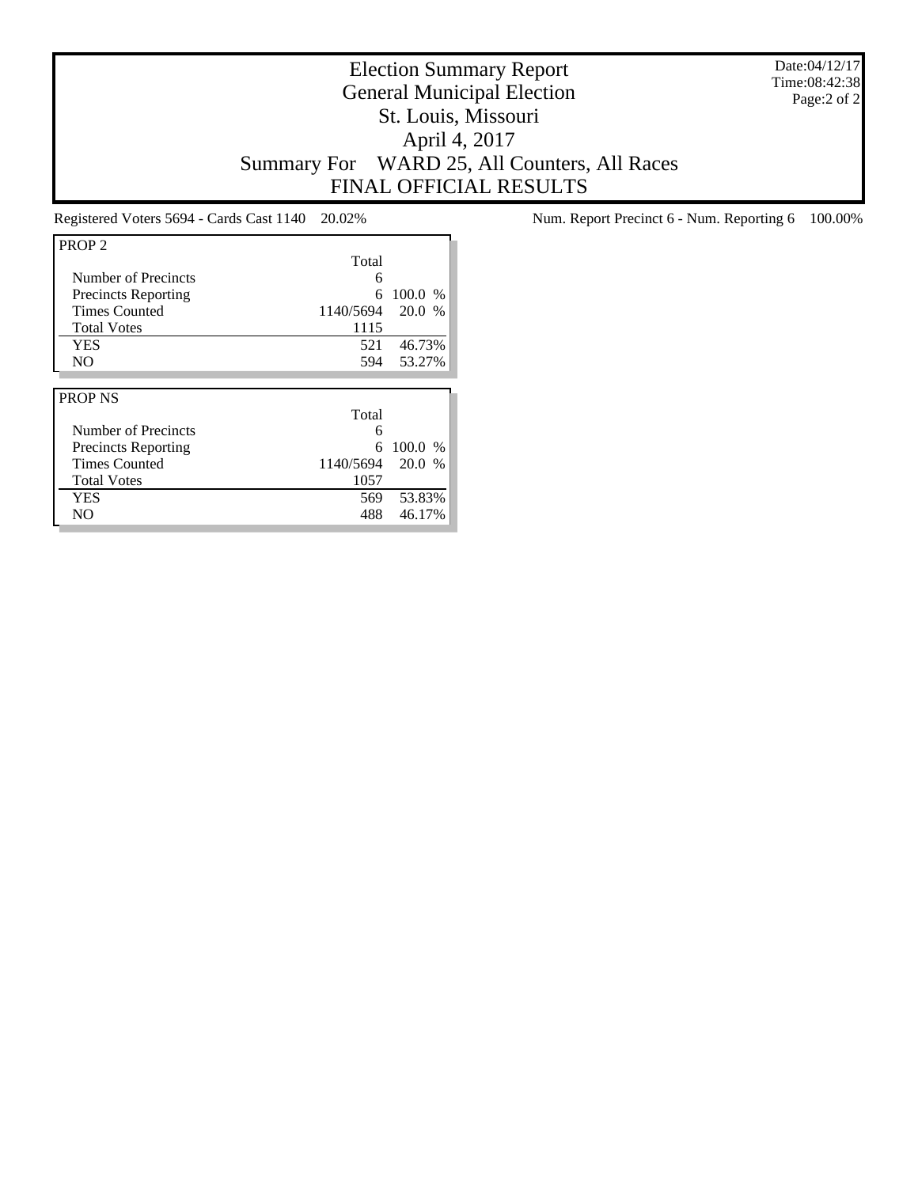# Election Summary Report
## General Municipal Election
## St. Louis, Missouri
## April 4, 2017
## Summary For WARD 25, All Counters, All Races
## FINAL OFFICIAL RESULTS

Date:04/12/17
Time:08:42:38

Registered Voters 5694 - Cards Cast 1140 20.02%

Num. Report Precinct 6 - Num. Reporting 6 100.00%

| PROP 2 | Total | |
|---|---|---|
| Number of Precincts | 6 | |
| Precincts Reporting | 6 | 100.0 % |
| Times Counted | 1140/5694 | 20.0 % |
| Total Votes | 1115 | |
| YES | 521 | 46.73% |
| NO | 594 | 53.27% |

| PROP NS | Total | |
|---|---|---|
| Number of Precincts | 6 | |
| Precincts Reporting | 6 | 100.0 % |
| Times Counted | 1140/5694 | 20.0 % |
| Total Votes | 1057 | |
| YES | 569 | 53.83% |
| NO | 488 | 46.17% |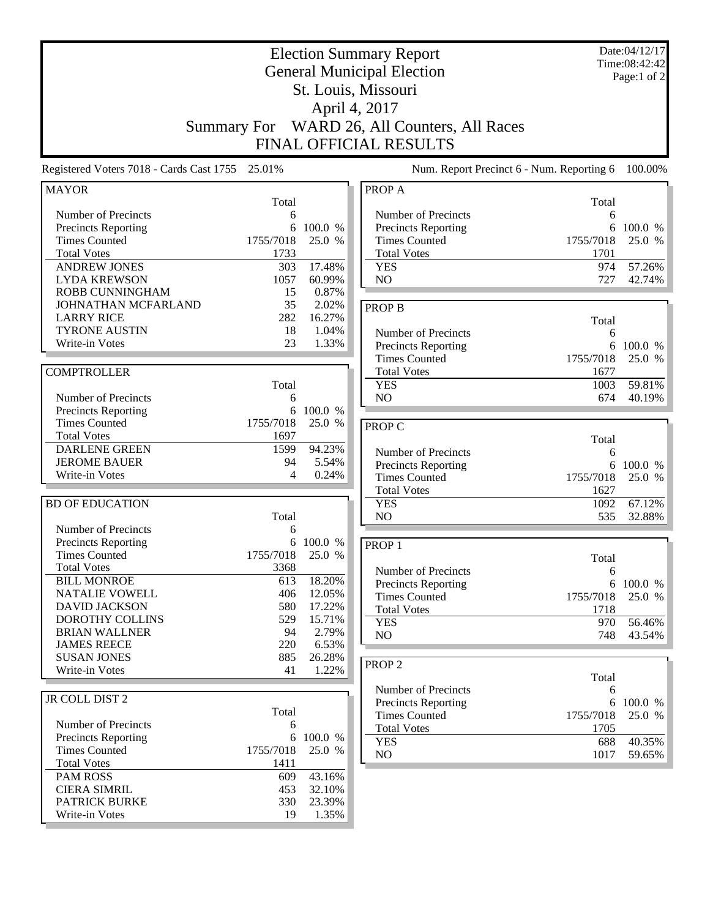# Election Summary Report

## General Municipal Election

## St. Louis, Missouri

## April 4, 2017

## Summary For WARD 26, All Counters, All Races

## FINAL OFFICIAL RESULTS

Date:04/12/17
Time:08:42:42
Page:1 of 2

Registered Voters 7018 - Cards Cast 1755 25.01%

Num. Report Precinct 6 - Num. Reporting 6 100.00%

### MAYOR

| | Total | |
|---|---|---|
| Number of Precincts | 6 | |
| Precincts Reporting | 6 | 100.0 % |
| Times Counted | 1755/7018 | 25.0 % |
| Total Votes | 1733 | |
| ANDREW JONES | 303 | 17.48% |
| LYDA KREWSON | 1057 | 60.99% |
| ROBB CUNNINGHAM | 15 | 0.87% |
| JOHNATHAN MCFARLAND | 35 | 2.02% |
| LARRY RICE | 282 | 16.27% |
| TYRONE AUSTIN | 18 | 1.04% |
| Write-in Votes | 23 | 1.33% |

### COMPTROLLER

| | Total | |
|---|---|---|
| Number of Precincts | 6 | |
| Precincts Reporting | 6 | 100.0 % |
| Times Counted | 1755/7018 | 25.0 % |
| Total Votes | 1697 | |
| DARLENE GREEN | 1599 | 94.23% |
| JEROME BAUER | 94 | 5.54% |
| Write-in Votes | 4 | 0.24% |

### BD OF EDUCATION

| | Total | |
|---|---|---|
| Number of Precincts | 6 | |
| Precincts Reporting | 6 | 100.0 % |
| Times Counted | 1755/7018 | 25.0 % |
| Total Votes | 3368 | |
| BILL MONROE | 613 | 18.20% |
| NATALIE VOWELL | 406 | 12.05% |
| DAVID JACKSON | 580 | 17.22% |
| DOROTHY COLLINS | 529 | 15.71% |
| BRIAN WALLNER | 94 | 2.79% |
| JAMES REECE | 220 | 6.53% |
| SUSAN JONES | 885 | 26.28% |
| Write-in Votes | 41 | 1.22% |

### JR COLL DIST 2

| | Total | |
|---|---|---|
| Number of Precincts | 6 | |
| Precincts Reporting | 6 | 100.0 % |
| Times Counted | 1755/7018 | 25.0 % |
| Total Votes | 1411 | |
| PAM ROSS | 609 | 43.16% |
| CIERA SIMRIL | 453 | 32.10% |
| PATRICK BURKE | 330 | 23.39% |
| Write-in Votes | 19 | 1.35% |

### PROP A

| | Total | |
|---|---|---|
| Number of Precincts | 6 | |
| Precincts Reporting | 6 | 100.0 % |
| Times Counted | 1755/7018 | 25.0 % |
| Total Votes | 1701 | |
| YES | 974 | 57.26% |
| NO | 727 | 42.74% |

### PROP B

| | Total | |
|---|---|---|
| Number of Precincts | 6 | |
| Precincts Reporting | 6 | 100.0 % |
| Times Counted | 1755/7018 | 25.0 % |
| Total Votes | 1677 | |
| YES | 1003 | 59.81% |
| NO | 674 | 40.19% |

### PROP C

| | Total | |
|---|---|---|
| Number of Precincts | 6 | |
| Precincts Reporting | 6 | 100.0 % |
| Times Counted | 1755/7018 | 25.0 % |
| Total Votes | 1627 | |
| YES | 1092 | 67.12% |
| NO | 535 | 32.88% |

### PROP 1

| | Total | |
|---|---|---|
| Number of Precincts | 6 | |
| Precincts Reporting | 6 | 100.0 % |
| Times Counted | 1755/7018 | 25.0 % |
| Total Votes | 1718 | |
| YES | 970 | 56.46% |
| NO | 748 | 43.54% |

### PROP 2

| | Total | |
|---|---|---|
| Number of Precincts | 6 | |
| Precincts Reporting | 6 | 100.0 % |
| Times Counted | 1755/7018 | 25.0 % |
| Total Votes | 1705 | |
| YES | 688 | 40.35% |
| NO | 1017 | 59.65% |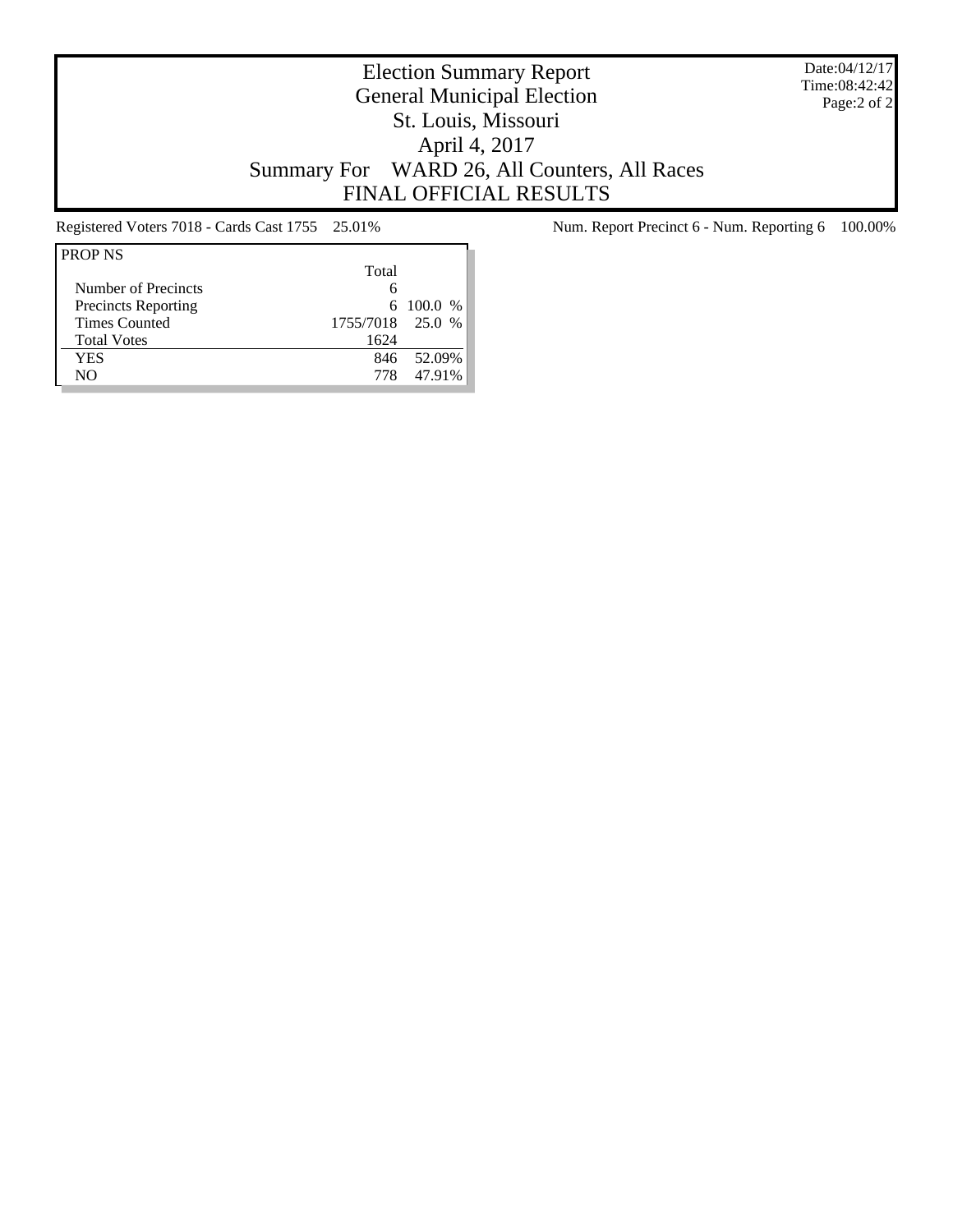# Election Summary Report
## General Municipal Election
## St. Louis, Missouri
## April 4, 2017
## Summary For WARD 26, All Counters, All Races
## FINAL OFFICIAL RESULTS

Date:04/12/17
Time:08:42:42

Registered Voters 7018 - Cards Cast 1755 25.01%

Num. Report Precinct 6 - Num. Reporting 6 100.00%

| PROP NS | Total | |
|---|---|---|
| Number of Precincts | 6 | |
| Precincts Reporting | 6 | 100.0 % |
| Times Counted | 1755/7018 | 25.0 % |
| Total Votes | 1624 | |
| YES | 846 | 52.09% |
| NO | 778 | 47.91% |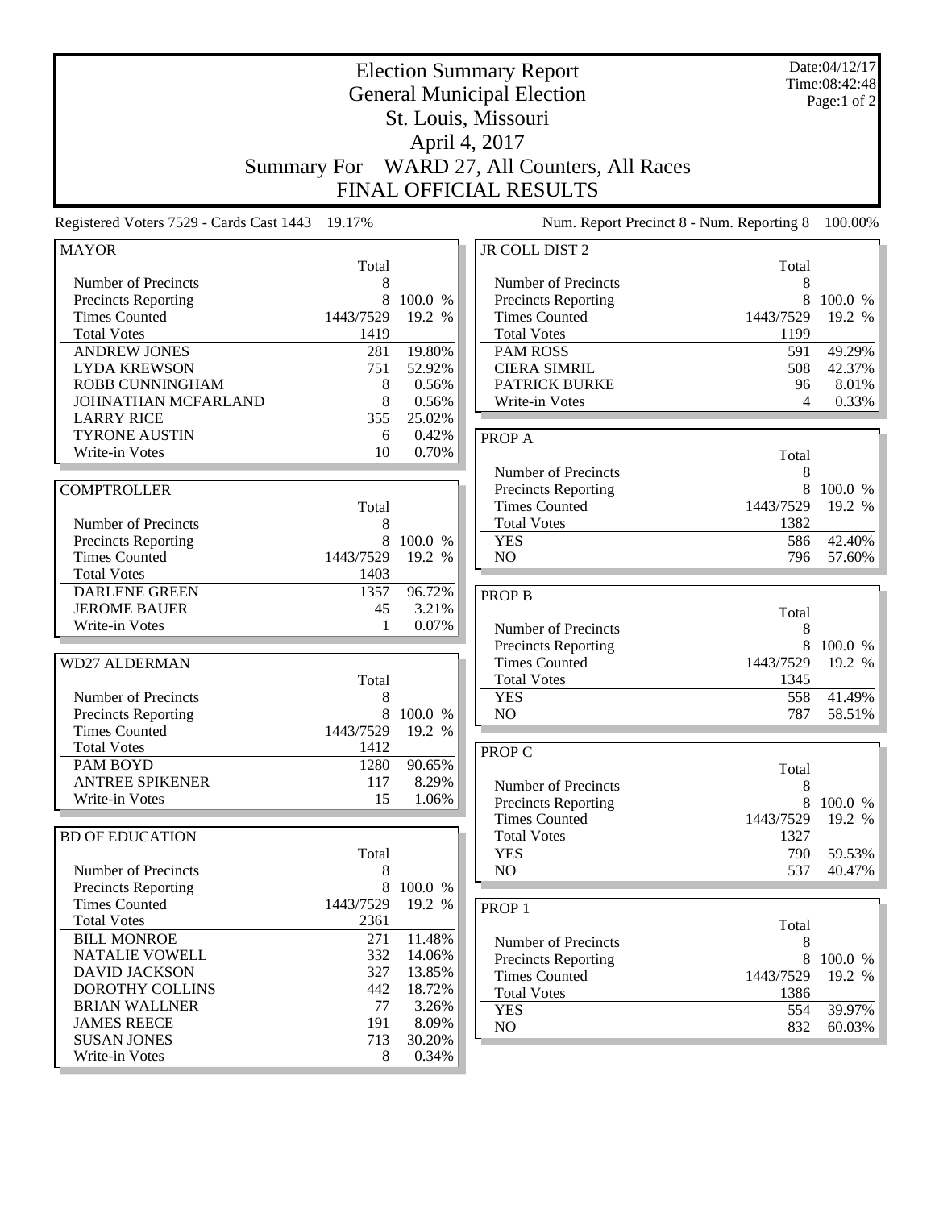# Election Summary Report
## General Municipal Election
## St. Louis, Missouri
## April 4, 2017
## Summary For WARD 27, All Counters, All Races
## FINAL OFFICIAL RESULTS

Date:04/12/17
Time:08:42:48

Registered Voters 7529 - Cards Cast 1443 19.17%

Num. Report Precinct 8 - Num. Reporting 8 100.00%

### MAYOR

| | Total | |
|---|---|---|
| Number of Precincts | 8 | |
| Precincts Reporting | 8 | 100.0 % |
| Times Counted | 1443/7529 | 19.2 % |
| Total Votes | 1419 | |
| ANDREW JONES | 281 | 19.80% |
| LYDA KREWSON | 751 | 52.92% |
| ROBB CUNNINGHAM | 8 | 0.56% |
| JOHNATHAN MCFARLAND | 8 | 0.56% |
| LARRY RICE | 355 | 25.02% |
| TYRONE AUSTIN | 6 | 0.42% |
| Write-in Votes | 10 | 0.70% |

### COMPTROLLER

| | Total | |
|---|---|---|
| Number of Precincts | 8 | |
| Precincts Reporting | 8 | 100.0 % |
| Times Counted | 1443/7529 | 19.2 % |
| Total Votes | 1403 | |
| DARLENE GREEN | 1357 | 96.72% |
| JEROME BAUER | 45 | 3.21% |
| Write-in Votes | 1 | 0.07% |

### WD27 ALDERMAN

| | Total | |
|---|---|---|
| Number of Precincts | 8 | |
| Precincts Reporting | 8 | 100.0 % |
| Times Counted | 1443/7529 | 19.2 % |
| Total Votes | 1412 | |
| PAM BOYD | 1280 | 90.65% |
| ANTREE SPIKENER | 117 | 8.29% |
| Write-in Votes | 15 | 1.06% |

### BD OF EDUCATION

| | Total | |
|---|---|---|
| Number of Precincts | 8 | |
| Precincts Reporting | 8 | 100.0 % |
| Times Counted | 1443/7529 | 19.2 % |
| Total Votes | 2361 | |
| BILL MONROE | 271 | 11.48% |
| NATALIE VOWELL | 332 | 14.06% |
| DAVID JACKSON | 327 | 13.85% |
| DOROTHY COLLINS | 442 | 18.72% |
| BRIAN WALLNER | 77 | 3.26% |
| JAMES REECE | 191 | 8.09% |
| SUSAN JONES | 713 | 30.20% |
| Write-in Votes | 8 | 0.34% |

### JR COLL DIST 2

| | Total | |
|---|---|---|
| Number of Precincts | 8 | |
| Precincts Reporting | 8 | 100.0 % |
| Times Counted | 1443/7529 | 19.2 % |
| Total Votes | 1199 | |
| PAM ROSS | 591 | 49.29% |
| CIERA SIMRIL | 508 | 42.37% |
| PATRICK BURKE | 96 | 8.01% |
| Write-in Votes | 4 | 0.33% |

### PROP A

| | Total | |
|---|---|---|
| Number of Precincts | 8 | |
| Precincts Reporting | 8 | 100.0 % |
| Times Counted | 1443/7529 | 19.2 % |
| Total Votes | 1382 | |
| YES | 586 | 42.40% |
| NO | 796 | 57.60% |

### PROP B

| | Total | |
|---|---|---|
| Number of Precincts | 8 | |
| Precincts Reporting | 8 | 100.0 % |
| Times Counted | 1443/7529 | 19.2 % |
| Total Votes | 1345 | |
| YES | 558 | 41.49% |
| NO | 787 | 58.51% |

### PROP C

| | Total | |
|---|---|---|
| Number of Precincts | 8 | |
| Precincts Reporting | 8 | 100.0 % |
| Times Counted | 1443/7529 | 19.2 % |
| Total Votes | 1327 | |
| YES | 790 | 59.53% |
| NO | 537 | 40.47% |

### PROP 1

| | Total | |
|---|---|---|
| Number of Precincts | 8 | |
| Precincts Reporting | 8 | 100.0 % |
| Times Counted | 1443/7529 | 19.2 % |
| Total Votes | 1386 | |
| YES | 554 | 39.97% |
| NO | 832 | 60.03% |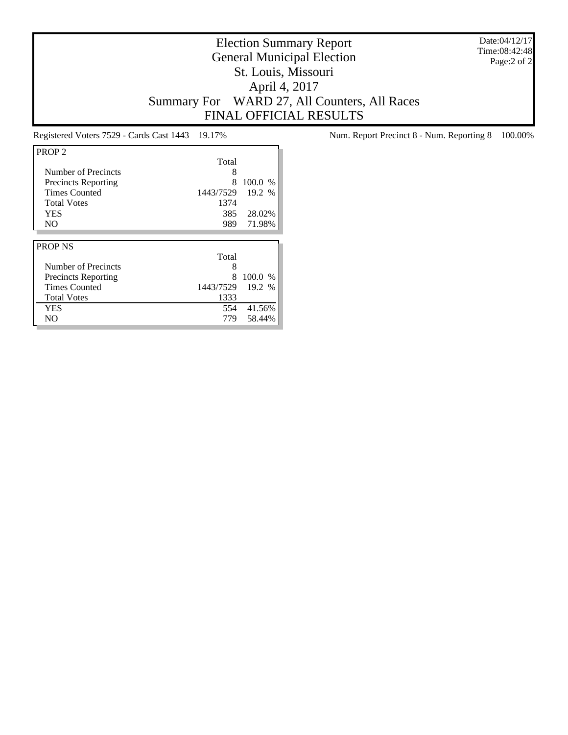# Election Summary Report
## General Municipal Election
## St. Louis, Missouri
## April 4, 2017
## Summary For WARD 27, All Counters, All Races
## FINAL OFFICIAL RESULTS

Date:04/12/17
Time:08:42:48

Registered Voters 7529 - Cards Cast 1443 19.17%

Num. Report Precinct 8 - Num. Reporting 8 100.00%

| PROP 2 | Total | |
|---|---|---|
| Number of Precincts | 8 | |
| Precincts Reporting | 8 | 100.0 % |
| Times Counted | 1443/7529 | 19.2 % |
| Total Votes | 1374 | |
| YES | 385 | 28.02% |
| NO | 989 | 71.98% |

| PROP NS | Total | |
|---|---|---|
| Number of Precincts | 8 | |
| Precincts Reporting | 8 | 100.0 % |
| Times Counted | 1443/7529 | 19.2 % |
| Total Votes | 1333 | |
| YES | 554 | 41.56% |
| NO | 779 | 58.44% |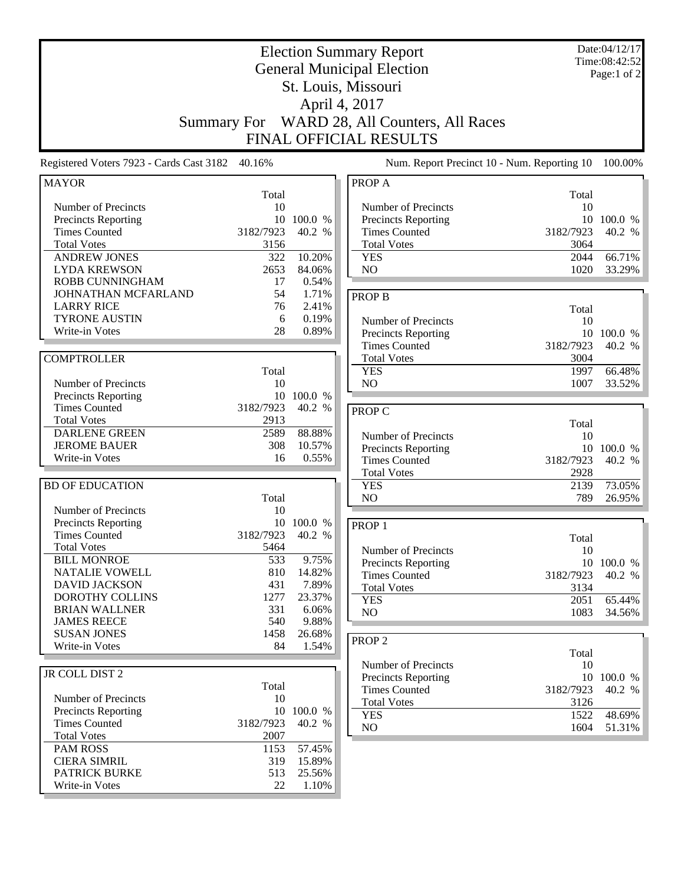# Election Summary Report

## General Municipal Election

## St. Louis, Missouri

## April 4, 2017

## Summary For WARD 28, All Counters, All Races

## FINAL OFFICIAL RESULTS

Date:04/12/17
Time:08:42:52

Registered Voters 7923 - Cards Cast 3182 40.16%

Num. Report Precinct 10 - Num. Reporting 10 100.00%

### MAYOR

| | Total | |
|---|---|---|
| Number of Precincts | 10 | |
| Precincts Reporting | 10 | 100.0 % |
| Times Counted | 3182/7923 | 40.2 % |
| Total Votes | 3156 | |
| ANDREW JONES | 322 | 10.20% |
| LYDA KREWSON | 2653 | 84.06% |
| ROBB CUNNINGHAM | 17 | 0.54% |
| JOHNATHAN MCFARLAND | 54 | 1.71% |
| LARRY RICE | 76 | 2.41% |
| TYRONE AUSTIN | 6 | 0.19% |
| Write-in Votes | 28 | 0.89% |

### COMPTROLLER

| | Total | |
|---|---|---|
| Number of Precincts | 10 | |
| Precincts Reporting | 10 | 100.0 % |
| Times Counted | 3182/7923 | 40.2 % |
| Total Votes | 2913 | |
| DARLENE GREEN | 2589 | 88.88% |
| JEROME BAUER | 308 | 10.57% |
| Write-in Votes | 16 | 0.55% |

### BD OF EDUCATION

| | Total | |
|---|---|---|
| Number of Precincts | 10 | |
| Precincts Reporting | 10 | 100.0 % |
| Times Counted | 3182/7923 | 40.2 % |
| Total Votes | 5464 | |
| BILL MONROE | 533 | 9.75% |
| NATALIE VOWELL | 810 | 14.82% |
| DAVID JACKSON | 431 | 7.89% |
| DOROTHY COLLINS | 1277 | 23.37% |
| BRIAN WALLNER | 331 | 6.06% |
| JAMES REECE | 540 | 9.88% |
| SUSAN JONES | 1458 | 26.68% |
| Write-in Votes | 84 | 1.54% |

### JR COLL DIST 2

| | Total | |
|---|---|---|
| Number of Precincts | 10 | |
| Precincts Reporting | 10 | 100.0 % |
| Times Counted | 3182/7923 | 40.2 % |
| Total Votes | 2007 | |
| PAM ROSS | 1153 | 57.45% |
| CIERA SIMRIL | 319 | 15.89% |
| PATRICK BURKE | 513 | 25.56% |
| Write-in Votes | 22 | 1.10% |

### PROP A

| | Total | |
|---|---|---|
| Number of Precincts | 10 | |
| Precincts Reporting | 10 | 100.0 % |
| Times Counted | 3182/7923 | 40.2 % |
| Total Votes | 3064 | |
| YES | 2044 | 66.71% |
| NO | 1020 | 33.29% |

### PROP B

| | Total | |
|---|---|---|
| Number of Precincts | 10 | |
| Precincts Reporting | 10 | 100.0 % |
| Times Counted | 3182/7923 | 40.2 % |
| Total Votes | 3004 | |
| YES | 1997 | 66.48% |
| NO | 1007 | 33.52% |

### PROP C

| | Total | |
|---|---|---|
| Number of Precincts | 10 | |
| Precincts Reporting | 10 | 100.0 % |
| Times Counted | 3182/7923 | 40.2 % |
| Total Votes | 2928 | |
| YES | 2139 | 73.05% |
| NO | 789 | 26.95% |

### PROP 1

| | Total | |
|---|---|---|
| Number of Precincts | 10 | |
| Precincts Reporting | 10 | 100.0 % |
| Times Counted | 3182/7923 | 40.2 % |
| Total Votes | 3134 | |
| YES | 2051 | 65.44% |
| NO | 1083 | 34.56% |

### PROP 2

| | Total | |
|---|---|---|
| Number of Precincts | 10 | |
| Precincts Reporting | 10 | 100.0 % |
| Times Counted | 3182/7923 | 40.2 % |
| Total Votes | 3126 | |
| YES | 1522 | 48.69% |
| NO | 1604 | 51.31% |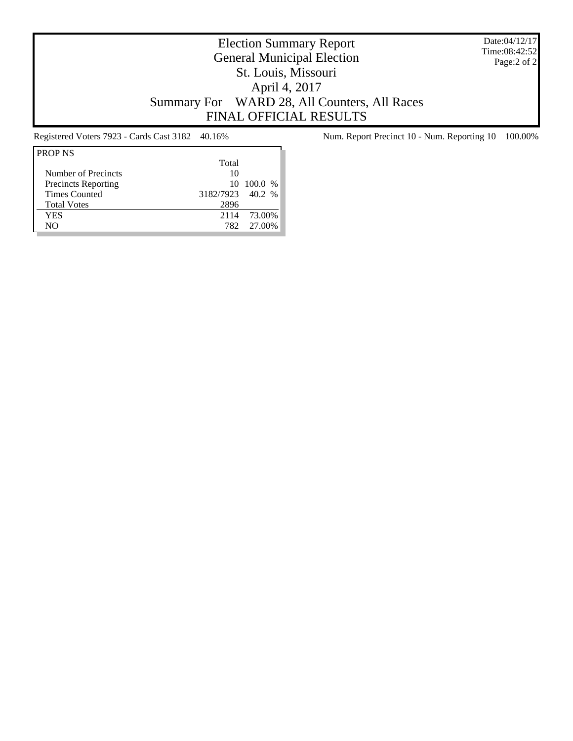# Election Summary Report
## General Municipal Election
## St. Louis, Missouri
## April 4, 2017
## Summary For WARD 28, All Counters, All Races
## FINAL OFFICIAL RESULTS

Date:04/12/17
Time:08:42:52

Registered Voters 7923 - Cards Cast 3182 40.16%

Num. Report Precinct 10 - Num. Reporting 10 100.00%

| PROP NS | Total | |
|---|---|---|
| Number of Precincts | 10 | |
| Precincts Reporting | 10 | 100.0 % |
| Times Counted | 3182/7923 | 40.2 % |
| Total Votes | 2896 | |
| YES | 2114 | 73.00% |
| NO | 782 | 27.00% |